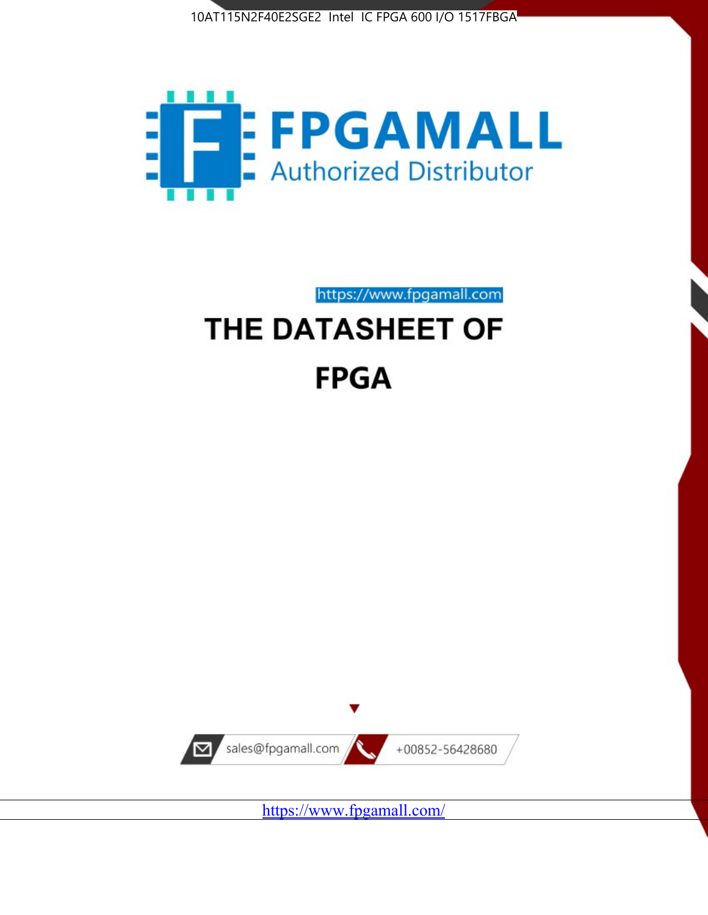10AT115N2F40E2SGE2 Intel IC FPGA 600 I/O 1517FBGA

FPGAMALL

Authorized Distributor

https://www.fpgamall.com

# THE DATASHEET OF

# FPGA

sales@fpgamall.com

+00852-56428680

https://www.fpgamall.com/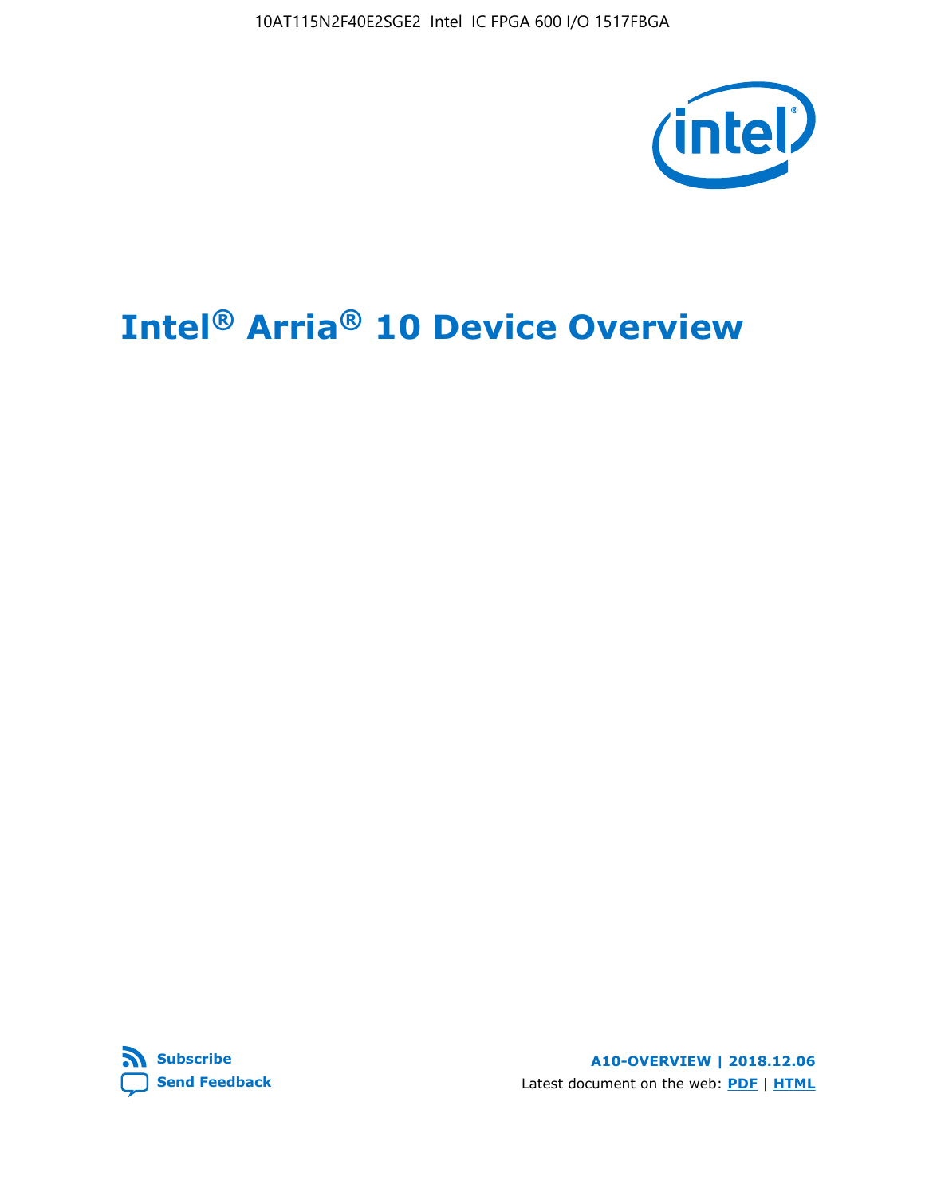# Intel® Arria® 10 Device Overview

**Subscribe**

**Send Feedback**

**A10-OVERVIEW | 2018.12.06**

Latest document on the web: **PDF** | **HTML**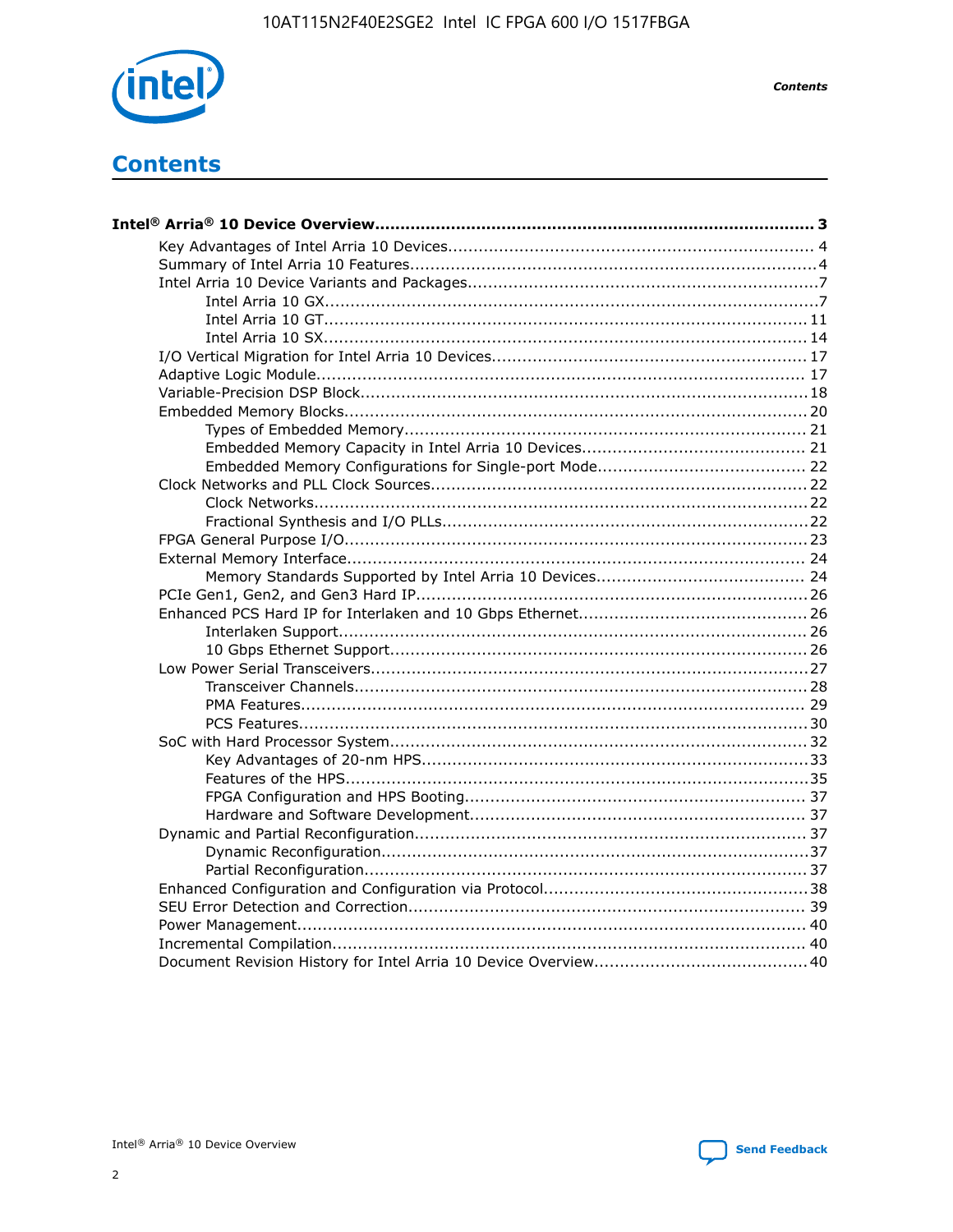# Contents

**Intel® Arria® 10 Device Overview....................................................................................... 3**

- Key Advantages of Intel Arria 10 Devices........................................................................ 4
- Summary of Intel Arria 10 Features................................................................................4
- Intel Arria 10 Device Variants and Packages.....................................................................7
    - Intel Arria 10 GX................................................................................................7
    - Intel Arria 10 GT.............................................................................................. 11
    - Intel Arria 10 SX.............................................................................................. 14
- I/O Vertical Migration for Intel Arria 10 Devices.............................................................. 17
- Adaptive Logic Module................................................................................................ 17
- Variable-Precision DSP Block.......................................................................................18
- Embedded Memory Blocks.......................................................................................... 20
    - Types of Embedded Memory.............................................................................. 21
    - Embedded Memory Capacity in Intel Arria 10 Devices............................................ 21
    - Embedded Memory Configurations for Single-port Mode......................................... 22
- Clock Networks and PLL Clock Sources......................................................................... 22
    - Clock Networks................................................................................................22
    - Fractional Synthesis and I/O PLLs.......................................................................22
- FPGA General Purpose I/O.......................................................................................... 23
- External Memory Interface.......................................................................................... 24
    - Memory Standards Supported by Intel Arria 10 Devices......................................... 24
- PCIe Gen1, Gen2, and Gen3 Hard IP............................................................................26
- Enhanced PCS Hard IP for Interlaken and 10 Gbps Ethernet............................................ 26
    - Interlaken Support........................................................................................... 26
    - 10 Gbps Ethernet Support................................................................................. 26
- Low Power Serial Transceivers.....................................................................................27
    - Transceiver Channels........................................................................................28
    - PMA Features.................................................................................................. 29
    - PCS Features...................................................................................................30
- SoC with Hard Processor System.................................................................................. 32
    - Key Advantages of 20-nm HPS...........................................................................33
    - Features of the HPS..........................................................................................35
    - FPGA Configuration and HPS Booting.................................................................. 37
    - Hardware and Software Development................................................................. 37
- Dynamic and Partial Reconfiguration............................................................................ 37
    - Dynamic Reconfiguration..................................................................................37
    - Partial Reconfiguration......................................................................................37
- Enhanced Configuration and Configuration via Protocol...................................................38
- SEU Error Detection and Correction............................................................................. 39
- Power Management.................................................................................................... 40
- Incremental Compilation............................................................................................. 40
- Document Revision History for Intel Arria 10 Device Overview.........................................40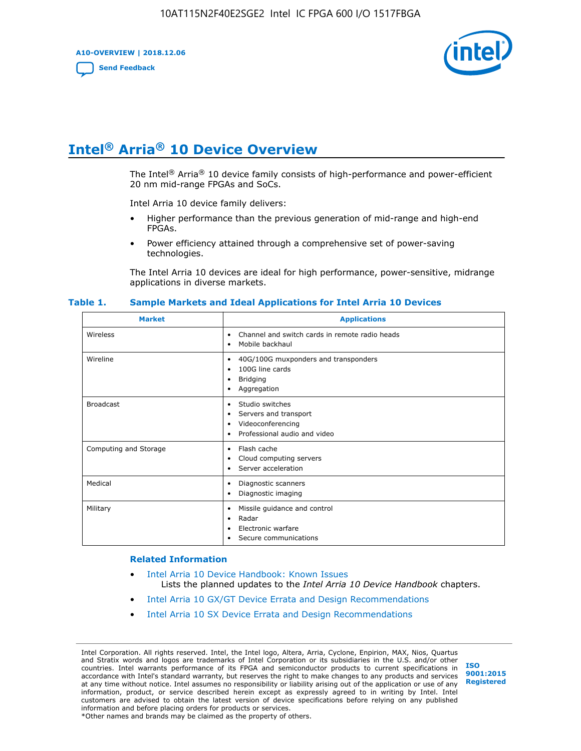# Intel® Arria® 10 Device Overview

The Intel® Arria® 10 device family consists of high-performance and power-efficient 20 nm mid-range FPGAs and SoCs.

Intel Arria 10 device family delivers:

- Higher performance than the previous generation of mid-range and high-end FPGAs.
- Power efficiency attained through a comprehensive set of power-saving technologies.

The Intel Arria 10 devices are ideal for high performance, power-sensitive, midrange applications in diverse markets.

**Table 1. Sample Markets and Ideal Applications for Intel Arria 10 Devices**

| Market | Applications |
|---|---|
| Wireless | • Channel and switch cards in remote radio heads<br>• Mobile backhaul |
| Wireline | • 40G/100G muxponders and transponders<br>• 100G line cards<br>• Bridging<br>• Aggregation |
| Broadcast | • Studio switches<br>• Servers and transport<br>• Videoconferencing<br>• Professional audio and video |
| Computing and Storage | • Flash cache<br>• Cloud computing servers<br>• Server acceleration |
| Medical | • Diagnostic scanners<br>• Diagnostic imaging |
| Military | • Missile guidance and control<br>• Radar<br>• Electronic warfare<br>• Secure communications |

### Related Information

- Intel Arria 10 Device Handbook: Known Issues
  Lists the planned updates to the *Intel Arria 10 Device Handbook* chapters.
- Intel Arria 10 GX/GT Device Errata and Design Recommendations
- Intel Arria 10 SX Device Errata and Design Recommendations

Intel Corporation. All rights reserved. Intel, the Intel logo, Altera, Arria, Cyclone, Enpirion, MAX, Nios, Quartus and Stratix words and logos are trademarks of Intel Corporation or its subsidiaries in the U.S. and/or other countries. Intel warrants performance of its FPGA and semiconductor products to current specifications in accordance with Intel's standard warranty, but reserves the right to make changes to any products and services at any time without notice. Intel assumes no responsibility or liability arising out of the application or use of any information, product, or service described herein except as expressly agreed to in writing by Intel. Intel customers are advised to obtain the latest version of device specifications before relying on any published information and before placing orders for products or services.
*Other names and brands may be claimed as the property of others.

ISO 9001:2015 Registered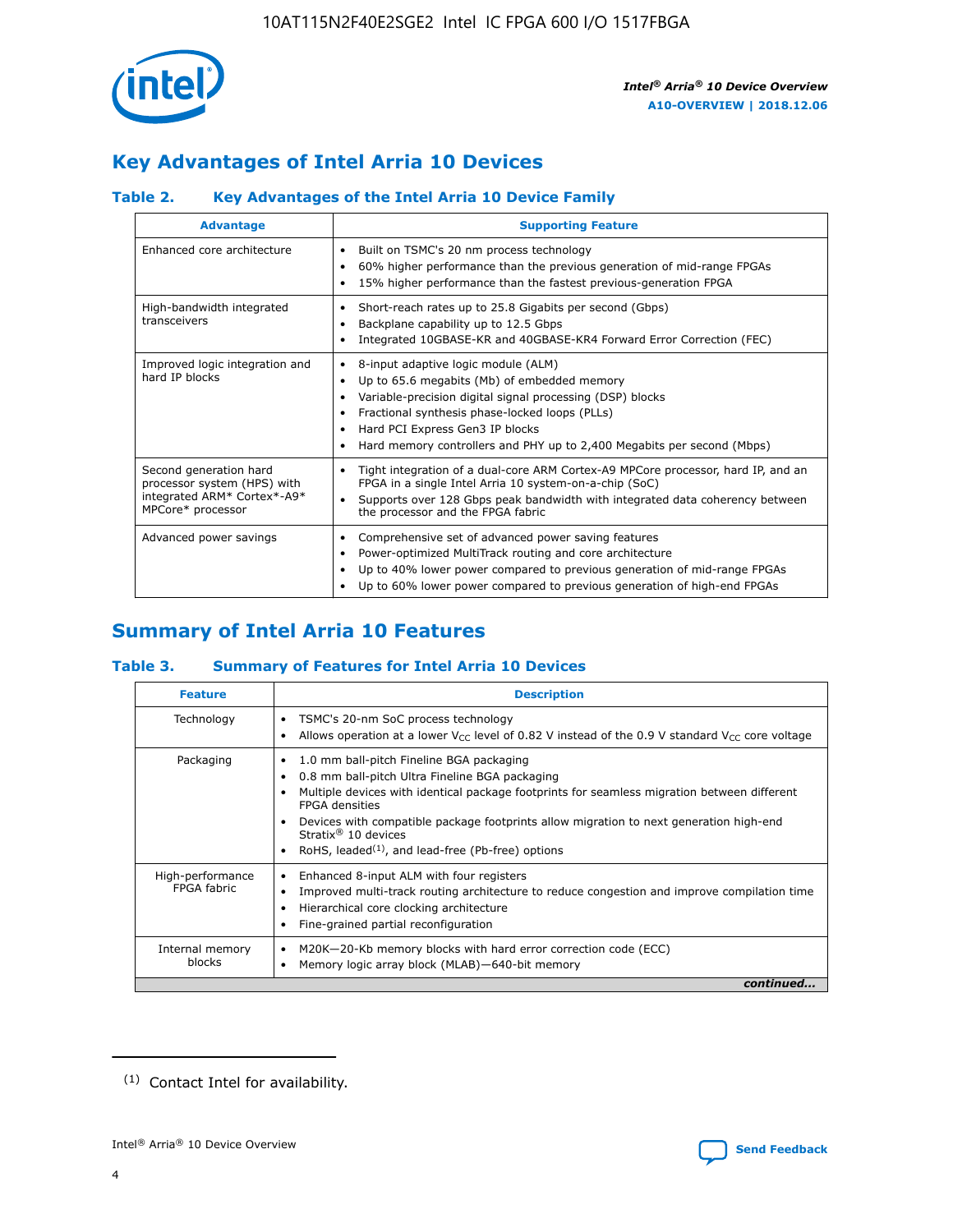## Key Advantages of Intel Arria 10 Devices

### Table 2. Key Advantages of the Intel Arria 10 Device Family

| Advantage | Supporting Feature |
| --- | --- |
| Enhanced core architecture | • Built on TSMC's 20 nm process technology<br>• 60% higher performance than the previous generation of mid-range FPGAs<br>• 15% higher performance than the fastest previous-generation FPGA |
| High-bandwidth integrated transceivers | • Short-reach rates up to 25.8 Gigabits per second (Gbps)<br>• Backplane capability up to 12.5 Gbps<br>• Integrated 10GBASE-KR and 40GBASE-KR4 Forward Error Correction (FEC) |
| Improved logic integration and hard IP blocks | • 8-input adaptive logic module (ALM)<br>• Up to 65.6 megabits (Mb) of embedded memory<br>• Variable-precision digital signal processing (DSP) blocks<br>• Fractional synthesis phase-locked loops (PLLs)<br>• Hard PCI Express Gen3 IP blocks<br>• Hard memory controllers and PHY up to 2,400 Megabits per second (Mbps) |
| Second generation hard processor system (HPS) with integrated ARM* Cortex*-A9* MPCore* processor | • Tight integration of a dual-core ARM Cortex-A9 MPCore processor, hard IP, and an FPGA in a single Intel Arria 10 system-on-a-chip (SoC)<br>• Supports over 128 Gbps peak bandwidth with integrated data coherency between the processor and the FPGA fabric |
| Advanced power savings | • Comprehensive set of advanced power saving features<br>• Power-optimized MultiTrack routing and core architecture<br>• Up to 40% lower power compared to previous generation of mid-range FPGAs<br>• Up to 60% lower power compared to previous generation of high-end FPGAs |

## Summary of Intel Arria 10 Features

### Table 3. Summary of Features for Intel Arria 10 Devices

| Feature | Description |
| --- | --- |
| Technology | • TSMC's 20-nm SoC process technology<br>• Allows operation at a lower $V_{CC}$ level of 0.82 V instead of the 0.9 V standard $V_{CC}$ core voltage |
| Packaging | • 1.0 mm ball-pitch Fineline BGA packaging<br>• 0.8 mm ball-pitch Ultra Fineline BGA packaging<br>• Multiple devices with identical package footprints for seamless migration between different FPGA densities<br>• Devices with compatible package footprints allow migration to next generation high-end Stratix® 10 devices<br>• RoHS, leaded[(1)], and lead-free (Pb-free) options |
| High-performance FPGA fabric | • Enhanced 8-input ALM with four registers<br>• Improved multi-track routing architecture to reduce congestion and improve compilation time<br>• Hierarchical core clocking architecture<br>• Fine-grained partial reconfiguration |
| Internal memory blocks | • M20K—20-Kb memory blocks with hard error correction code (ECC)<br>• Memory logic array block (MLAB)—640-bit memory |

*continued...*

(1) Contact Intel for availability.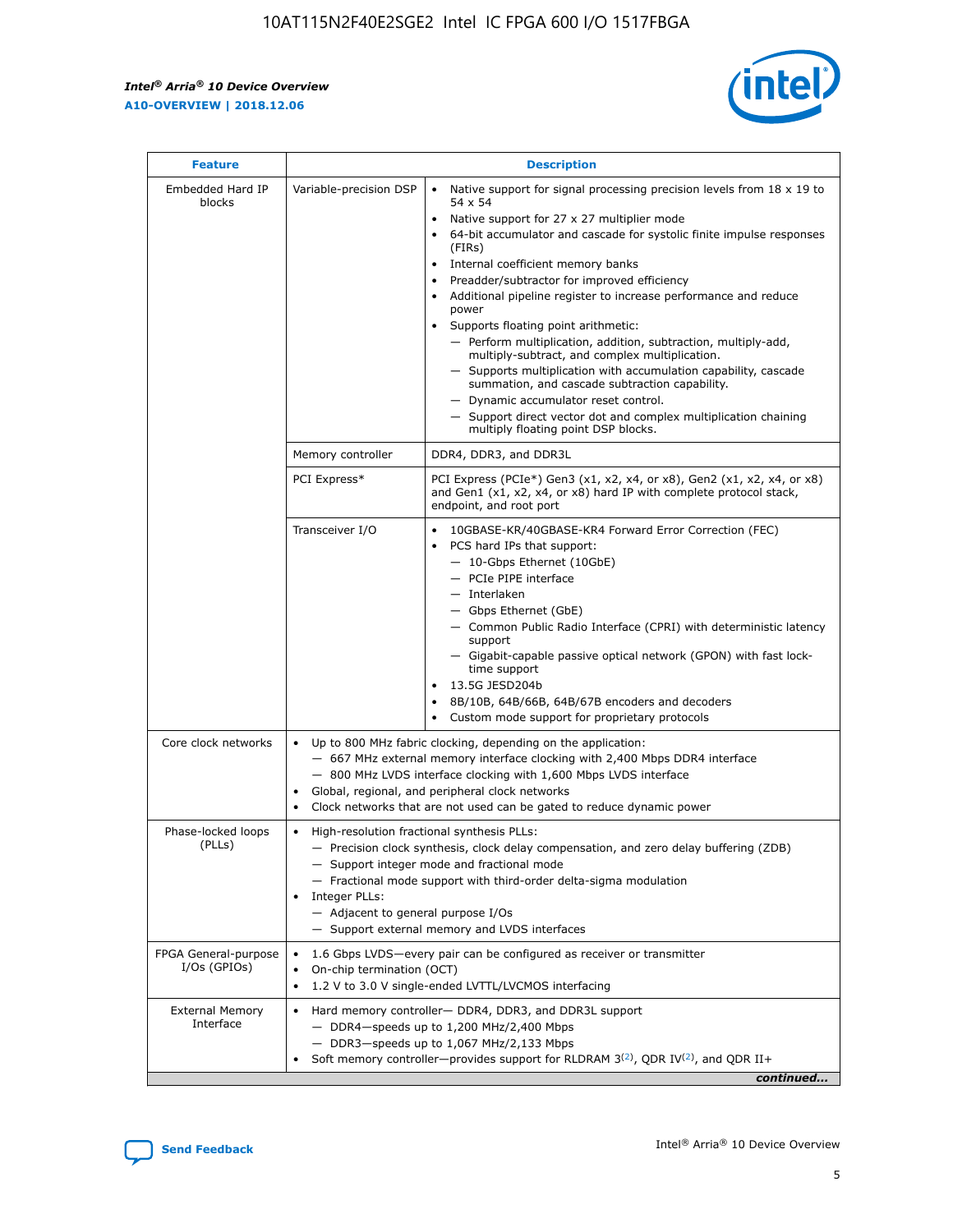| Feature | Description | |
|---|---|---|
| Embedded Hard IP blocks | Variable-precision DSP | • Native support for signal processing precision levels from 18 x 19 to 54 x 54<br>• Native support for 27 x 27 multiplier mode<br>• 64-bit accumulator and cascade for systolic finite impulse responses (FIRs)<br>• Internal coefficient memory banks<br>• Preadder/subtractor for improved efficiency<br>• Additional pipeline register to increase performance and reduce power<br>• Supports floating point arithmetic:<br>— Perform multiplication, addition, subtraction, multiply-add, multiply-subtract, and complex multiplication.<br>— Supports multiplication with accumulation capability, cascade summation, and cascade subtraction capability.<br>— Dynamic accumulator reset control.<br>— Support direct vector dot and complex multiplication chaining multiply floating point DSP blocks. |
| | Memory controller | DDR4, DDR3, and DDR3L |
| | PCI Express* | PCI Express (PCIe*) Gen3 (x1, x2, x4, or x8), Gen2 (x1, x2, x4, or x8) and Gen1 (x1, x2, x4, or x8) hard IP with complete protocol stack, endpoint, and root port |
| | Transceiver I/O | • 10GBASE-KR/40GBASE-KR4 Forward Error Correction (FEC)<br>• PCS hard IPs that support:<br>— 10-Gbps Ethernet (10GbE)<br>— PCIe PIPE interface<br>— Interlaken<br>— Gbps Ethernet (GbE)<br>— Common Public Radio Interface (CPRI) with deterministic latency support<br>— Gigabit-capable passive optical network (GPON) with fast lock-time support<br>• 13.5G JESD204b<br>• 8B/10B, 64B/66B, 64B/67B encoders and decoders<br>• Custom mode support for proprietary protocols |
| Core clock networks | • Up to 800 MHz fabric clocking, depending on the application:<br>— 667 MHz external memory interface clocking with 2,400 Mbps DDR4 interface<br>— 800 MHz LVDS interface clocking with 1,600 Mbps LVDS interface<br>• Global, regional, and peripheral clock networks<br>• Clock networks that are not used can be gated to reduce dynamic power | |
| Phase-locked loops (PLLs) | • High-resolution fractional synthesis PLLs:<br>— Precision clock synthesis, clock delay compensation, and zero delay buffering (ZDB)<br>— Support integer mode and fractional mode<br>— Fractional mode support with third-order delta-sigma modulation<br>• Integer PLLs:<br>— Adjacent to general purpose I/Os<br>— Support external memory and LVDS interfaces | |
| FPGA General-purpose I/Os (GPIOs) | • 1.6 Gbps LVDS—every pair can be configured as receiver or transmitter<br>• On-chip termination (OCT)<br>• 1.2 V to 3.0 V single-ended LVTTL/LVCMOS interfacing | |
| External Memory Interface | • Hard memory controller— DDR4, DDR3, and DDR3L support<br>— DDR4—speeds up to 1,200 MHz/2,400 Mbps<br>— DDR3—speeds up to 1,067 MHz/2,133 Mbps<br>• Soft memory controller—provides support for RLDRAM 3[(2)], QDR IV[(2)], and QDR II+ | |

*continued...*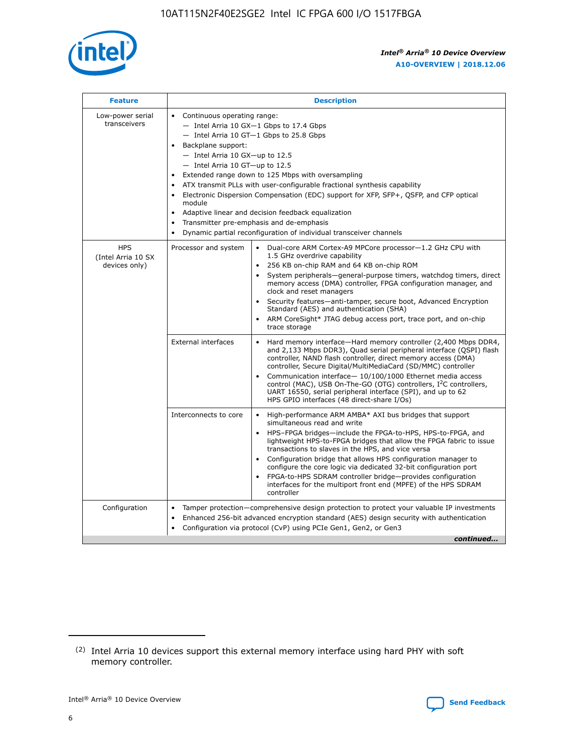| Feature | Description | |
|---|---|---|
| Low-power serial transceivers | • Continuous operating range:<br>— Intel Arria 10 GX—1 Gbps to 17.4 Gbps<br>— Intel Arria 10 GT—1 Gbps to 25.8 Gbps<br>• Backplane support:<br>— Intel Arria 10 GX—up to 12.5<br>— Intel Arria 10 GT—up to 12.5<br>• Extended range down to 125 Mbps with oversampling<br>• ATX transmit PLLs with user-configurable fractional synthesis capability<br>• Electronic Dispersion Compensation (EDC) support for XFP, SFP+, QSFP, and CFP optical module<br>• Adaptive linear and decision feedback equalization<br>• Transmitter pre-emphasis and de-emphasis<br>• Dynamic partial reconfiguration of individual transceiver channels | |
| HPS (Intel Arria 10 SX devices only) | Processor and system | • Dual-core ARM Cortex-A9 MPCore processor—1.2 GHz CPU with 1.5 GHz overdrive capability<br>• 256 KB on-chip RAM and 64 KB on-chip ROM<br>• System peripherals—general-purpose timers, watchdog timers, direct memory access (DMA) controller, FPGA configuration manager, and clock and reset managers<br>• Security features—anti-tamper, secure boot, Advanced Encryption Standard (AES) and authentication (SHA)<br>• ARM CoreSight* JTAG debug access port, trace port, and on-chip trace storage |
| | External interfaces | • Hard memory interface—Hard memory controller (2,400 Mbps DDR4, and 2,133 Mbps DDR3), Quad serial peripheral interface (QSPI) flash controller, NAND flash controller, direct memory access (DMA) controller, Secure Digital/MultiMediaCard (SD/MMC) controller<br>• Communication interface— 10/100/1000 Ethernet media access control (MAC), USB On-The-GO (OTG) controllers, I²C controllers, UART 16550, serial peripheral interface (SPI), and up to 62 HPS GPIO interfaces (48 direct-share I/Os) |
| | Interconnects to core | • High-performance ARM AMBA* AXI bus bridges that support simultaneous read and write<br>• HPS–FPGA bridges—include the FPGA-to-HPS, HPS-to-FPGA, and lightweight HPS-to-FPGA bridges that allow the FPGA fabric to issue transactions to slaves in the HPS, and vice versa<br>• Configuration bridge that allows HPS configuration manager to configure the core logic via dedicated 32-bit configuration port<br>• FPGA-to-HPS SDRAM controller bridge—provides configuration interfaces for the multiport front end (MPFE) of the HPS SDRAM controller |
| Configuration | • Tamper protection—comprehensive design protection to protect your valuable IP investments<br>• Enhanced 256-bit advanced encryption standard (AES) design security with authentication<br>• Configuration via protocol (CvP) using PCIe Gen1, Gen2, or Gen3 | |

*continued...*

(2) Intel Arria 10 devices support this external memory interface using hard PHY with soft memory controller.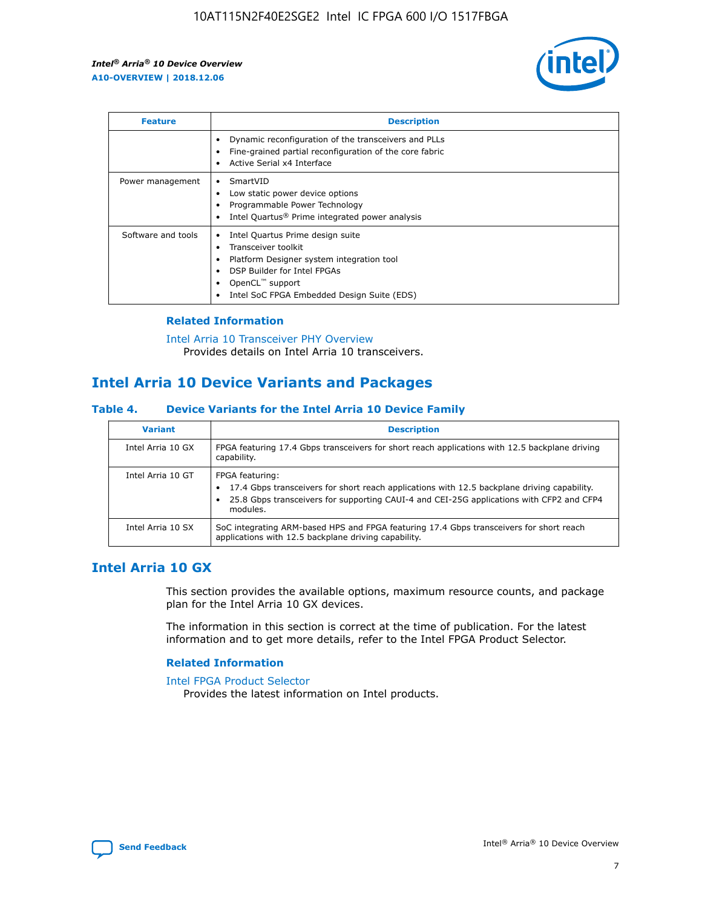| Feature | Description |
| --- | --- |
| | • Dynamic reconfiguration of the transceivers and PLLs<br>• Fine-grained partial reconfiguration of the core fabric<br>• Active Serial x4 Interface |
| Power management | • SmartVID<br>• Low static power device options<br>• Programmable Power Technology<br>• Intel Quartus® Prime integrated power analysis |
| Software and tools | • Intel Quartus Prime design suite<br>• Transceiver toolkit<br>• Platform Designer system integration tool<br>• DSP Builder for Intel FPGAs<br>• OpenCL™ support<br>• Intel SoC FPGA Embedded Design Suite (EDS) |

### Related Information

Intel Arria 10 Transceiver PHY Overview
Provides details on Intel Arria 10 transceivers.

## Intel Arria 10 Device Variants and Packages

### Table 4. Device Variants for the Intel Arria 10 Device Family

| Variant | Description |
| --- | --- |
| Intel Arria 10 GX | FPGA featuring 17.4 Gbps transceivers for short reach applications with 12.5 backplane driving capability. |
| Intel Arria 10 GT | FPGA featuring:<br>• 17.4 Gbps transceivers for short reach applications with 12.5 backplane driving capability.<br>• 25.8 Gbps transceivers for supporting CAUI-4 and CEI-25G applications with CFP2 and CFP4 modules. |
| Intel Arria 10 SX | SoC integrating ARM-based HPS and FPGA featuring 17.4 Gbps transceivers for short reach applications with 12.5 backplane driving capability. |

## Intel Arria 10 GX

This section provides the available options, maximum resource counts, and package plan for the Intel Arria 10 GX devices.

The information in this section is correct at the time of publication. For the latest information and to get more details, refer to the Intel FPGA Product Selector.

### Related Information

Intel FPGA Product Selector
Provides the latest information on Intel products.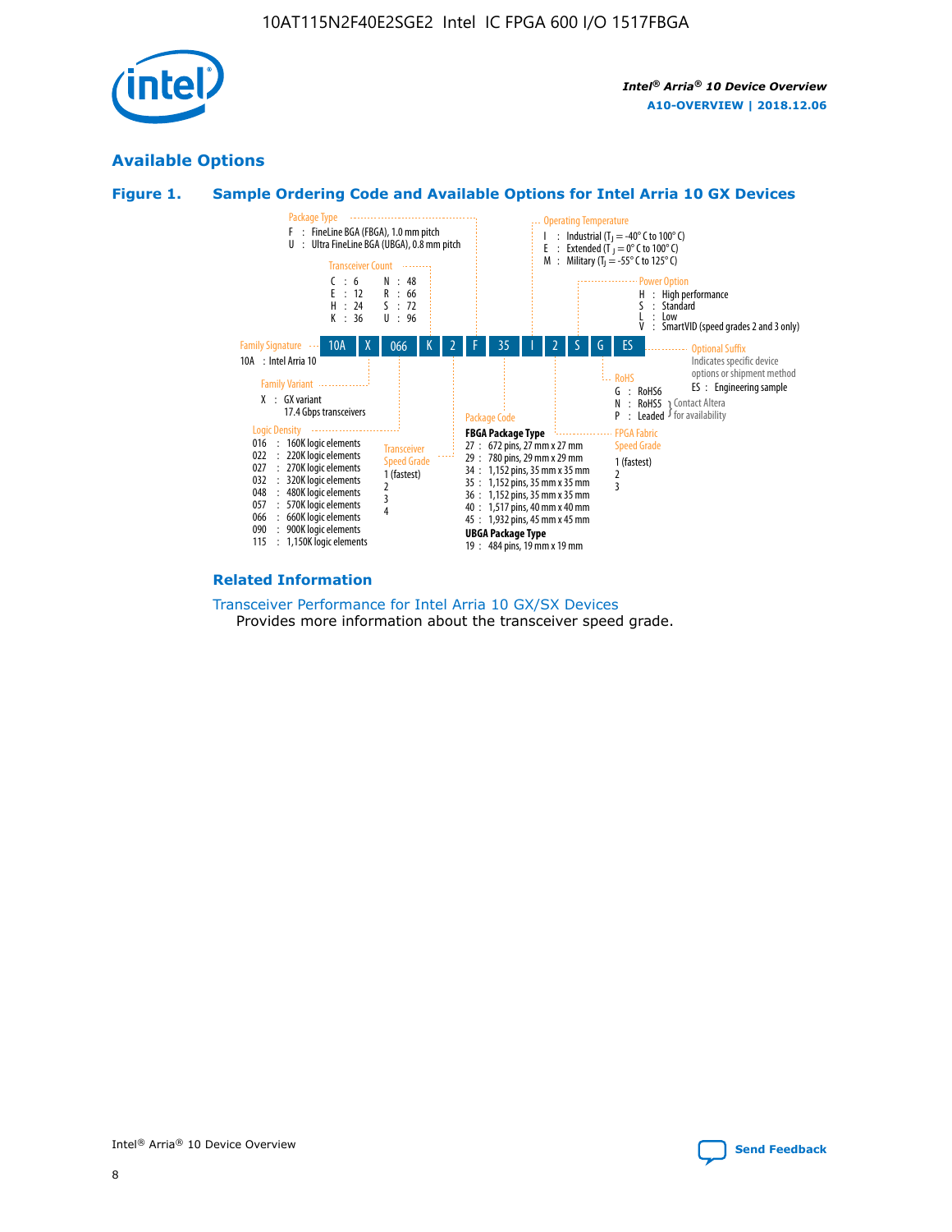## Available Options

### Figure 1. Sample Ordering Code and Available Options for Intel Arria 10 GX Devices

Sample ordering code: 10A X 066 K 2 F 35 I 2 S G ES

**Family Signature**
10A : Intel Arria 10

**Family Variant**
X : GX variant
17.4 Gbps transceivers

**Logic Density**
016 : 160K logic elements
022 : 220K logic elements
027 : 270K logic elements
032 : 320K logic elements
048 : 480K logic elements
057 : 570K logic elements
066 : 660K logic elements
090 : 900K logic elements
115 : 1,150K logic elements

**Transceiver Count**
C : 6
E : 12
H : 24
K : 36
N : 48
R : 66
S : 72
U : 96

**Transceiver Speed Grade**
1 (fastest)
2
3
4

**Package Type**
F : FineLine BGA (FBGA), 1.0 mm pitch
U : Ultra FineLine BGA (UBGA), 0.8 mm pitch

**Package Code**

**FBGA Package Type**
27 : 672 pins, 27 mm x 27 mm
29 : 780 pins, 29 mm x 29 mm
34 : 1,152 pins, 35 mm x 35 mm
35 : 1,152 pins, 35 mm x 35 mm
36 : 1,152 pins, 35 mm x 35 mm
40 : 1,517 pins, 40 mm x 40 mm
45 : 1,932 pins, 45 mm x 45 mm

**UBGA Package Type**
19 : 484 pins, 19 mm x 19 mm

**Operating Temperature**
I : Industrial ($T_J$ = -40° C to 100° C)
E : Extended ($T_J$ = 0° C to 100° C)
M : Military ($T_J$ = -55° C to 125° C)

**FPGA Fabric Speed Grade**
1 (fastest)
2
3

**Power Option**
H : High performance
S : Standard
L : Low
V : SmartVID (speed grades 2 and 3 only)

**RoHS**
G : RoHS6
N : RoHS5 (Contact Altera for availability)
P : Leaded (Contact Altera for availability)

**Optional Suffix**
Indicates specific device options or shipment method
ES : Engineering sample

### Related Information

Transceiver Performance for Intel Arria 10 GX/SX Devices
Provides more information about the transceiver speed grade.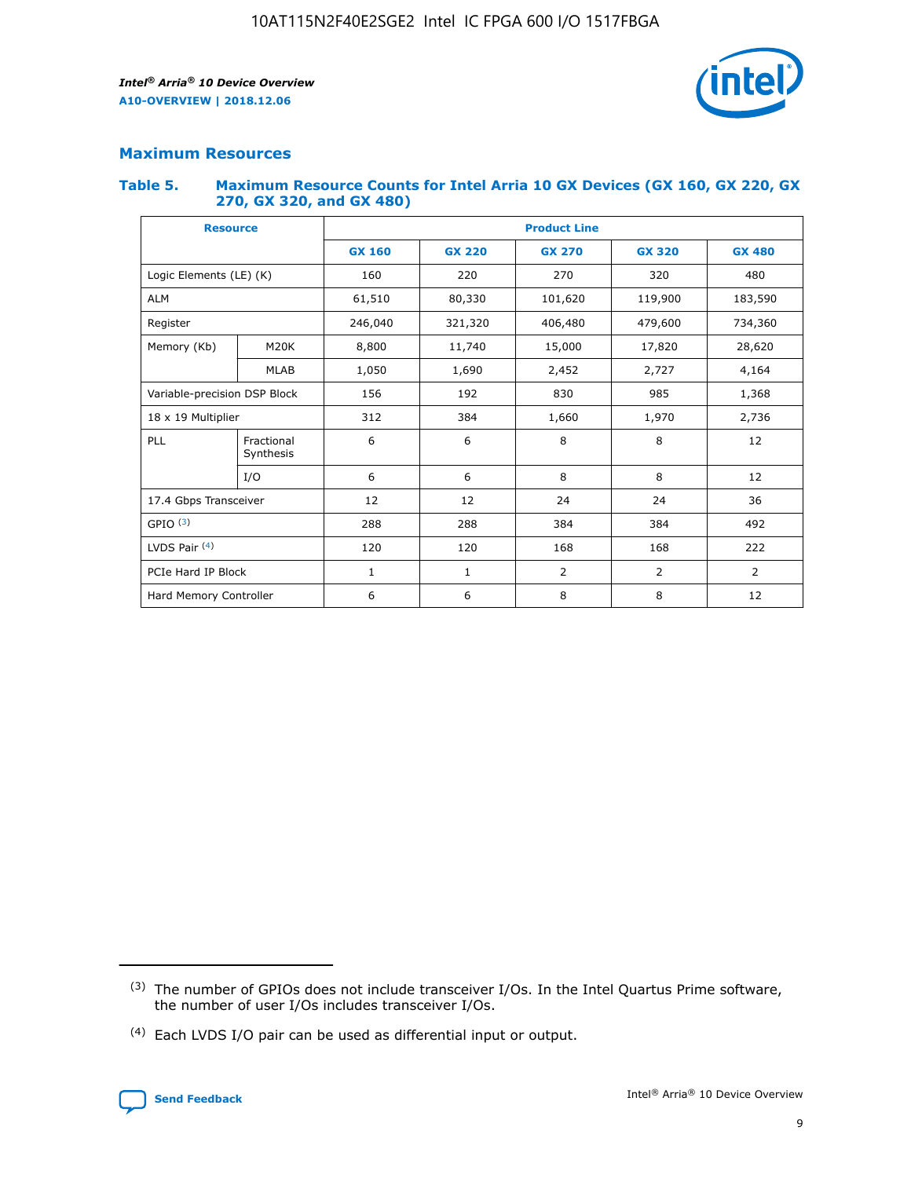## Maximum Resources

### Table 5. Maximum Resource Counts for Intel Arria 10 GX Devices (GX 160, GX 220, GX 270, GX 320, and GX 480)

| Resource | | Product Line | | | | |
|---|---|---|---|---|---|---|
| | | GX 160 | GX 220 | GX 270 | GX 320 | GX 480 |
| Logic Elements (LE) (K) | | 160 | 220 | 270 | 320 | 480 |
| ALM | | 61,510 | 80,330 | 101,620 | 119,900 | 183,590 |
| Register | | 246,040 | 321,320 | 406,480 | 479,600 | 734,360 |
| Memory (Kb) | M20K | 8,800 | 11,740 | 15,000 | 17,820 | 28,620 |
| | MLAB | 1,050 | 1,690 | 2,452 | 2,727 | 4,164 |
| Variable-precision DSP Block | | 156 | 192 | 830 | 985 | 1,368 |
| 18 x 19 Multiplier | | 312 | 384 | 1,660 | 1,970 | 2,736 |
| PLL | Fractional Synthesis | 6 | 6 | 8 | 8 | 12 |
| | I/O | 6 | 6 | 8 | 8 | 12 |
| 17.4 Gbps Transceiver | | 12 | 12 | 24 | 24 | 36 |
| GPIO [(3)] | | 288 | 288 | 384 | 384 | 492 |
| LVDS Pair [(4)] | | 120 | 120 | 168 | 168 | 222 |
| PCIe Hard IP Block | | 1 | 1 | 2 | 2 | 2 |
| Hard Memory Controller | | 6 | 6 | 8 | 8 | 12 |

(3) The number of GPIOs does not include transceiver I/Os. In the Intel Quartus Prime software, the number of user I/Os includes transceiver I/Os.

(4) Each LVDS I/O pair can be used as differential input or output.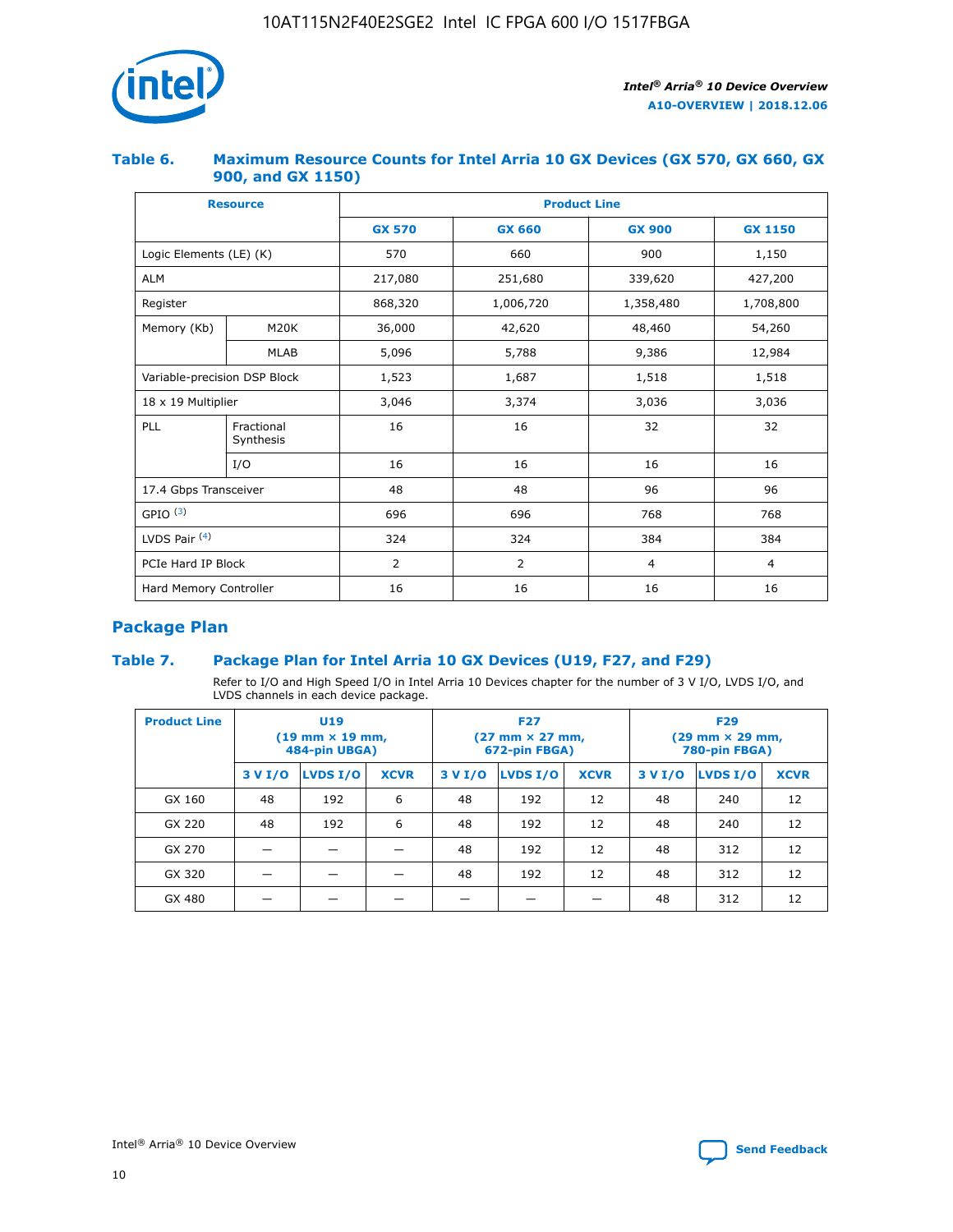### Table 6. Maximum Resource Counts for Intel Arria 10 GX Devices (GX 570, GX 660, GX 900, and GX 1150)

| Resource | | Product Line | | | |
|---|---|---|---|---|---|
| | | GX 570 | GX 660 | GX 900 | GX 1150 |
| Logic Elements (LE) (K) | | 570 | 660 | 900 | 1,150 |
| ALM | | 217,080 | 251,680 | 339,620 | 427,200 |
| Register | | 868,320 | 1,006,720 | 1,358,480 | 1,708,800 |
| Memory (Kb) | M20K | 36,000 | 42,620 | 48,460 | 54,260 |
| | MLAB | 5,096 | 5,788 | 9,386 | 12,984 |
| Variable-precision DSP Block | | 1,523 | 1,687 | 1,518 | 1,518 |
| 18 x 19 Multiplier | | 3,046 | 3,374 | 3,036 | 3,036 |
| PLL | Fractional Synthesis | 16 | 16 | 32 | 32 |
| | I/O | 16 | 16 | 16 | 16 |
| 17.4 Gbps Transceiver | | 48 | 48 | 96 | 96 |
| GPIO [(3)] | | 696 | 696 | 768 | 768 |
| LVDS Pair [(4)] | | 324 | 324 | 384 | 384 |
| PCIe Hard IP Block | | 2 | 2 | 4 | 4 |
| Hard Memory Controller | | 16 | 16 | 16 | 16 |

## Package Plan

### Table 7. Package Plan for Intel Arria 10 GX Devices (U19, F27, and F29)

Refer to I/O and High Speed I/O in Intel Arria 10 Devices chapter for the number of 3 V I/O, LVDS I/O, and LVDS channels in each device package.

| Product Line | U19 (19 mm × 19 mm, 484-pin UBGA) | | | F27 (27 mm × 27 mm, 672-pin FBGA) | | | F29 (29 mm × 29 mm, 780-pin FBGA) | | |
|---|---|---|---|---|---|---|---|---|---|
| | 3 V I/O | LVDS I/O | XCVR | 3 V I/O | LVDS I/O | XCVR | 3 V I/O | LVDS I/O | XCVR |
| GX 160 | 48 | 192 | 6 | 48 | 192 | 12 | 48 | 240 | 12 |
| GX 220 | 48 | 192 | 6 | 48 | 192 | 12 | 48 | 240 | 12 |
| GX 270 | — | — | — | 48 | 192 | 12 | 48 | 312 | 12 |
| GX 320 | — | — | — | 48 | 192 | 12 | 48 | 312 | 12 |
| GX 480 | — | — | — | — | — | — | 48 | 312 | 12 |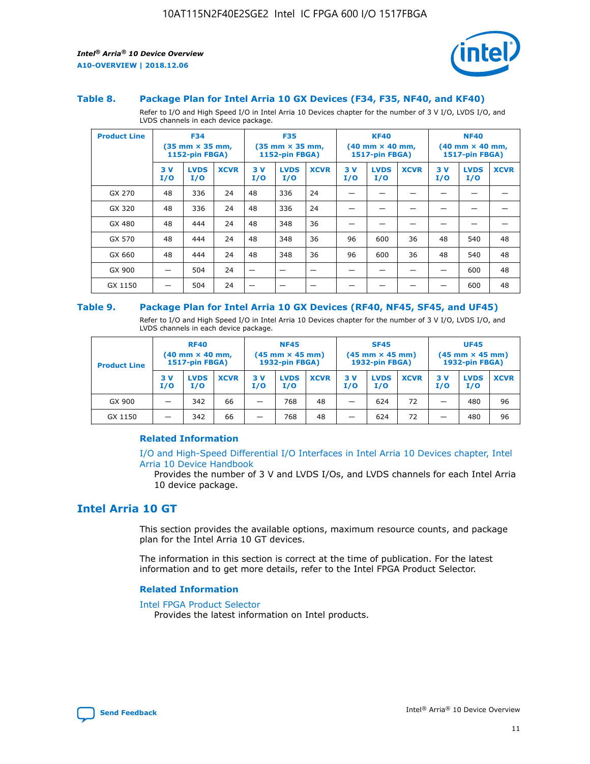### Table 8. Package Plan for Intel Arria 10 GX Devices (F34, F35, NF40, and KF40)

Refer to I/O and High Speed I/O in Intel Arria 10 Devices chapter for the number of 3 V I/O, LVDS I/O, and LVDS channels in each device package.

| Product Line | F34 (35 mm × 35 mm, 1152-pin FBGA) | | | F35 (35 mm × 35 mm, 1152-pin FBGA) | | | KF40 (40 mm × 40 mm, 1517-pin FBGA) | | | NF40 (40 mm × 40 mm, 1517-pin FBGA) | | |
|---|---|---|---|---|---|---|---|---|---|---|---|---|
| | 3 V I/O | LVDS I/O | XCVR | 3 V I/O | LVDS I/O | XCVR | 3 V I/O | LVDS I/O | XCVR | 3 V I/O | LVDS I/O | XCVR |
| GX 270 | 48 | 336 | 24 | 48 | 336 | 24 | — | — | — | — | — | — |
| GX 320 | 48 | 336 | 24 | 48 | 336 | 24 | — | — | — | — | — | — |
| GX 480 | 48 | 444 | 24 | 48 | 348 | 36 | — | — | — | — | — | — |
| GX 570 | 48 | 444 | 24 | 48 | 348 | 36 | 96 | 600 | 36 | 48 | 540 | 48 |
| GX 660 | 48 | 444 | 24 | 48 | 348 | 36 | 96 | 600 | 36 | 48 | 540 | 48 |
| GX 900 | — | 504 | 24 | — | — | — | — | — | — | — | 600 | 48 |
| GX 1150 | — | 504 | 24 | — | — | — | — | — | — | — | 600 | 48 |

### Table 9. Package Plan for Intel Arria 10 GX Devices (RF40, NF45, SF45, and UF45)

Refer to I/O and High Speed I/O in Intel Arria 10 Devices chapter for the number of 3 V I/O, LVDS I/O, and LVDS channels in each device package.

| Product Line | RF40 (40 mm × 40 mm, 1517-pin FBGA) | | | NF45 (45 mm × 45 mm) 1932-pin FBGA) | | | SF45 (45 mm × 45 mm) 1932-pin FBGA) | | | UF45 (45 mm × 45 mm) 1932-pin FBGA) | | |
|---|---|---|---|---|---|---|---|---|---|---|---|---|
| | 3 V I/O | LVDS I/O | XCVR | 3 V I/O | LVDS I/O | XCVR | 3 V I/O | LVDS I/O | XCVR | 3 V I/O | LVDS I/O | XCVR |
| GX 900 | — | 342 | 66 | — | 768 | 48 | — | 624 | 72 | — | 480 | 96 |
| GX 1150 | — | 342 | 66 | — | 768 | 48 | — | 624 | 72 | — | 480 | 96 |

#### Related Information

I/O and High-Speed Differential I/O Interfaces in Intel Arria 10 Devices chapter, Intel Arria 10 Device Handbook

Provides the number of 3 V and LVDS I/Os, and LVDS channels for each Intel Arria 10 device package.

## Intel Arria 10 GT

This section provides the available options, maximum resource counts, and package plan for the Intel Arria 10 GT devices.

The information in this section is correct at the time of publication. For the latest information and to get more details, refer to the Intel FPGA Product Selector.

#### Related Information

Intel FPGA Product Selector

Provides the latest information on Intel products.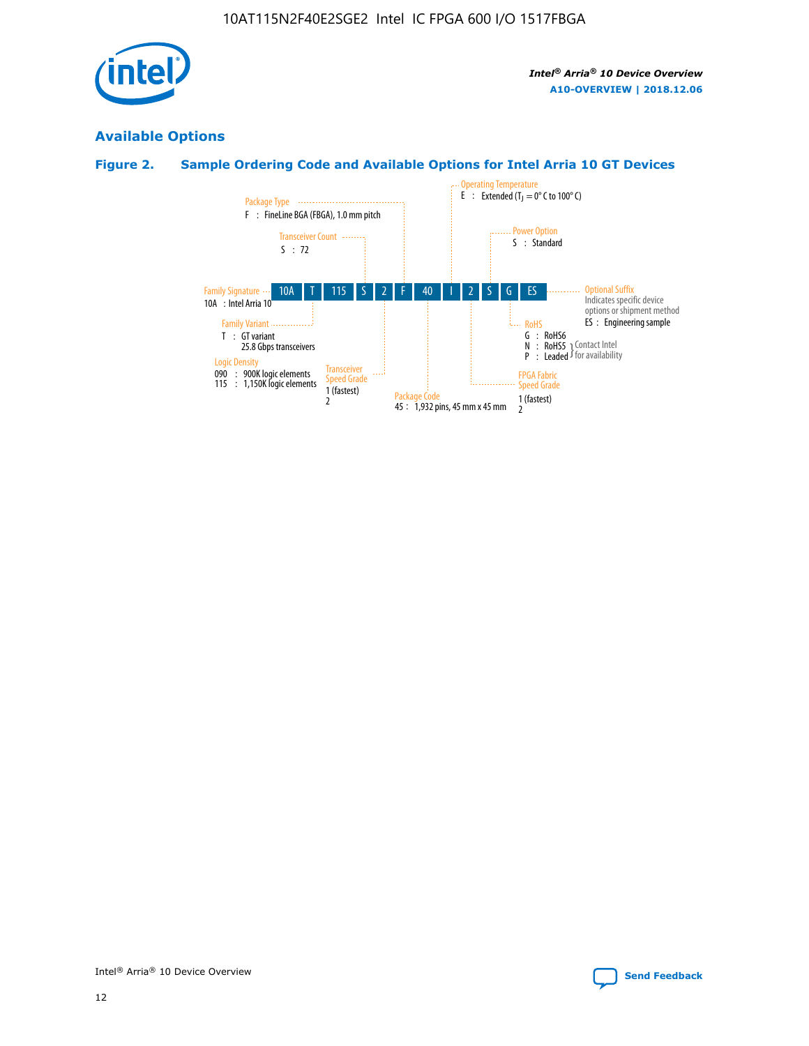## Available Options

### Figure 2. Sample Ordering Code and Available Options for Intel Arria 10 GT Devices

| 10A | T | 115 | S | 2 | F | 40 | I | 2 | S | G | ES |
|---|---|---|---|---|---|---|---|---|---|---|---|

**Family Signature**
10A : Intel Arria 10

**Family Variant**
T : GT variant
25.8 Gbps transceivers

**Logic Density**
090 : 900K logic elements
115 : 1,150K logic elements

**Transceiver Count**
S : 72

**Transceiver Speed Grade**
1 (fastest)
2

**Package Type**
F : FineLine BGA (FBGA), 1.0 mm pitch

**Package Code**
45 : 1,932 pins, 45 mm x 45 mm

**Operating Temperature**
E : Extended ($T_J$ = 0° C to 100° C)

**FPGA Fabric Speed Grade**
1 (fastest)
2

**Power Option**
S : Standard

**RoHS**
G : RoHS6
N : RoHS5 } Contact Intel for availability
P : Leaded } Contact Intel for availability

**Optional Suffix**
Indicates specific device options or shipment method
ES : Engineering sample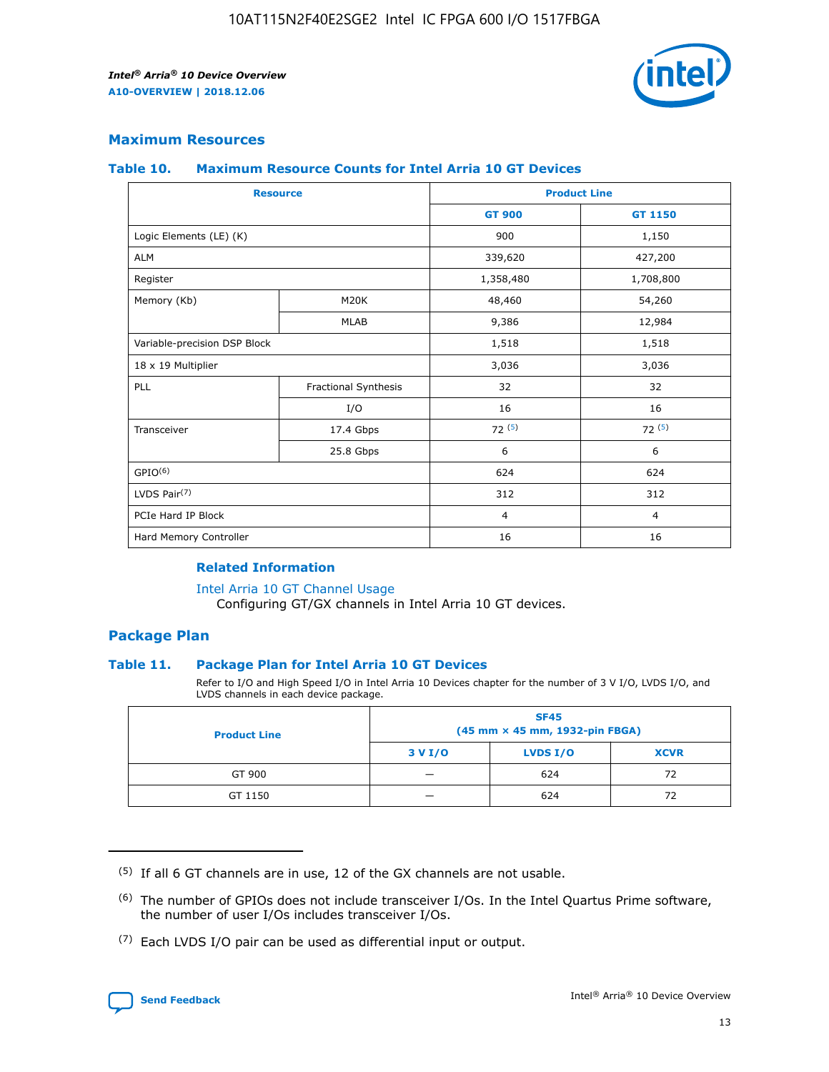## Maximum Resources

### Table 10. Maximum Resource Counts for Intel Arria 10 GT Devices

| Resource | | Product Line | |
|---|---|---|---|
| | | GT 900 | GT 1150 |
| Logic Elements (LE) (K) | | 900 | 1,150 |
| ALM | | 339,620 | 427,200 |
| Register | | 1,358,480 | 1,708,800 |
| Memory (Kb) | M20K | 48,460 | 54,260 |
| | MLAB | 9,386 | 12,984 |
| Variable-precision DSP Block | | 1,518 | 1,518 |
| 18 x 19 Multiplier | | 3,036 | 3,036 |
| PLL | Fractional Synthesis | 32 | 32 |
| | I/O | 16 | 16 |
| Transceiver | 17.4 Gbps | 72 (5) | 72 (5) |
| | 25.8 Gbps | 6 | 6 |
| GPIO(6) | | 624 | 624 |
| LVDS Pair(7) | | 312 | 312 |
| PCIe Hard IP Block | | 4 | 4 |
| Hard Memory Controller | | 16 | 16 |

#### Related Information

Intel Arria 10 GT Channel Usage
Configuring GT/GX channels in Intel Arria 10 GT devices.

## Package Plan

### Table 11. Package Plan for Intel Arria 10 GT Devices

Refer to I/O and High Speed I/O in Intel Arria 10 Devices chapter for the number of 3 V I/O, LVDS I/O, and LVDS channels in each device package.

| Product Line | SF45 (45 mm × 45 mm, 1932-pin FBGA) | | |
|---|---|---|---|
| | 3 V I/O | LVDS I/O | XCVR |
| GT 900 | — | 624 | 72 |
| GT 1150 | — | 624 | 72 |

(5) If all 6 GT channels are in use, 12 of the GX channels are not usable.

(6) The number of GPIOs does not include transceiver I/Os. In the Intel Quartus Prime software, the number of user I/Os includes transceiver I/Os.

(7) Each LVDS I/O pair can be used as differential input or output.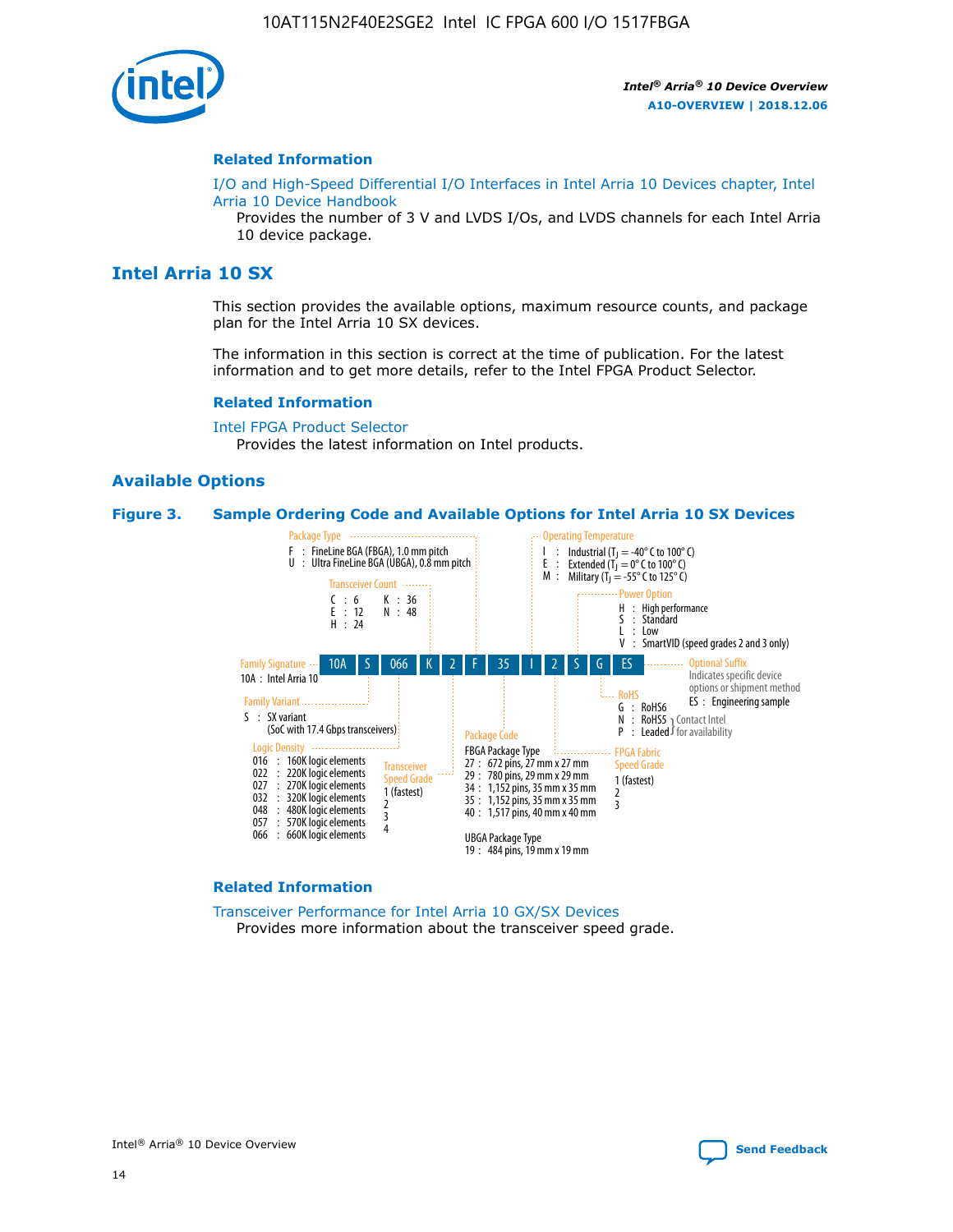### Related Information

I/O and High-Speed Differential I/O Interfaces in Intel Arria 10 Devices chapter, Intel Arria 10 Device Handbook

Provides the number of 3 V and LVDS I/Os, and LVDS channels for each Intel Arria 10 device package.

## Intel Arria 10 SX

This section provides the available options, maximum resource counts, and package plan for the Intel Arria 10 SX devices.

The information in this section is correct at the time of publication. For the latest information and to get more details, refer to the Intel FPGA Product Selector.

### Related Information

Intel FPGA Product Selector

Provides the latest information on Intel products.

### Available Options

**Figure 3. Sample Ordering Code and Available Options for Intel Arria 10 SX Devices**

Sample ordering code: 10A S 066 K 2 F 35 I 2 S G ES

- **Family Signature**
  - 10A : Intel Arria 10
- **Family Variant**
  - S : SX variant (SoC with 17.4 Gbps transceivers)
- **Logic Density**
  - 016 : 160K logic elements
  - 022 : 220K logic elements
  - 027 : 270K logic elements
  - 032 : 320K logic elements
  - 048 : 480K logic elements
  - 057 : 570K logic elements
  - 066 : 660K logic elements
- **Transceiver Count**
  - C : 6
  - E : 12
  - H : 24
  - K : 36
  - N : 48
- **Transceiver Speed Grade**
  - 1 (fastest)
  - 2
  - 3
  - 4
- **Package Type**
  - F : FineLine BGA (FBGA), 1.0 mm pitch
  - U : Ultra FineLine BGA (UBGA), 0.8 mm pitch
- **Package Code**
  - FBGA Package Type
    - 27 : 672 pins, 27 mm x 27 mm
    - 29 : 780 pins, 29 mm x 29 mm
    - 34 : 1,152 pins, 35 mm x 35 mm
    - 35 : 1,152 pins, 35 mm x 35 mm
    - 40 : 1,517 pins, 40 mm x 40 mm
  - UBGA Package Type
    - 19 : 484 pins, 19 mm x 19 mm
- **Operating Temperature**
  - I : Industrial ($T_J$ = -40° C to 100° C)
  - E : Extended ($T_J$ = 0° C to 100° C)
  - M : Military ($T_J$ = -55° C to 125° C)
- **FPGA Fabric Speed Grade**
  - 1 (fastest)
  - 2
  - 3
- **Power Option**
  - H : High performance
  - S : Standard
  - L : Low
  - V : SmartVID (speed grades 2 and 3 only)
- **RoHS**
  - G : RoHS6
  - N : RoHS5 (Contact Intel for availability)
  - P : Leaded (Contact Intel for availability)
- **Optional Suffix**
  - Indicates specific device options or shipment method
  - ES : Engineering sample

### Related Information

Transceiver Performance for Intel Arria 10 GX/SX Devices

Provides more information about the transceiver speed grade.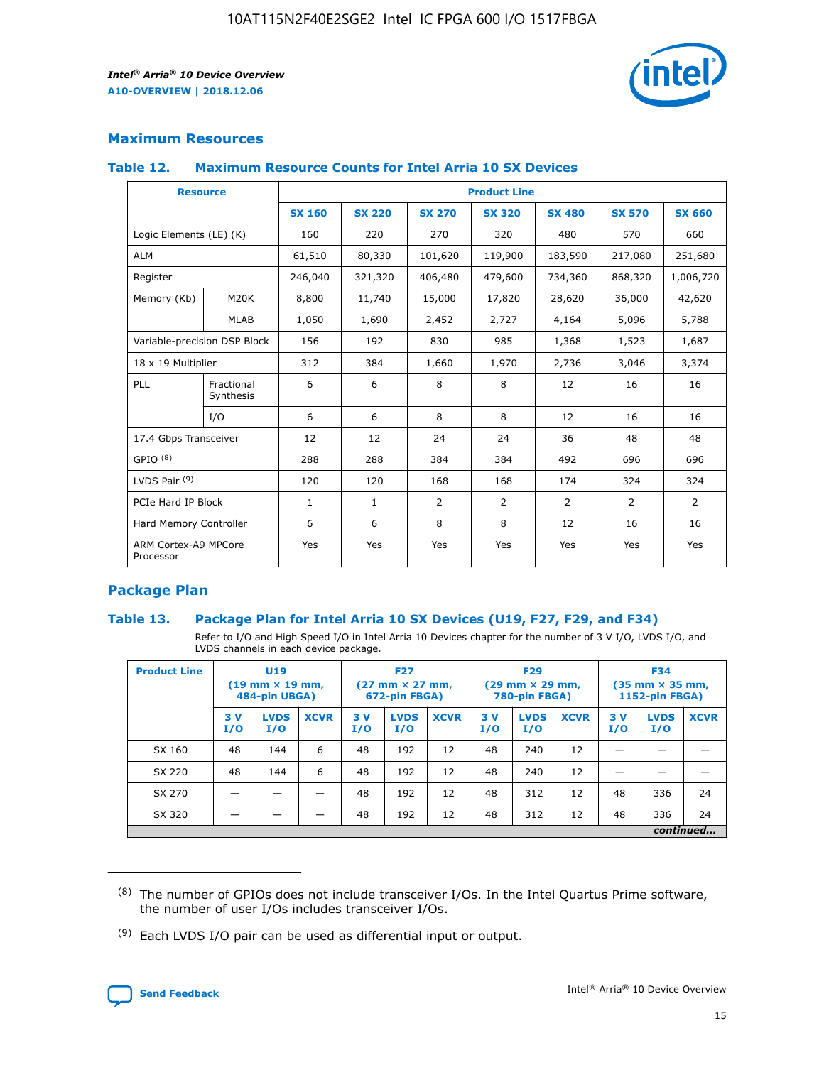## Maximum Resources

### Table 12. Maximum Resource Counts for Intel Arria 10 SX Devices

| Resource | | Product Line | | | | | | |
|---|---|---|---|---|---|---|---|---|
| | | SX 160 | SX 220 | SX 270 | SX 320 | SX 480 | SX 570 | SX 660 |
| Logic Elements (LE) (K) | | 160 | 220 | 270 | 320 | 480 | 570 | 660 |
| ALM | | 61,510 | 80,330 | 101,620 | 119,900 | 183,590 | 217,080 | 251,680 |
| Register | | 246,040 | 321,320 | 406,480 | 479,600 | 734,360 | 868,320 | 1,006,720 |
| Memory (Kb) | M20K | 8,800 | 11,740 | 15,000 | 17,820 | 28,620 | 36,000 | 42,620 |
| | MLAB | 1,050 | 1,690 | 2,452 | 2,727 | 4,164 | 5,096 | 5,788 |
| Variable-precision DSP Block | | 156 | 192 | 830 | 985 | 1,368 | 1,523 | 1,687 |
| 18 x 19 Multiplier | | 312 | 384 | 1,660 | 1,970 | 2,736 | 3,046 | 3,374 |
| PLL | Fractional Synthesis | 6 | 6 | 8 | 8 | 12 | 16 | 16 |
| | I/O | 6 | 6 | 8 | 8 | 12 | 16 | 16 |
| 17.4 Gbps Transceiver | | 12 | 12 | 24 | 24 | 36 | 48 | 48 |
| GPIO (8) | | 288 | 288 | 384 | 384 | 492 | 696 | 696 |
| LVDS Pair (9) | | 120 | 120 | 168 | 168 | 174 | 324 | 324 |
| PCIe Hard IP Block | | 1 | 1 | 2 | 2 | 2 | 2 | 2 |
| Hard Memory Controller | | 6 | 6 | 8 | 8 | 12 | 16 | 16 |
| ARM Cortex-A9 MPCore Processor | | Yes | Yes | Yes | Yes | Yes | Yes | Yes |

## Package Plan

### Table 13. Package Plan for Intel Arria 10 SX Devices (U19, F27, F29, and F34)

Refer to I/O and High Speed I/O in Intel Arria 10 Devices chapter for the number of 3 V I/O, LVDS I/O, and LVDS channels in each device package.

| Product Line | U19 (19 mm × 19 mm, 484-pin UBGA) | | | F27 (27 mm × 27 mm, 672-pin FBGA) | | | F29 (29 mm × 29 mm, 780-pin FBGA) | | | F34 (35 mm × 35 mm, 1152-pin FBGA) | | |
|---|---|---|---|---|---|---|---|---|---|---|---|---|
| | 3 V I/O | LVDS I/O | XCVR | 3 V I/O | LVDS I/O | XCVR | 3 V I/O | LVDS I/O | XCVR | 3 V I/O | LVDS I/O | XCVR |
| SX 160 | 48 | 144 | 6 | 48 | 192 | 12 | 48 | 240 | 12 | — | — | — |
| SX 220 | 48 | 144 | 6 | 48 | 192 | 12 | 48 | 240 | 12 | — | — | — |
| SX 270 | — | — | — | 48 | 192 | 12 | 48 | 312 | 12 | 48 | 336 | 24 |
| SX 320 | — | — | — | 48 | 192 | 12 | 48 | 312 | 12 | 48 | 336 | 24 |

*continued...*

(8) The number of GPIOs does not include transceiver I/Os. In the Intel Quartus Prime software, the number of user I/Os includes transceiver I/Os.

(9) Each LVDS I/O pair can be used as differential input or output.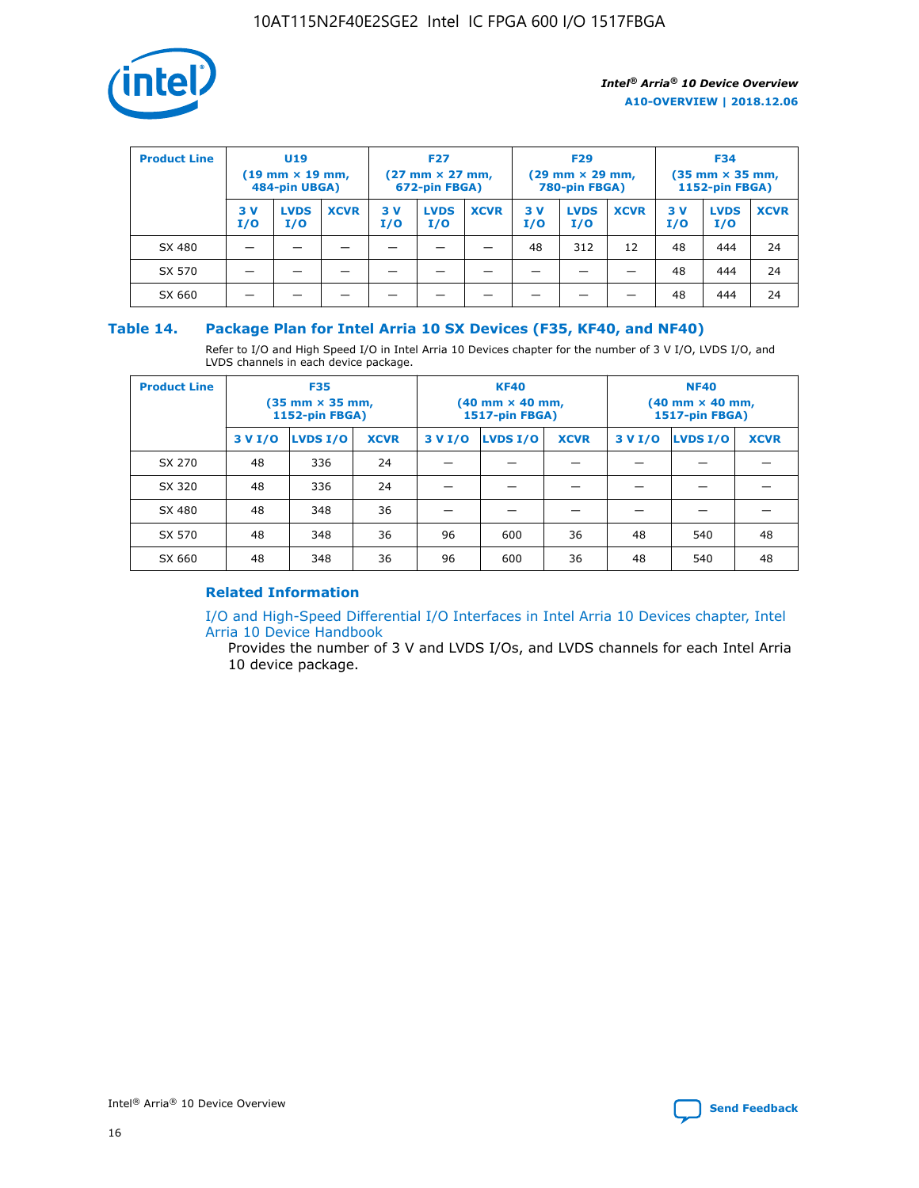| Product Line | U19 (19 mm × 19 mm, 484-pin UBGA) | | | F27 (27 mm × 27 mm, 672-pin FBGA) | | | F29 (29 mm × 29 mm, 780-pin FBGA) | | | F34 (35 mm × 35 mm, 1152-pin FBGA) | | |
|---|---|---|---|---|---|---|---|---|---|---|---|---|
| | 3 V I/O | LVDS I/O | XCVR | 3 V I/O | LVDS I/O | XCVR | 3 V I/O | LVDS I/O | XCVR | 3 V I/O | LVDS I/O | XCVR |
| SX 480 | — | — | — | — | — | — | 48 | 312 | 12 | 48 | 444 | 24 |
| SX 570 | — | — | — | — | — | — | — | — | — | 48 | 444 | 24 |
| SX 660 | — | — | — | — | — | — | — | — | — | 48 | 444 | 24 |

### Table 14. Package Plan for Intel Arria 10 SX Devices (F35, KF40, and NF40)

Refer to I/O and High Speed I/O in Intel Arria 10 Devices chapter for the number of 3 V I/O, LVDS I/O, and LVDS channels in each device package.

| Product Line | F35 (35 mm × 35 mm, 1152-pin FBGA) | | | KF40 (40 mm × 40 mm, 1517-pin FBGA) | | | NF40 (40 mm × 40 mm, 1517-pin FBGA) | | |
|---|---|---|---|---|---|---|---|---|---|
| | 3 V I/O | LVDS I/O | XCVR | 3 V I/O | LVDS I/O | XCVR | 3 V I/O | LVDS I/O | XCVR |
| SX 270 | 48 | 336 | 24 | — | — | — | — | — | — |
| SX 320 | 48 | 336 | 24 | — | — | — | — | — | — |
| SX 480 | 48 | 348 | 36 | — | — | — | — | — | — |
| SX 570 | 48 | 348 | 36 | 96 | 600 | 36 | 48 | 540 | 48 |
| SX 660 | 48 | 348 | 36 | 96 | 600 | 36 | 48 | 540 | 48 |

#### Related Information

I/O and High-Speed Differential I/O Interfaces in Intel Arria 10 Devices chapter, Intel Arria 10 Device Handbook

Provides the number of 3 V and LVDS I/Os, and LVDS channels for each Intel Arria 10 device package.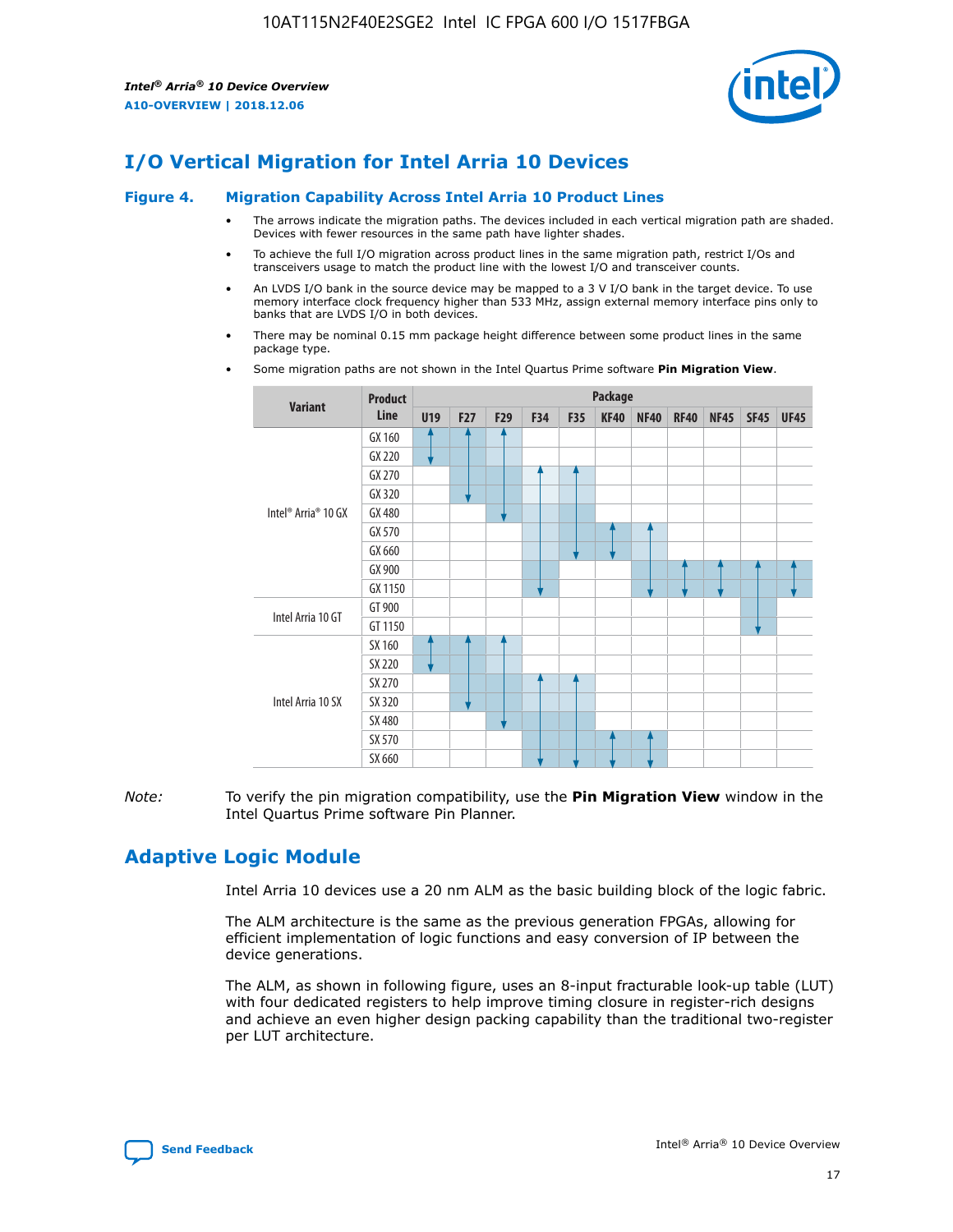# I/O Vertical Migration for Intel Arria 10 Devices

**Figure 4. Migration Capability Across Intel Arria 10 Product Lines**

- The arrows indicate the migration paths. The devices included in each vertical migration path are shaded. Devices with fewer resources in the same path have lighter shades.
- To achieve the full I/O migration across product lines in the same migration path, restrict I/Os and transceivers usage to match the product line with the lowest I/O and transceiver counts.
- An LVDS I/O bank in the source device may be mapped to a 3 V I/O bank in the target device. To use memory interface clock frequency higher than 533 MHz, assign external memory interface pins only to banks that are LVDS I/O in both devices.
- There may be nominal 0.15 mm package height difference between some product lines in the same package type.
- Some migration paths are not shown in the Intel Quartus Prime software **Pin Migration View**.

| Variant | Product Line | Package | | | | | | | | | | |
|---|---|---|---|---|---|---|---|---|---|---|---|---|
| | | U19 | F27 | F29 | F34 | F35 | KF40 | NF40 | RF40 | NF45 | SF45 | UF45 |
| Intel® Arria® 10 GX | GX 160 | | | | | | | | | | | |
| | GX 220 | | | | | | | | | | | |
| | GX 270 | | | | | | | | | | | |
| | GX 320 | | | | | | | | | | | |
| | GX 480 | | | | | | | | | | | |
| | GX 570 | | | | | | | | | | | |
| | GX 660 | | | | | | | | | | | |
| | GX 900 | | | | | | | | | | | |
| | GX 1150 | | | | | | | | | | | |
| Intel Arria 10 GT | GT 900 | | | | | | | | | | | |
| | GT 1150 | | | | | | | | | | | |
| Intel Arria 10 SX | SX 160 | | | | | | | | | | | |
| | SX 220 | | | | | | | | | | | |
| | SX 270 | | | | | | | | | | | |
| | SX 320 | | | | | | | | | | | |
| | SX 480 | | | | | | | | | | | |
| | SX 570 | | | | | | | | | | | |
| | SX 660 | | | | | | | | | | | |

*Note:* To verify the pin migration compatibility, use the **Pin Migration View** window in the Intel Quartus Prime software Pin Planner.

# Adaptive Logic Module

Intel Arria 10 devices use a 20 nm ALM as the basic building block of the logic fabric.

The ALM architecture is the same as the previous generation FPGAs, allowing for efficient implementation of logic functions and easy conversion of IP between the device generations.

The ALM, as shown in following figure, uses an 8-input fracturable look-up table (LUT) with four dedicated registers to help improve timing closure in register-rich designs and achieve an even higher design packing capability than the traditional two-register per LUT architecture.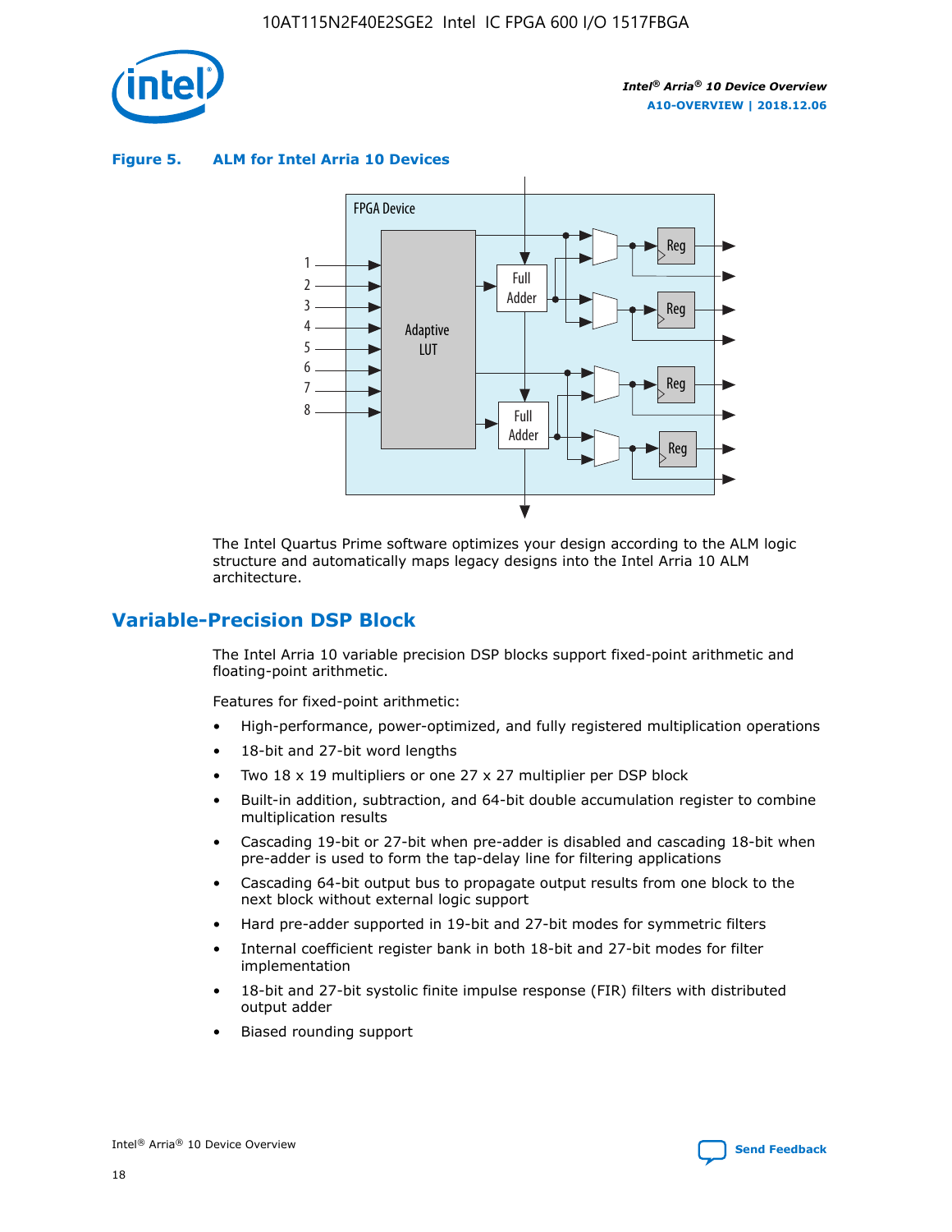**Figure 5. ALM for Intel Arria 10 Devices**

The Intel Quartus Prime software optimizes your design according to the ALM logic structure and automatically maps legacy designs into the Intel Arria 10 ALM architecture.

## Variable-Precision DSP Block

The Intel Arria 10 variable precision DSP blocks support fixed-point arithmetic and floating-point arithmetic.

Features for fixed-point arithmetic:

- High-performance, power-optimized, and fully registered multiplication operations
- 18-bit and 27-bit word lengths
- Two 18 x 19 multipliers or one 27 x 27 multiplier per DSP block
- Built-in addition, subtraction, and 64-bit double accumulation register to combine multiplication results
- Cascading 19-bit or 27-bit when pre-adder is disabled and cascading 18-bit when pre-adder is used to form the tap-delay line for filtering applications
- Cascading 64-bit output bus to propagate output results from one block to the next block without external logic support
- Hard pre-adder supported in 19-bit and 27-bit modes for symmetric filters
- Internal coefficient register bank in both 18-bit and 27-bit modes for filter implementation
- 18-bit and 27-bit systolic finite impulse response (FIR) filters with distributed output adder
- Biased rounding support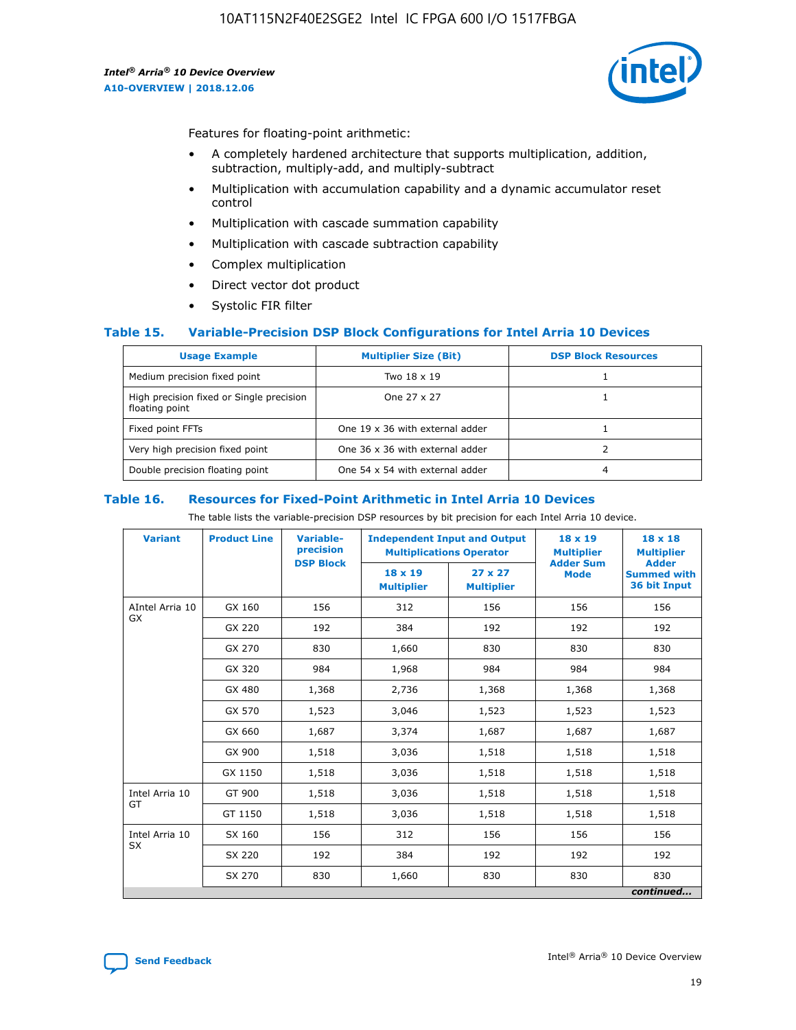Features for floating-point arithmetic:

- A completely hardened architecture that supports multiplication, addition, subtraction, multiply-add, and multiply-subtract
- Multiplication with accumulation capability and a dynamic accumulator reset control
- Multiplication with cascade summation capability
- Multiplication with cascade subtraction capability
- Complex multiplication
- Direct vector dot product
- Systolic FIR filter

## Table 15. Variable-Precision DSP Block Configurations for Intel Arria 10 Devices

| Usage Example | Multiplier Size (Bit) | DSP Block Resources |
|---|---|---|
| Medium precision fixed point | Two 18 x 19 | 1 |
| High precision fixed or Single precision floating point | One 27 x 27 | 1 |
| Fixed point FFTs | One 19 x 36 with external adder | 1 |
| Very high precision fixed point | One 36 x 36 with external adder | 2 |
| Double precision floating point | One 54 x 54 with external adder | 4 |

## Table 16. Resources for Fixed-Point Arithmetic in Intel Arria 10 Devices

The table lists the variable-precision DSP resources by bit precision for each Intel Arria 10 device.

| Variant | Product Line | Variable-precision DSP Block | Independent Input and Output Multiplications Operator | | 18 x 19 Multiplier Adder Sum Mode | 18 x 18 Multiplier Adder Summed with 36 bit Input |
|---|---|---|---|---|---|---|
| | | | 18 x 19 Multiplier | 27 x 27 Multiplier | | |
| AIntel Arria 10 GX | GX 160 | 156 | 312 | 156 | 156 | 156 |
| | GX 220 | 192 | 384 | 192 | 192 | 192 |
| | GX 270 | 830 | 1,660 | 830 | 830 | 830 |
| | GX 320 | 984 | 1,968 | 984 | 984 | 984 |
| | GX 480 | 1,368 | 2,736 | 1,368 | 1,368 | 1,368 |
| | GX 570 | 1,523 | 3,046 | 1,523 | 1,523 | 1,523 |
| | GX 660 | 1,687 | 3,374 | 1,687 | 1,687 | 1,687 |
| | GX 900 | 1,518 | 3,036 | 1,518 | 1,518 | 1,518 |
| | GX 1150 | 1,518 | 3,036 | 1,518 | 1,518 | 1,518 |
| Intel Arria 10 GT | GT 900 | 1,518 | 3,036 | 1,518 | 1,518 | 1,518 |
| | GT 1150 | 1,518 | 3,036 | 1,518 | 1,518 | 1,518 |
| Intel Arria 10 SX | SX 160 | 156 | 312 | 156 | 156 | 156 |
| | SX 220 | 192 | 384 | 192 | 192 | 192 |
| | SX 270 | 830 | 1,660 | 830 | 830 | 830 |

*continued...*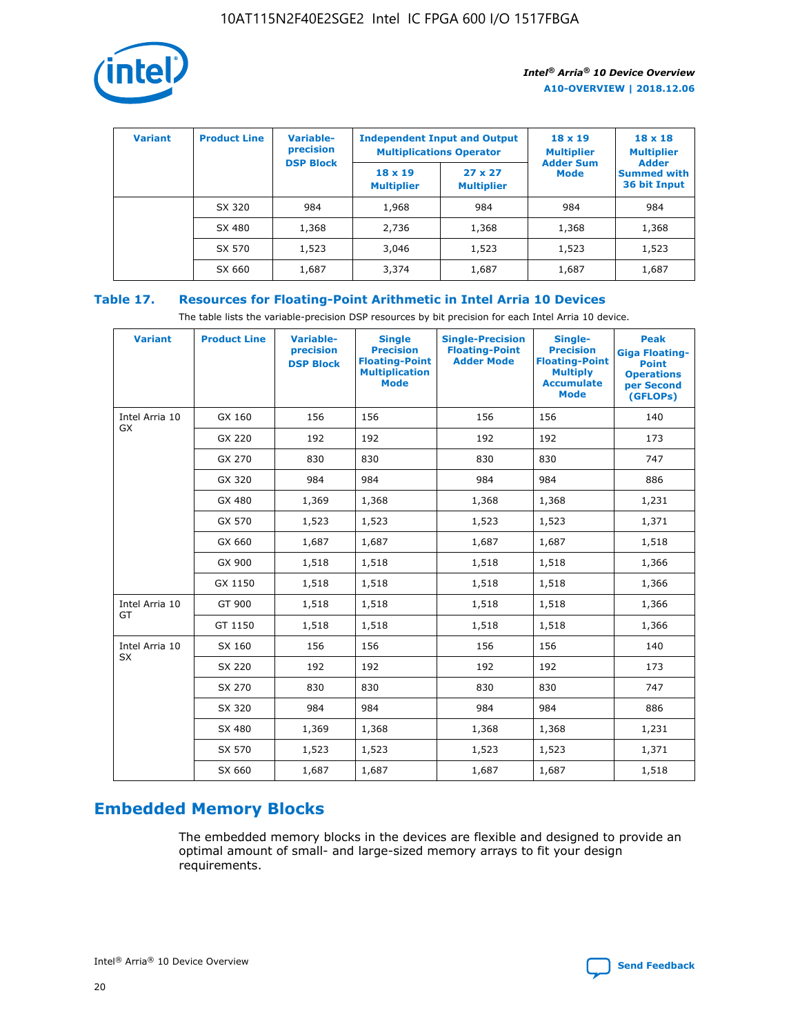| Variant | Product Line | Variable-precision DSP Block | Independent Input and Output Multiplications Operator | | 18 x 19 Multiplier Adder Sum Mode | 18 x 18 Multiplier Adder Summed with 36 bit Input |
|---|---|---|---|---|---|---|
| | | | 18 x 19 Multiplier | 27 x 27 Multiplier | | |
| | SX 320 | 984 | 1,968 | 984 | 984 | 984 |
| | SX 480 | 1,368 | 2,736 | 1,368 | 1,368 | 1,368 |
| | SX 570 | 1,523 | 3,046 | 1,523 | 1,523 | 1,523 |
| | SX 660 | 1,687 | 3,374 | 1,687 | 1,687 | 1,687 |

**Table 17. Resources for Floating-Point Arithmetic in Intel Arria 10 Devices**

The table lists the variable-precision DSP resources by bit precision for each Intel Arria 10 device.

| Variant | Product Line | Variable-precision DSP Block | Single Precision Floating-Point Multiplication Mode | Single-Precision Floating-Point Adder Mode | Single-Precision Floating-Point Multiply Accumulate Mode | Peak Giga Floating-Point Operations per Second (GFLOPs) |
|---|---|---|---|---|---|---|
| Intel Arria 10 GX | GX 160 | 156 | 156 | 156 | 156 | 140 |
| | GX 220 | 192 | 192 | 192 | 192 | 173 |
| | GX 270 | 830 | 830 | 830 | 830 | 747 |
| | GX 320 | 984 | 984 | 984 | 984 | 886 |
| | GX 480 | 1,369 | 1,368 | 1,368 | 1,368 | 1,231 |
| | GX 570 | 1,523 | 1,523 | 1,523 | 1,523 | 1,371 |
| | GX 660 | 1,687 | 1,687 | 1,687 | 1,687 | 1,518 |
| | GX 900 | 1,518 | 1,518 | 1,518 | 1,518 | 1,366 |
| | GX 1150 | 1,518 | 1,518 | 1,518 | 1,518 | 1,366 |
| Intel Arria 10 GT | GT 900 | 1,518 | 1,518 | 1,518 | 1,518 | 1,366 |
| | GT 1150 | 1,518 | 1,518 | 1,518 | 1,518 | 1,366 |
| Intel Arria 10 SX | SX 160 | 156 | 156 | 156 | 156 | 140 |
| | SX 220 | 192 | 192 | 192 | 192 | 173 |
| | SX 270 | 830 | 830 | 830 | 830 | 747 |
| | SX 320 | 984 | 984 | 984 | 984 | 886 |
| | SX 480 | 1,369 | 1,368 | 1,368 | 1,368 | 1,231 |
| | SX 570 | 1,523 | 1,523 | 1,523 | 1,523 | 1,371 |
| | SX 660 | 1,687 | 1,687 | 1,687 | 1,687 | 1,518 |

## Embedded Memory Blocks

The embedded memory blocks in the devices are flexible and designed to provide an optimal amount of small- and large-sized memory arrays to fit your design requirements.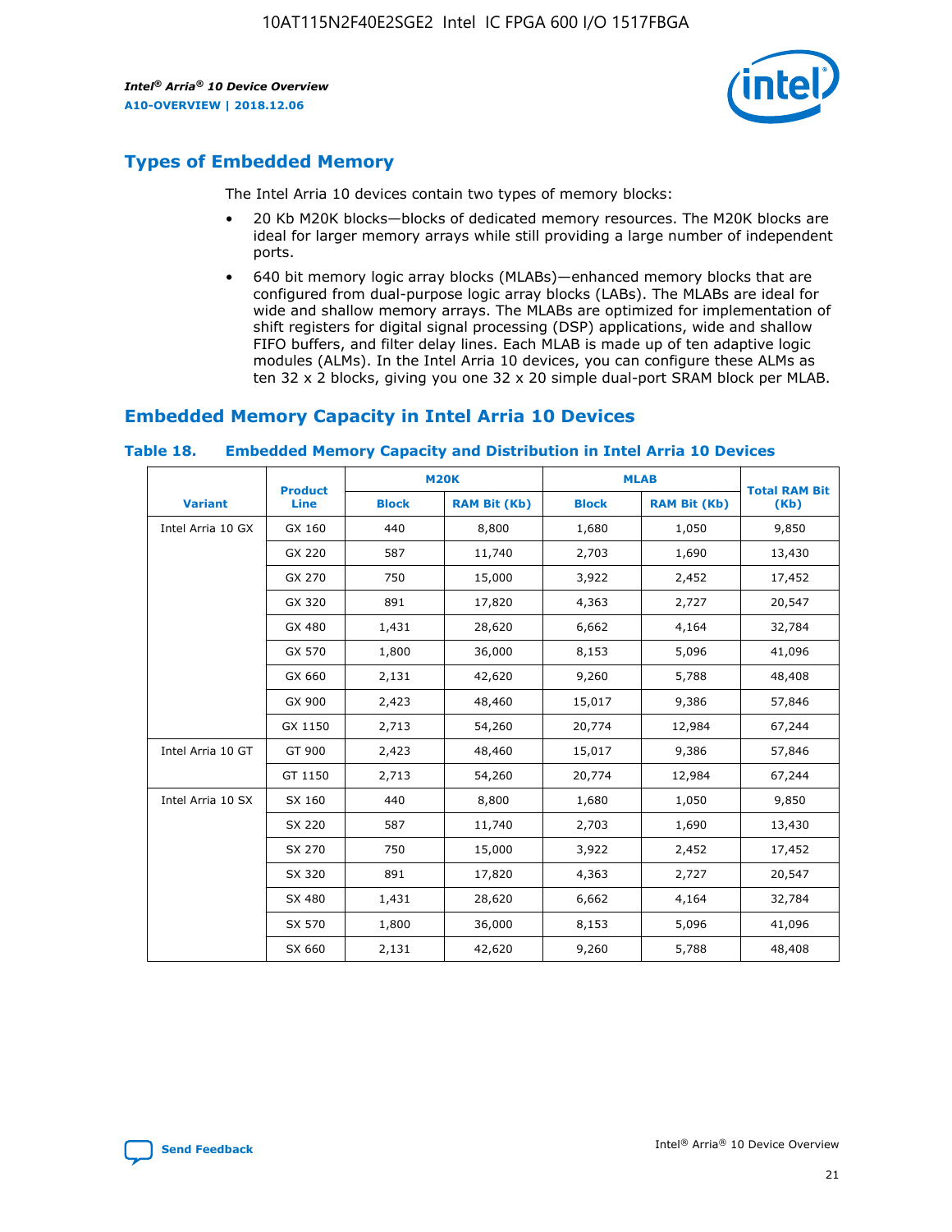## Types of Embedded Memory

The Intel Arria 10 devices contain two types of memory blocks:

- 20 Kb M20K blocks—blocks of dedicated memory resources. The M20K blocks are ideal for larger memory arrays while still providing a large number of independent ports.
- 640 bit memory logic array blocks (MLABs)—enhanced memory blocks that are configured from dual-purpose logic array blocks (LABs). The MLABs are ideal for wide and shallow memory arrays. The MLABs are optimized for implementation of shift registers for digital signal processing (DSP) applications, wide and shallow FIFO buffers, and filter delay lines. Each MLAB is made up of ten adaptive logic modules (ALMs). In the Intel Arria 10 devices, you can configure these ALMs as ten 32 x 2 blocks, giving you one 32 x 20 simple dual-port SRAM block per MLAB.

## Embedded Memory Capacity in Intel Arria 10 Devices

### Table 18. Embedded Memory Capacity and Distribution in Intel Arria 10 Devices

| Variant | Product Line | M20K | | MLAB | | Total RAM Bit (Kb) |
|---|---|---|---|---|---|---|
| | | Block | RAM Bit (Kb) | Block | RAM Bit (Kb) | |
| Intel Arria 10 GX | GX 160 | 440 | 8,800 | 1,680 | 1,050 | 9,850 |
| | GX 220 | 587 | 11,740 | 2,703 | 1,690 | 13,430 |
| | GX 270 | 750 | 15,000 | 3,922 | 2,452 | 17,452 |
| | GX 320 | 891 | 17,820 | 4,363 | 2,727 | 20,547 |
| | GX 480 | 1,431 | 28,620 | 6,662 | 4,164 | 32,784 |
| | GX 570 | 1,800 | 36,000 | 8,153 | 5,096 | 41,096 |
| | GX 660 | 2,131 | 42,620 | 9,260 | 5,788 | 48,408 |
| | GX 900 | 2,423 | 48,460 | 15,017 | 9,386 | 57,846 |
| | GX 1150 | 2,713 | 54,260 | 20,774 | 12,984 | 67,244 |
| Intel Arria 10 GT | GT 900 | 2,423 | 48,460 | 15,017 | 9,386 | 57,846 |
| | GT 1150 | 2,713 | 54,260 | 20,774 | 12,984 | 67,244 |
| Intel Arria 10 SX | SX 160 | 440 | 8,800 | 1,680 | 1,050 | 9,850 |
| | SX 220 | 587 | 11,740 | 2,703 | 1,690 | 13,430 |
| | SX 270 | 750 | 15,000 | 3,922 | 2,452 | 17,452 |
| | SX 320 | 891 | 17,820 | 4,363 | 2,727 | 20,547 |
| | SX 480 | 1,431 | 28,620 | 6,662 | 4,164 | 32,784 |
| | SX 570 | 1,800 | 36,000 | 8,153 | 5,096 | 41,096 |
| | SX 660 | 2,131 | 42,620 | 9,260 | 5,788 | 48,408 |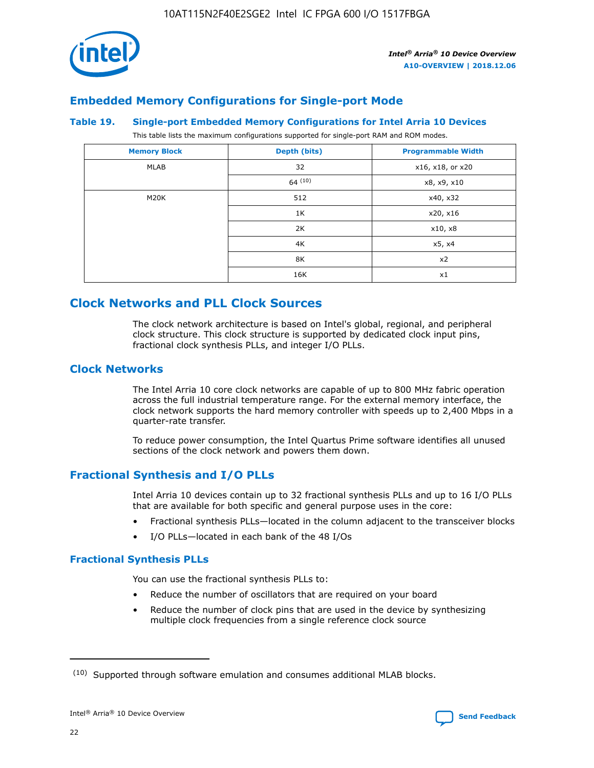## Embedded Memory Configurations for Single-port Mode

### Table 19. Single-port Embedded Memory Configurations for Intel Arria 10 Devices

This table lists the maximum configurations supported for single-port RAM and ROM modes.

| Memory Block | Depth (bits) | Programmable Width |
|---|---|---|
| MLAB | 32 | x16, x18, or x20 |
| | 64 [10] | x8, x9, x10 |
| M20K | 512 | x40, x32 |
| | 1K | x20, x16 |
| | 2K | x10, x8 |
| | 4K | x5, x4 |
| | 8K | x2 |
| | 16K | x1 |

# Clock Networks and PLL Clock Sources

The clock network architecture is based on Intel's global, regional, and peripheral clock structure. This clock structure is supported by dedicated clock input pins, fractional clock synthesis PLLs, and integer I/O PLLs.

## Clock Networks

The Intel Arria 10 core clock networks are capable of up to 800 MHz fabric operation across the full industrial temperature range. For the external memory interface, the clock network supports the hard memory controller with speeds up to 2,400 Mbps in a quarter-rate transfer.

To reduce power consumption, the Intel Quartus Prime software identifies all unused sections of the clock network and powers them down.

## Fractional Synthesis and I/O PLLs

Intel Arria 10 devices contain up to 32 fractional synthesis PLLs and up to 16 I/O PLLs that are available for both specific and general purpose uses in the core:

- Fractional synthesis PLLs—located in the column adjacent to the transceiver blocks
- I/O PLLs—located in each bank of the 48 I/Os

### Fractional Synthesis PLLs

You can use the fractional synthesis PLLs to:

- Reduce the number of oscillators that are required on your board
- Reduce the number of clock pins that are used in the device by synthesizing multiple clock frequencies from a single reference clock source

[10] Supported through software emulation and consumes additional MLAB blocks.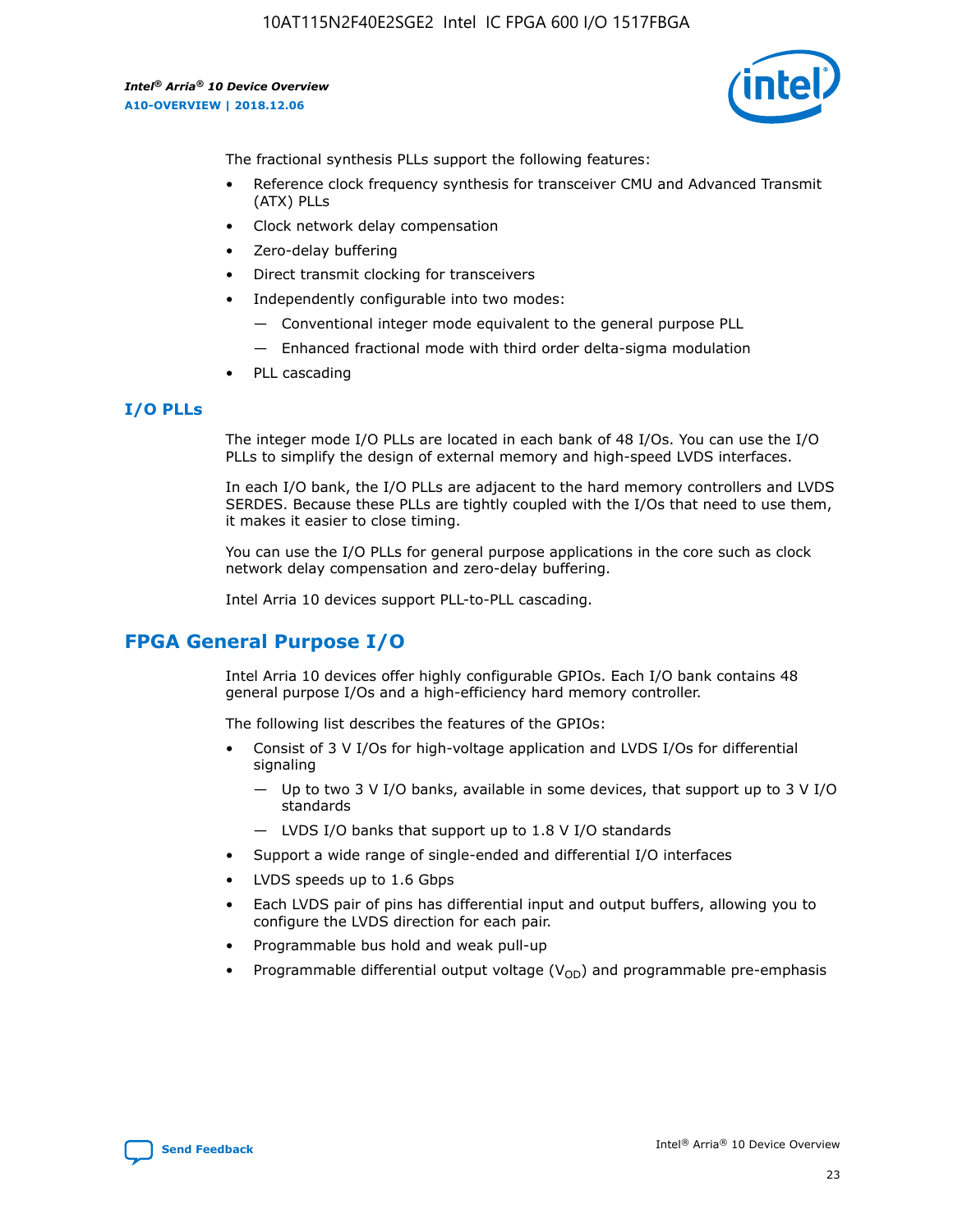The fractional synthesis PLLs support the following features:

- Reference clock frequency synthesis for transceiver CMU and Advanced Transmit (ATX) PLLs
- Clock network delay compensation
- Zero-delay buffering
- Direct transmit clocking for transceivers
- Independently configurable into two modes:
  - — Conventional integer mode equivalent to the general purpose PLL
  - — Enhanced fractional mode with third order delta-sigma modulation
- PLL cascading

### I/O PLLs

The integer mode I/O PLLs are located in each bank of 48 I/Os. You can use the I/O PLLs to simplify the design of external memory and high-speed LVDS interfaces.

In each I/O bank, the I/O PLLs are adjacent to the hard memory controllers and LVDS SERDES. Because these PLLs are tightly coupled with the I/Os that need to use them, it makes it easier to close timing.

You can use the I/O PLLs for general purpose applications in the core such as clock network delay compensation and zero-delay buffering.

Intel Arria 10 devices support PLL-to-PLL cascading.

## FPGA General Purpose I/O

Intel Arria 10 devices offer highly configurable GPIOs. Each I/O bank contains 48 general purpose I/Os and a high-efficiency hard memory controller.

The following list describes the features of the GPIOs:

- Consist of 3 V I/Os for high-voltage application and LVDS I/Os for differential signaling
  - — Up to two 3 V I/O banks, available in some devices, that support up to 3 V I/O standards
  - — LVDS I/O banks that support up to 1.8 V I/O standards
- Support a wide range of single-ended and differential I/O interfaces
- LVDS speeds up to 1.6 Gbps
- Each LVDS pair of pins has differential input and output buffers, allowing you to configure the LVDS direction for each pair.
- Programmable bus hold and weak pull-up
- Programmable differential output voltage ($V_{OD}$) and programmable pre-emphasis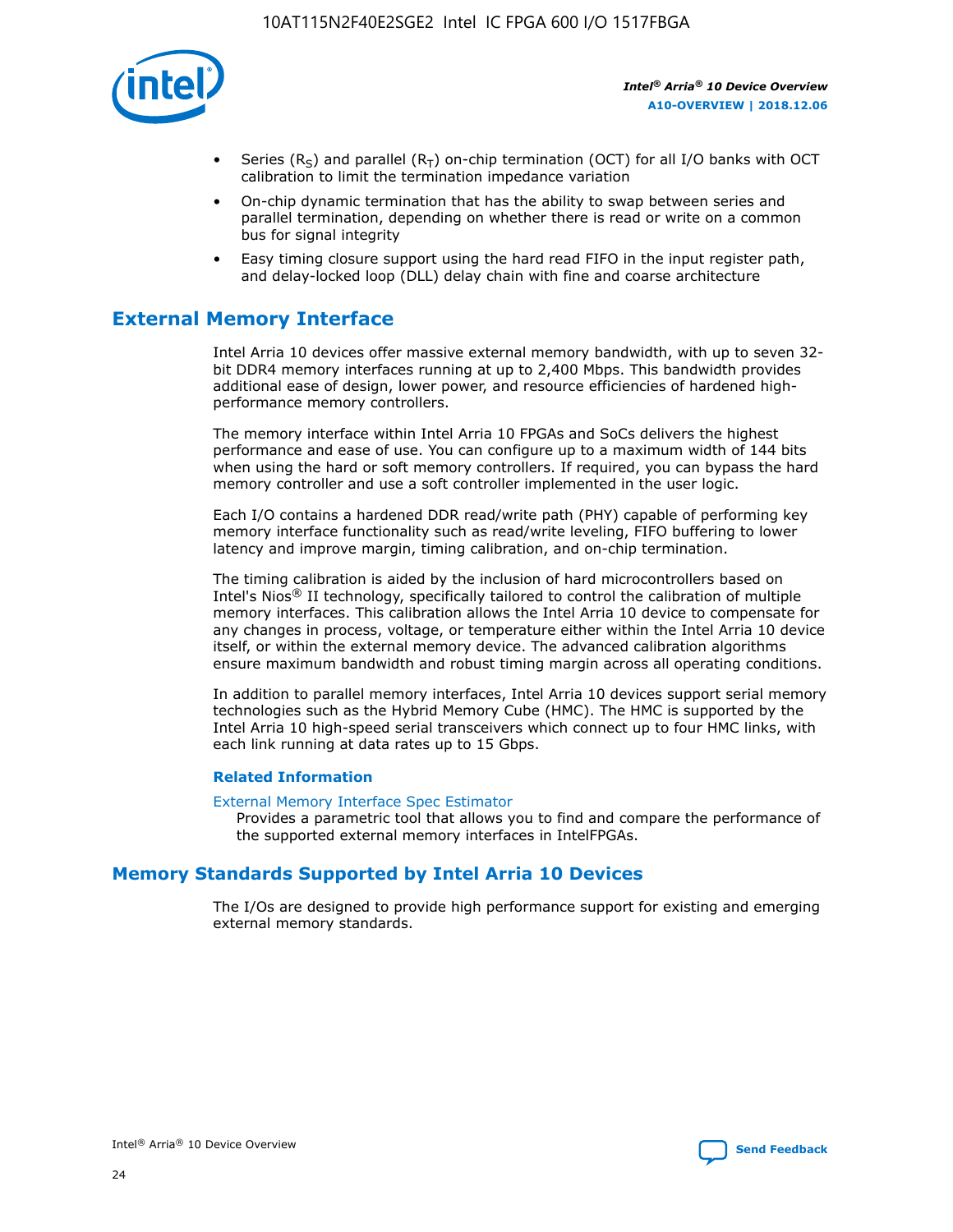- Series ($R_S$) and parallel ($R_T$) on-chip termination (OCT) for all I/O banks with OCT calibration to limit the termination impedance variation
- On-chip dynamic termination that has the ability to swap between series and parallel termination, depending on whether there is read or write on a common bus for signal integrity
- Easy timing closure support using the hard read FIFO in the input register path, and delay-locked loop (DLL) delay chain with fine and coarse architecture

## External Memory Interface

Intel Arria 10 devices offer massive external memory bandwidth, with up to seven 32-bit DDR4 memory interfaces running at up to 2,400 Mbps. This bandwidth provides additional ease of design, lower power, and resource efficiencies of hardened high-performance memory controllers.

The memory interface within Intel Arria 10 FPGAs and SoCs delivers the highest performance and ease of use. You can configure up to a maximum width of 144 bits when using the hard or soft memory controllers. If required, you can bypass the hard memory controller and use a soft controller implemented in the user logic.

Each I/O contains a hardened DDR read/write path (PHY) capable of performing key memory interface functionality such as read/write leveling, FIFO buffering to lower latency and improve margin, timing calibration, and on-chip termination.

The timing calibration is aided by the inclusion of hard microcontrollers based on Intel's Nios® II technology, specifically tailored to control the calibration of multiple memory interfaces. This calibration allows the Intel Arria 10 device to compensate for any changes in process, voltage, or temperature either within the Intel Arria 10 device itself, or within the external memory device. The advanced calibration algorithms ensure maximum bandwidth and robust timing margin across all operating conditions.

In addition to parallel memory interfaces, Intel Arria 10 devices support serial memory technologies such as the Hybrid Memory Cube (HMC). The HMC is supported by the Intel Arria 10 high-speed serial transceivers which connect up to four HMC links, with each link running at data rates up to 15 Gbps.

### Related Information

External Memory Interface Spec Estimator
Provides a parametric tool that allows you to find and compare the performance of the supported external memory interfaces in IntelFPGAs.

## Memory Standards Supported by Intel Arria 10 Devices

The I/Os are designed to provide high performance support for existing and emerging external memory standards.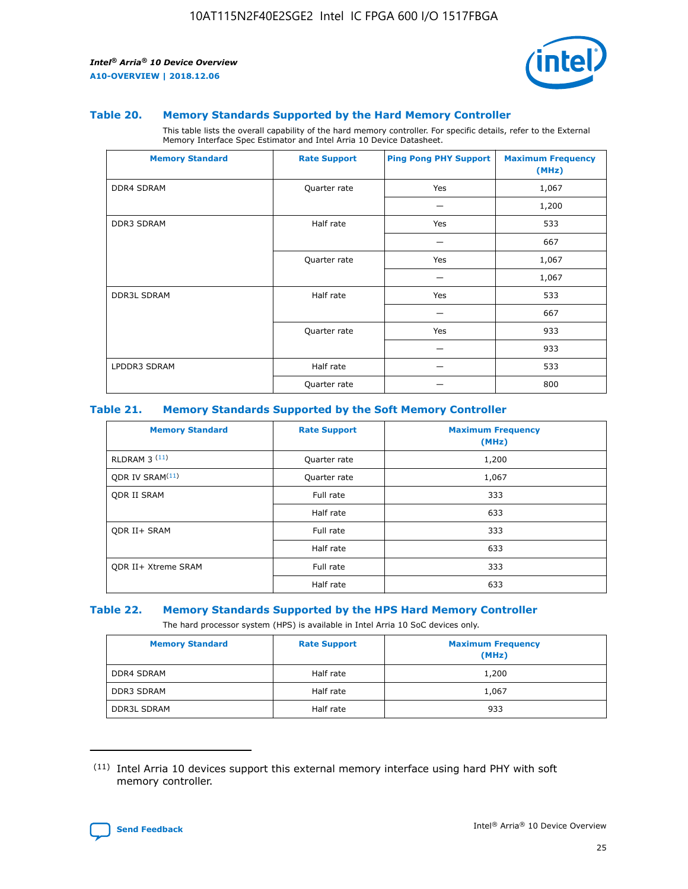### Table 20. Memory Standards Supported by the Hard Memory Controller

This table lists the overall capability of the hard memory controller. For specific details, refer to the External Memory Interface Spec Estimator and Intel Arria 10 Device Datasheet.

| Memory Standard | Rate Support | Ping Pong PHY Support | Maximum Frequency (MHz) |
|---|---|---|---|
| DDR4 SDRAM | Quarter rate | Yes | 1,067 |
| | | — | 1,200 |
| DDR3 SDRAM | Half rate | Yes | 533 |
| | | — | 667 |
| | Quarter rate | Yes | 1,067 |
| | | — | 1,067 |
| DDR3L SDRAM | Half rate | Yes | 533 |
| | | — | 667 |
| | Quarter rate | Yes | 933 |
| | | — | 933 |
| LPDDR3 SDRAM | Half rate | — | 533 |
| | Quarter rate | — | 800 |

### Table 21. Memory Standards Supported by the Soft Memory Controller

| Memory Standard | Rate Support | Maximum Frequency (MHz) |
|---|---|---|
| RLDRAM 3 [11] | Quarter rate | 1,200 |
| QDR IV SRAM[11] | Quarter rate | 1,067 |
| QDR II SRAM | Full rate | 333 |
| | Half rate | 633 |
| QDR II+ SRAM | Full rate | 333 |
| | Half rate | 633 |
| QDR II+ Xtreme SRAM | Full rate | 333 |
| | Half rate | 633 |

### Table 22. Memory Standards Supported by the HPS Hard Memory Controller

The hard processor system (HPS) is available in Intel Arria 10 SoC devices only.

| Memory Standard | Rate Support | Maximum Frequency (MHz) |
|---|---|---|
| DDR4 SDRAM | Half rate | 1,200 |
| DDR3 SDRAM | Half rate | 1,067 |
| DDR3L SDRAM | Half rate | 933 |

(11) Intel Arria 10 devices support this external memory interface using hard PHY with soft memory controller.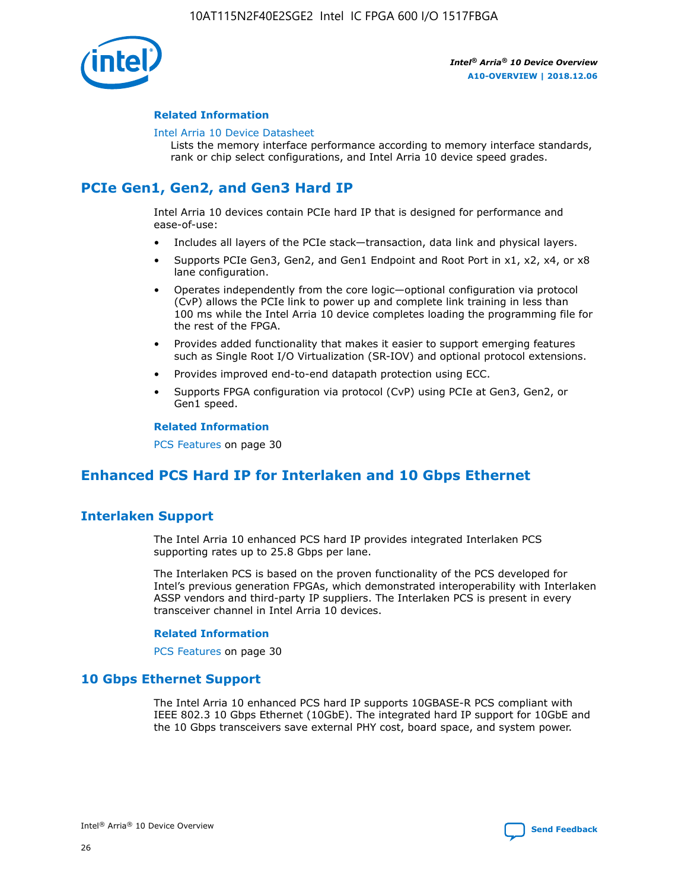#### Related Information

Intel Arria 10 Device Datasheet

Lists the memory interface performance according to memory interface standards, rank or chip select configurations, and Intel Arria 10 device speed grades.

## PCIe Gen1, Gen2, and Gen3 Hard IP

Intel Arria 10 devices contain PCIe hard IP that is designed for performance and ease-of-use:

- Includes all layers of the PCIe stack—transaction, data link and physical layers.
- Supports PCIe Gen3, Gen2, and Gen1 Endpoint and Root Port in x1, x2, x4, or x8 lane configuration.
- Operates independently from the core logic—optional configuration via protocol (CvP) allows the PCIe link to power up and complete link training in less than 100 ms while the Intel Arria 10 device completes loading the programming file for the rest of the FPGA.
- Provides added functionality that makes it easier to support emerging features such as Single Root I/O Virtualization (SR-IOV) and optional protocol extensions.
- Provides improved end-to-end datapath protection using ECC.
- Supports FPGA configuration via protocol (CvP) using PCIe at Gen3, Gen2, or Gen1 speed.

#### Related Information

PCS Features on page 30

## Enhanced PCS Hard IP for Interlaken and 10 Gbps Ethernet

### Interlaken Support

The Intel Arria 10 enhanced PCS hard IP provides integrated Interlaken PCS supporting rates up to 25.8 Gbps per lane.

The Interlaken PCS is based on the proven functionality of the PCS developed for Intel's previous generation FPGAs, which demonstrated interoperability with Interlaken ASSP vendors and third-party IP suppliers. The Interlaken PCS is present in every transceiver channel in Intel Arria 10 devices.

#### Related Information

PCS Features on page 30

### 10 Gbps Ethernet Support

The Intel Arria 10 enhanced PCS hard IP supports 10GBASE-R PCS compliant with IEEE 802.3 10 Gbps Ethernet (10GbE). The integrated hard IP support for 10GbE and the 10 Gbps transceivers save external PHY cost, board space, and system power.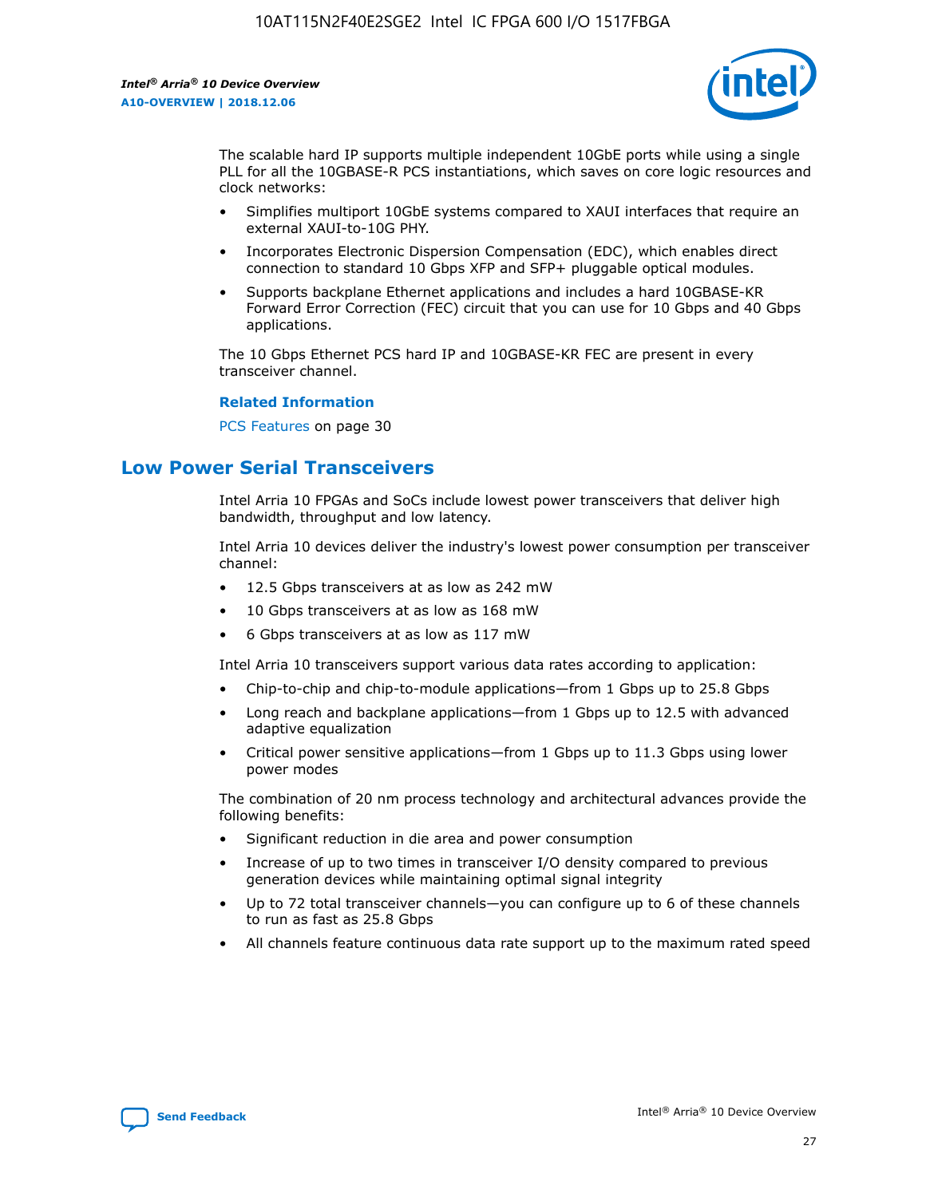The scalable hard IP supports multiple independent 10GbE ports while using a single PLL for all the 10GBASE-R PCS instantiations, which saves on core logic resources and clock networks:

- Simplifies multiport 10GbE systems compared to XAUI interfaces that require an external XAUI-to-10G PHY.
- Incorporates Electronic Dispersion Compensation (EDC), which enables direct connection to standard 10 Gbps XFP and SFP+ pluggable optical modules.
- Supports backplane Ethernet applications and includes a hard 10GBASE-KR Forward Error Correction (FEC) circuit that you can use for 10 Gbps and 40 Gbps applications.

The 10 Gbps Ethernet PCS hard IP and 10GBASE-KR FEC are present in every transceiver channel.

**Related Information**

PCS Features on page 30

## Low Power Serial Transceivers

Intel Arria 10 FPGAs and SoCs include lowest power transceivers that deliver high bandwidth, throughput and low latency.

Intel Arria 10 devices deliver the industry's lowest power consumption per transceiver channel:

- 12.5 Gbps transceivers at as low as 242 mW
- 10 Gbps transceivers at as low as 168 mW
- 6 Gbps transceivers at as low as 117 mW

Intel Arria 10 transceivers support various data rates according to application:

- Chip-to-chip and chip-to-module applications—from 1 Gbps up to 25.8 Gbps
- Long reach and backplane applications—from 1 Gbps up to 12.5 with advanced adaptive equalization
- Critical power sensitive applications—from 1 Gbps up to 11.3 Gbps using lower power modes

The combination of 20 nm process technology and architectural advances provide the following benefits:

- Significant reduction in die area and power consumption
- Increase of up to two times in transceiver I/O density compared to previous generation devices while maintaining optimal signal integrity
- Up to 72 total transceiver channels—you can configure up to 6 of these channels to run as fast as 25.8 Gbps
- All channels feature continuous data rate support up to the maximum rated speed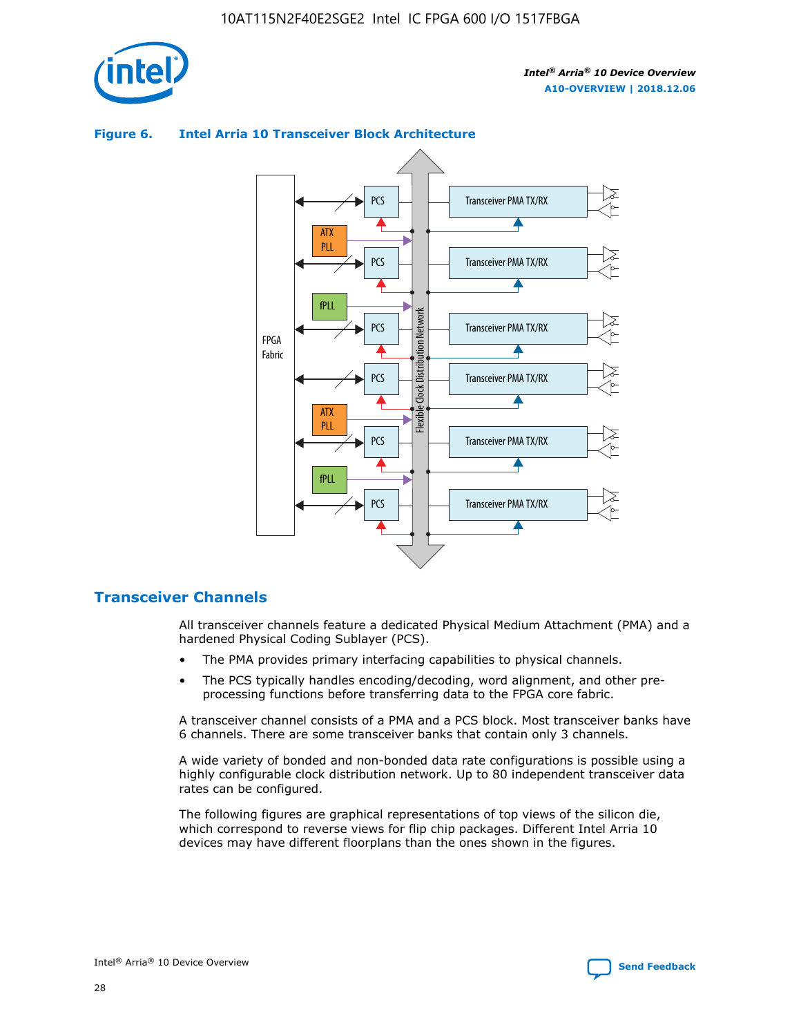**Figure 6. Intel Arria 10 Transceiver Block Architecture**

## Transceiver Channels

All transceiver channels feature a dedicated Physical Medium Attachment (PMA) and a hardened Physical Coding Sublayer (PCS).

- The PMA provides primary interfacing capabilities to physical channels.
- The PCS typically handles encoding/decoding, word alignment, and other pre-processing functions before transferring data to the FPGA core fabric.

A transceiver channel consists of a PMA and a PCS block. Most transceiver banks have 6 channels. There are some transceiver banks that contain only 3 channels.

A wide variety of bonded and non-bonded data rate configurations is possible using a highly configurable clock distribution network. Up to 80 independent transceiver data rates can be configured.

The following figures are graphical representations of top views of the silicon die, which correspond to reverse views for flip chip packages. Different Intel Arria 10 devices may have different floorplans than the ones shown in the figures.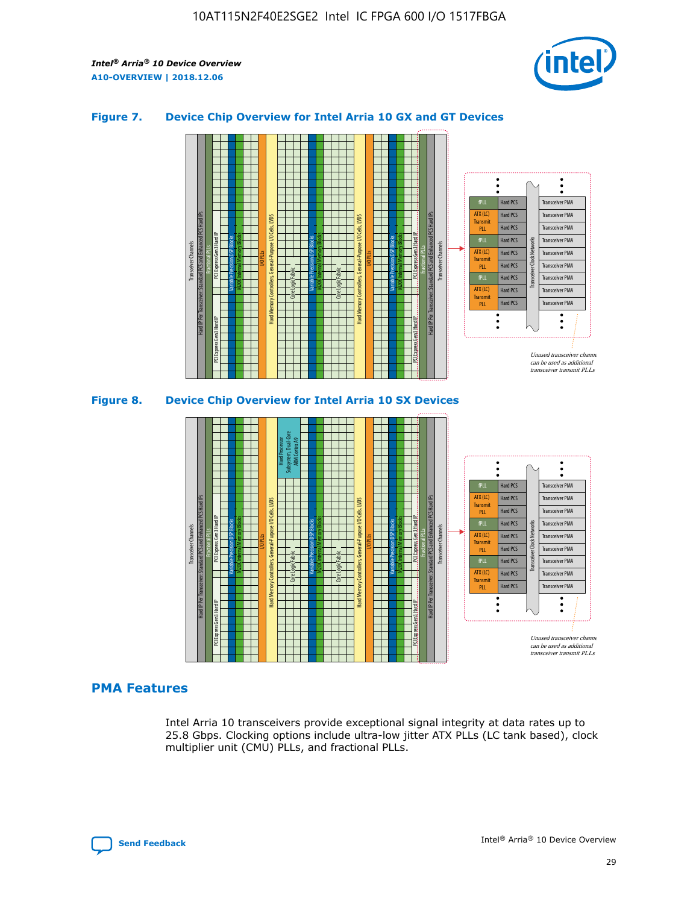### Figure 7. Device Chip Overview for Intel Arria 10 GX and GT Devices

### Figure 8. Device Chip Overview for Intel Arria 10 SX Devices

## PMA Features

Intel Arria 10 transceivers provide exceptional signal integrity at data rates up to 25.8 Gbps. Clocking options include ultra-low jitter ATX PLLs (LC tank based), clock multiplier unit (CMU) PLLs, and fractional PLLs.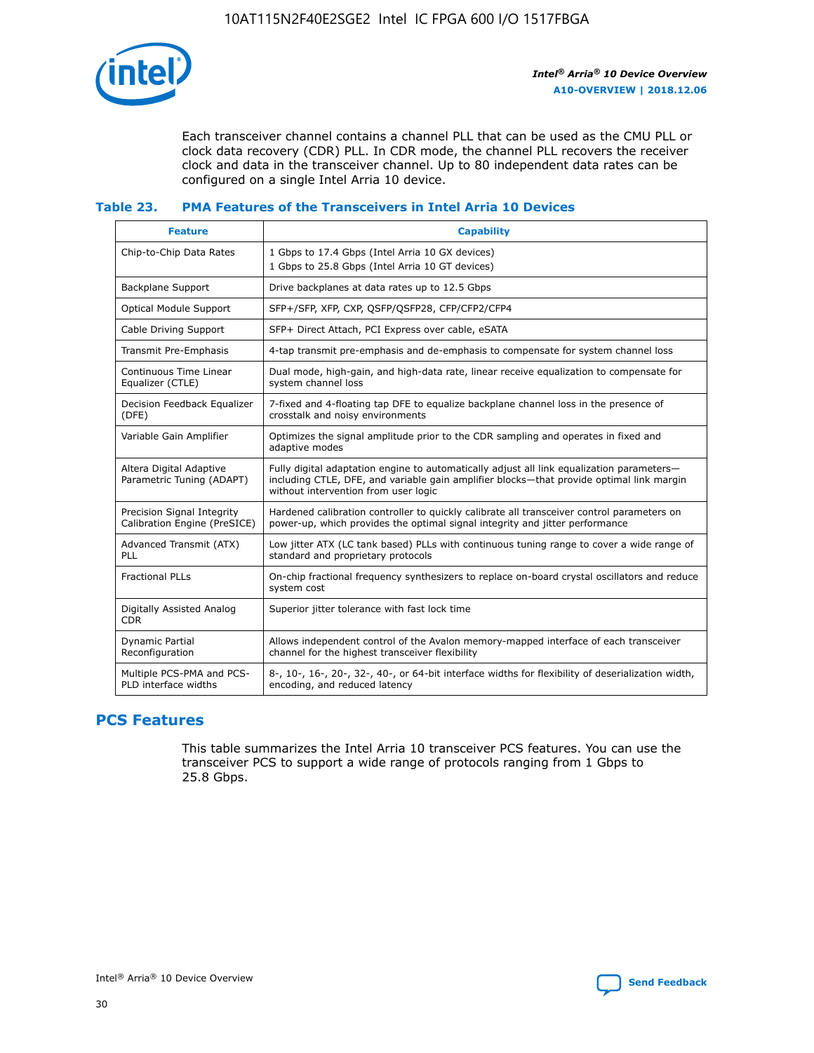Each transceiver channel contains a channel PLL that can be used as the CMU PLL or clock data recovery (CDR) PLL. In CDR mode, the channel PLL recovers the receiver clock and data in the transceiver channel. Up to 80 independent data rates can be configured on a single Intel Arria 10 device.

### Table 23. PMA Features of the Transceivers in Intel Arria 10 Devices

| Feature | Capability |
| --- | --- |
| Chip-to-Chip Data Rates | 1 Gbps to 17.4 Gbps (Intel Arria 10 GX devices)<br>1 Gbps to 25.8 Gbps (Intel Arria 10 GT devices) |
| Backplane Support | Drive backplanes at data rates up to 12.5 Gbps |
| Optical Module Support | SFP+/SFP, XFP, CXP, QSFP/QSFP28, CFP/CFP2/CFP4 |
| Cable Driving Support | SFP+ Direct Attach, PCI Express over cable, eSATA |
| Transmit Pre-Emphasis | 4-tap transmit pre-emphasis and de-emphasis to compensate for system channel loss |
| Continuous Time Linear Equalizer (CTLE) | Dual mode, high-gain, and high-data rate, linear receive equalization to compensate for system channel loss |
| Decision Feedback Equalizer (DFE) | 7-fixed and 4-floating tap DFE to equalize backplane channel loss in the presence of crosstalk and noisy environments |
| Variable Gain Amplifier | Optimizes the signal amplitude prior to the CDR sampling and operates in fixed and adaptive modes |
| Altera Digital Adaptive Parametric Tuning (ADAPT) | Fully digital adaptation engine to automatically adjust all link equalization parameters—including CTLE, DFE, and variable gain amplifier blocks—that provide optimal link margin without intervention from user logic |
| Precision Signal Integrity Calibration Engine (PreSICE) | Hardened calibration controller to quickly calibrate all transceiver control parameters on power-up, which provides the optimal signal integrity and jitter performance |
| Advanced Transmit (ATX) PLL | Low jitter ATX (LC tank based) PLLs with continuous tuning range to cover a wide range of standard and proprietary protocols |
| Fractional PLLs | On-chip fractional frequency synthesizers to replace on-board crystal oscillators and reduce system cost |
| Digitally Assisted Analog CDR | Superior jitter tolerance with fast lock time |
| Dynamic Partial Reconfiguration | Allows independent control of the Avalon memory-mapped interface of each transceiver channel for the highest transceiver flexibility |
| Multiple PCS-PMA and PCS-PLD interface widths | 8-, 10-, 16-, 20-, 32-, 40-, or 64-bit interface widths for flexibility of deserialization width, encoding, and reduced latency |

## PCS Features

This table summarizes the Intel Arria 10 transceiver PCS features. You can use the transceiver PCS to support a wide range of protocols ranging from 1 Gbps to 25.8 Gbps.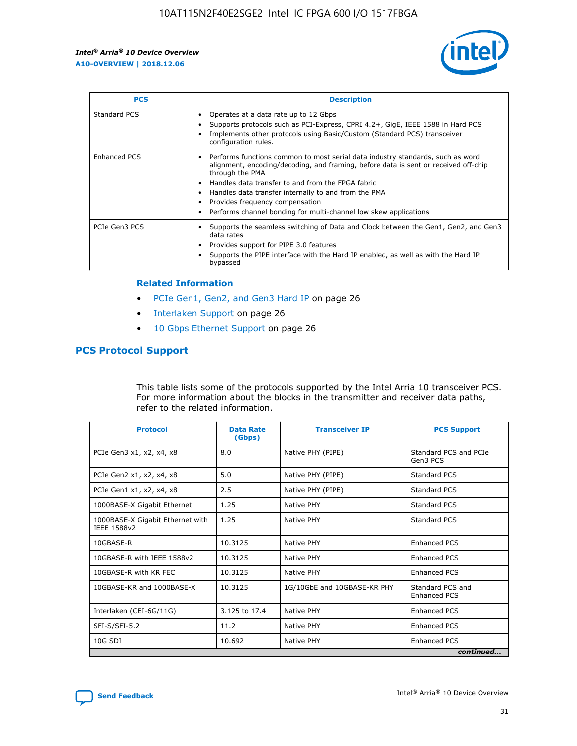| PCS | Description |
| --- | --- |
| Standard PCS | • Operates at a data rate up to 12 Gbps<br>• Supports protocols such as PCI-Express, CPRI 4.2+, GigE, IEEE 1588 in Hard PCS<br>• Implements other protocols using Basic/Custom (Standard PCS) transceiver configuration rules. |
| Enhanced PCS | • Performs functions common to most serial data industry standards, such as word alignment, encoding/decoding, and framing, before data is sent or received off-chip through the PMA<br>• Handles data transfer to and from the FPGA fabric<br>• Handles data transfer internally to and from the PMA<br>• Provides frequency compensation<br>• Performs channel bonding for multi-channel low skew applications |
| PCIe Gen3 PCS | • Supports the seamless switching of Data and Clock between the Gen1, Gen2, and Gen3 data rates<br>• Provides support for PIPE 3.0 features<br>• Supports the PIPE interface with the Hard IP enabled, as well as with the Hard IP bypassed |

### Related Information

- PCIe Gen1, Gen2, and Gen3 Hard IP on page 26
- Interlaken Support on page 26
- 10 Gbps Ethernet Support on page 26

## PCS Protocol Support

This table lists some of the protocols supported by the Intel Arria 10 transceiver PCS. For more information about the blocks in the transmitter and receiver data paths, refer to the related information.

| Protocol | Data Rate (Gbps) | Transceiver IP | PCS Support |
| --- | --- | --- | --- |
| PCIe Gen3 x1, x2, x4, x8 | 8.0 | Native PHY (PIPE) | Standard PCS and PCIe Gen3 PCS |
| PCIe Gen2 x1, x2, x4, x8 | 5.0 | Native PHY (PIPE) | Standard PCS |
| PCIe Gen1 x1, x2, x4, x8 | 2.5 | Native PHY (PIPE) | Standard PCS |
| 1000BASE-X Gigabit Ethernet | 1.25 | Native PHY | Standard PCS |
| 1000BASE-X Gigabit Ethernet with IEEE 1588v2 | 1.25 | Native PHY | Standard PCS |
| 10GBASE-R | 10.3125 | Native PHY | Enhanced PCS |
| 10GBASE-R with IEEE 1588v2 | 10.3125 | Native PHY | Enhanced PCS |
| 10GBASE-R with KR FEC | 10.3125 | Native PHY | Enhanced PCS |
| 10GBASE-KR and 1000BASE-X | 10.3125 | 1G/10GbE and 10GBASE-KR PHY | Standard PCS and Enhanced PCS |
| Interlaken (CEI-6G/11G) | 3.125 to 17.4 | Native PHY | Enhanced PCS |
| SFI-S/SFI-5.2 | 11.2 | Native PHY | Enhanced PCS |
| 10G SDI | 10.692 | Native PHY | Enhanced PCS |

*continued...*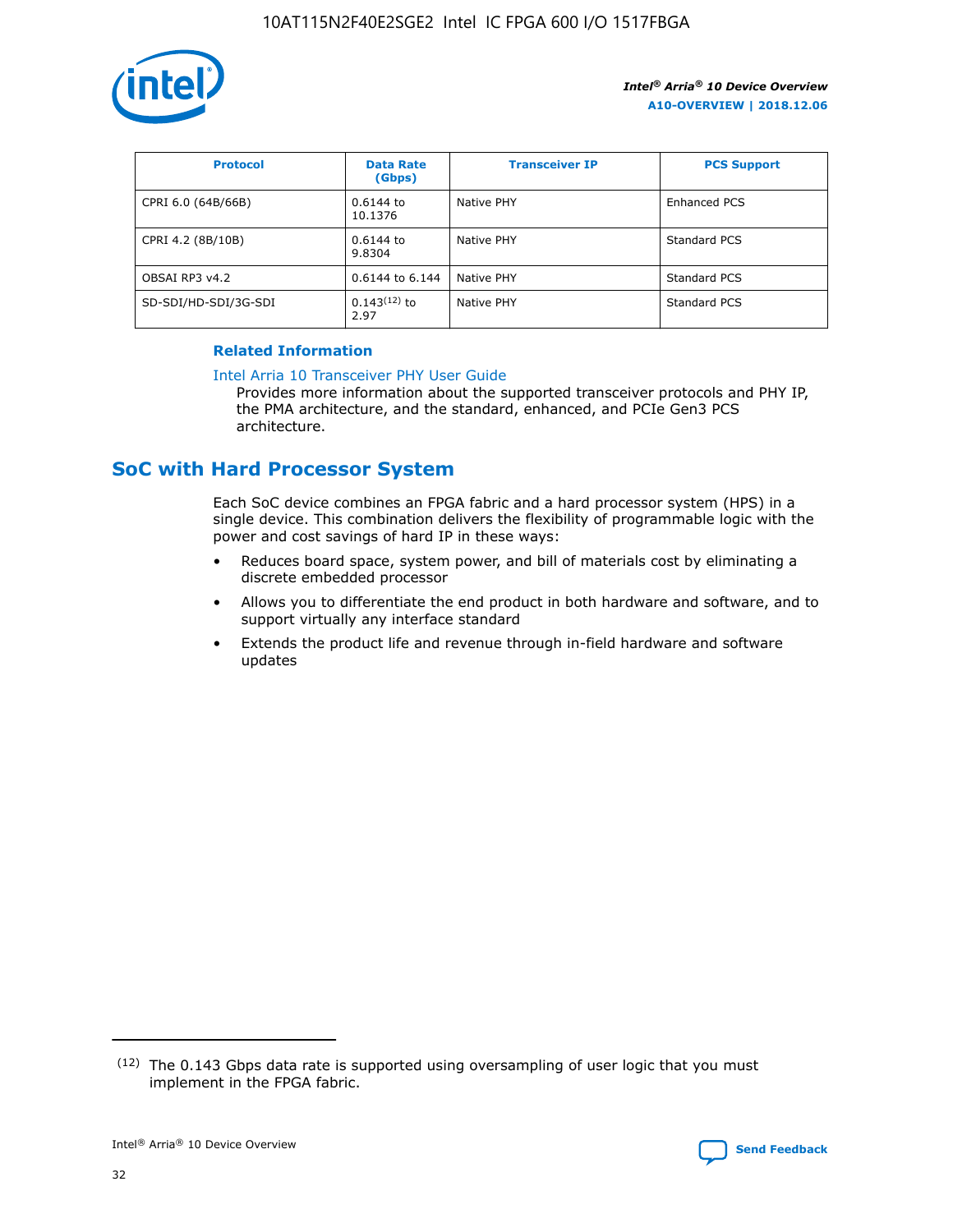| Protocol | Data Rate (Gbps) | Transceiver IP | PCS Support |
| --- | --- | --- | --- |
| CPRI 6.0 (64B/66B) | 0.6144 to 10.1376 | Native PHY | Enhanced PCS |
| CPRI 4.2 (8B/10B) | 0.6144 to 9.8304 | Native PHY | Standard PCS |
| OBSAI RP3 v4.2 | 0.6144 to 6.144 | Native PHY | Standard PCS |
| SD-SDI/HD-SDI/3G-SDI | 0.143[12] to 2.97 | Native PHY | Standard PCS |

**Related Information**

Intel Arria 10 Transceiver PHY User Guide

Provides more information about the supported transceiver protocols and PHY IP, the PMA architecture, and the standard, enhanced, and PCIe Gen3 PCS architecture.

## SoC with Hard Processor System

Each SoC device combines an FPGA fabric and a hard processor system (HPS) in a single device. This combination delivers the flexibility of programmable logic with the power and cost savings of hard IP in these ways:

- Reduces board space, system power, and bill of materials cost by eliminating a discrete embedded processor
- Allows you to differentiate the end product in both hardware and software, and to support virtually any interface standard
- Extends the product life and revenue through in-field hardware and software updates

(12) The 0.143 Gbps data rate is supported using oversampling of user logic that you must implement in the FPGA fabric.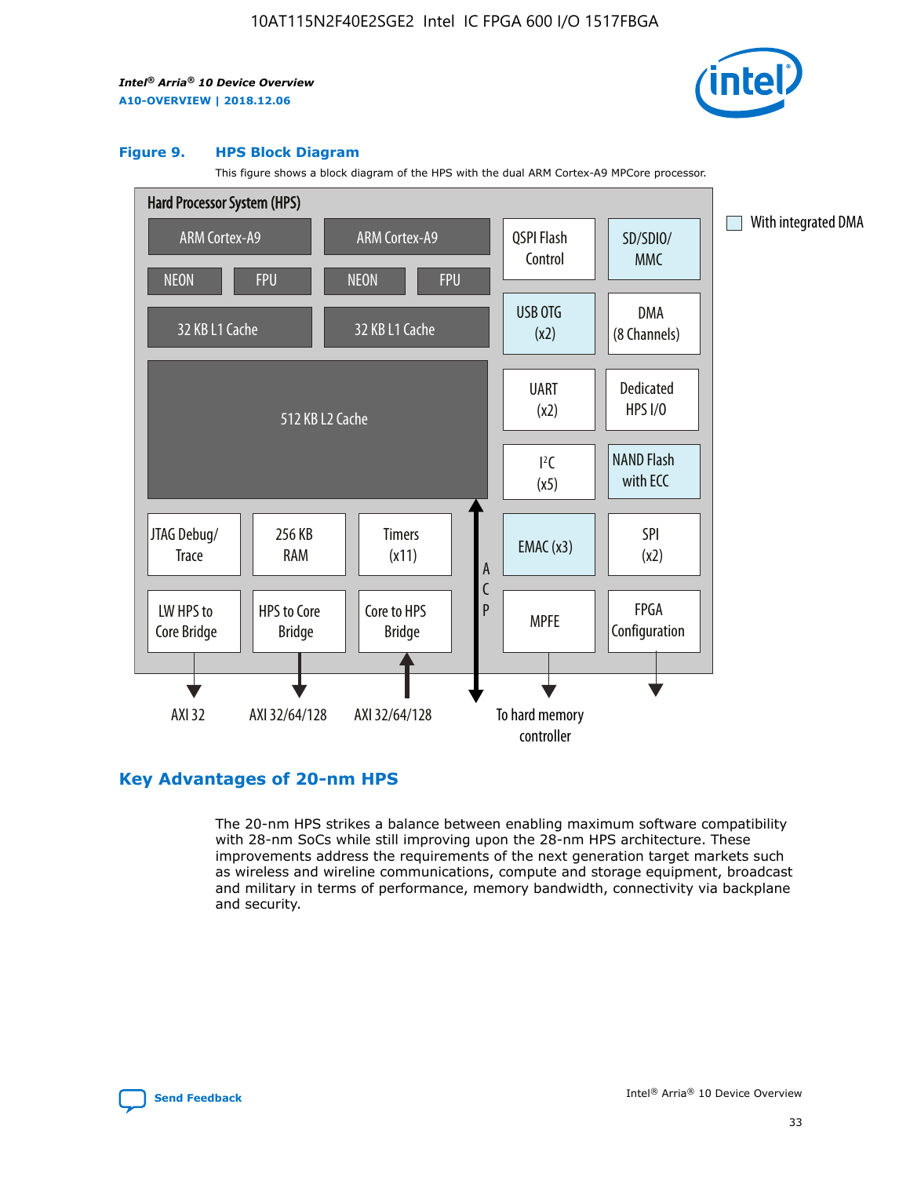**Figure 9. HPS Block Diagram**

This figure shows a block diagram of the HPS with the dual ARM Cortex-A9 MPCore processor.

Hard Processor System (HPS)

ARM Cortex-A9 | ARM Cortex-A9 | QSPI Flash Control | SD/SDIO/MMC

NEON | FPU | NEON | FPU

32 KB L1 Cache | 32 KB L1 Cache | USB OTG (x2) | DMA (8 Channels)

512 KB L2 Cache | UART (x2) | Dedicated HPS I/O | I²C (x5) | NAND Flash with ECC

JTAG Debug/Trace | 256 KB RAM | Timers (x11) | ACP | EMAC (x3) | SPI (x2)

LW HPS to Core Bridge | HPS to Core Bridge | Core to HPS Bridge | MPFE | FPGA Configuration

AXI 32 | AXI 32/64/128 | AXI 32/64/128 | To hard memory controller

With integrated DMA

## Key Advantages of 20-nm HPS

The 20-nm HPS strikes a balance between enabling maximum software compatibility with 28-nm SoCs while still improving upon the 28-nm HPS architecture. These improvements address the requirements of the next generation target markets such as wireless and wireline communications, compute and storage equipment, broadcast and military in terms of performance, memory bandwidth, connectivity via backplane and security.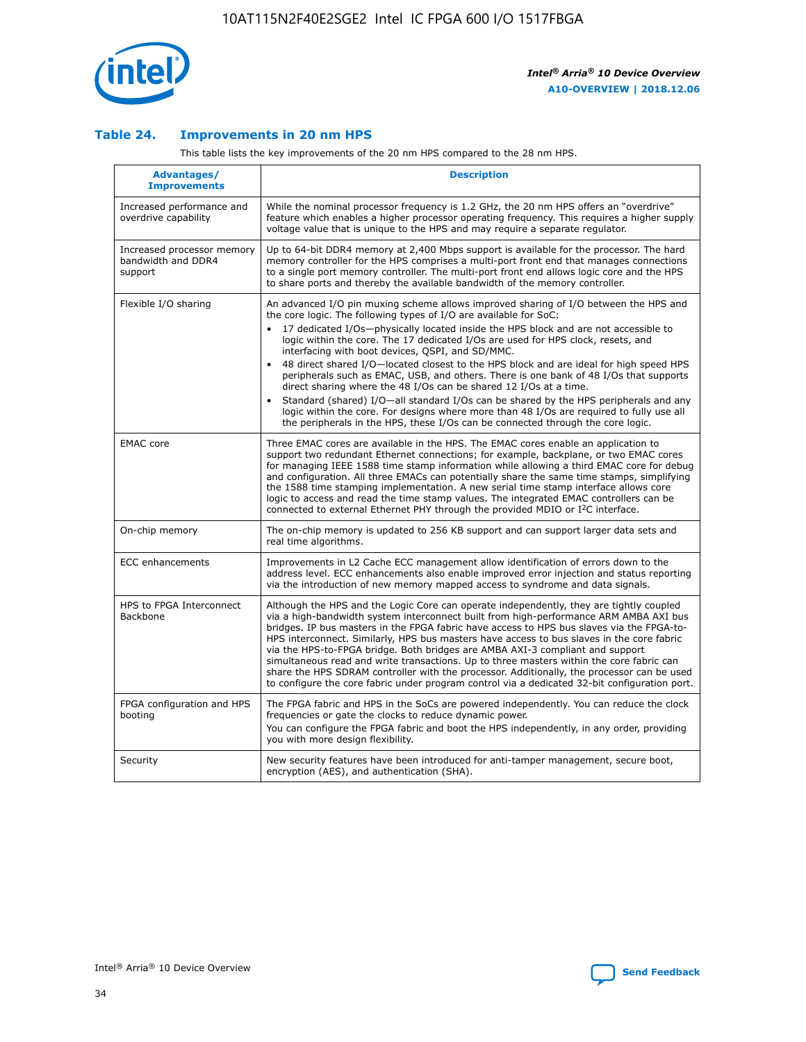### Table 24. Improvements in 20 nm HPS

This table lists the key improvements of the 20 nm HPS compared to the 28 nm HPS.

| Advantages/ Improvements | Description |
|---|---|
| Increased performance and overdrive capability | While the nominal processor frequency is 1.2 GHz, the 20 nm HPS offers an "overdrive" feature which enables a higher processor operating frequency. This requires a higher supply voltage value that is unique to the HPS and may require a separate regulator. |
| Increased processor memory bandwidth and DDR4 support | Up to 64-bit DDR4 memory at 2,400 Mbps support is available for the processor. The hard memory controller for the HPS comprises a multi-port front end that manages connections to a single port memory controller. The multi-port front end allows logic core and the HPS to share ports and thereby the available bandwidth of the memory controller. |
| Flexible I/O sharing | An advanced I/O pin muxing scheme allows improved sharing of I/O between the HPS and the core logic. The following types of I/O are available for SoC:<br>• 17 dedicated I/Os—physically located inside the HPS block and are not accessible to logic within the core. The 17 dedicated I/Os are used for HPS clock, resets, and interfacing with boot devices, QSPI, and SD/MMC.<br>• 48 direct shared I/O—located closest to the HPS block and are ideal for high speed HPS peripherals such as EMAC, USB, and others. There is one bank of 48 I/Os that supports direct sharing where the 48 I/Os can be shared 12 I/Os at a time.<br>• Standard (shared) I/O—all standard I/Os can be shared by the HPS peripherals and any logic within the core. For designs where more than 48 I/Os are required to fully use all the peripherals in the HPS, these I/Os can be connected through the core logic. |
| EMAC core | Three EMAC cores are available in the HPS. The EMAC cores enable an application to support two redundant Ethernet connections; for example, backplane, or two EMAC cores for managing IEEE 1588 time stamp information while allowing a third EMAC core for debug and configuration. All three EMACs can potentially share the same time stamps, simplifying the 1588 time stamping implementation. A new serial time stamp interface allows core logic to access and read the time stamp values. The integrated EMAC controllers can be connected to external Ethernet PHY through the provided MDIO or I²C interface. |
| On-chip memory | The on-chip memory is updated to 256 KB support and can support larger data sets and real time algorithms. |
| ECC enhancements | Improvements in L2 Cache ECC management allow identification of errors down to the address level. ECC enhancements also enable improved error injection and status reporting via the introduction of new memory mapped access to syndrome and data signals. |
| HPS to FPGA Interconnect Backbone | Although the HPS and the Logic Core can operate independently, they are tightly coupled via a high-bandwidth system interconnect built from high-performance ARM AMBA AXI bus bridges. IP bus masters in the FPGA fabric have access to HPS bus slaves via the FPGA-to-HPS interconnect. Similarly, HPS bus masters have access to bus slaves in the core fabric via the HPS-to-FPGA bridge. Both bridges are AMBA AXI-3 compliant and support simultaneous read and write transactions. Up to three masters within the core fabric can share the HPS SDRAM controller with the processor. Additionally, the processor can be used to configure the core fabric under program control via a dedicated 32-bit configuration port. |
| FPGA configuration and HPS booting | The FPGA fabric and HPS in the SoCs are powered independently. You can reduce the clock frequencies or gate the clocks to reduce dynamic power.<br>You can configure the FPGA fabric and boot the HPS independently, in any order, providing you with more design flexibility. |
| Security | New security features have been introduced for anti-tamper management, secure boot, encryption (AES), and authentication (SHA). |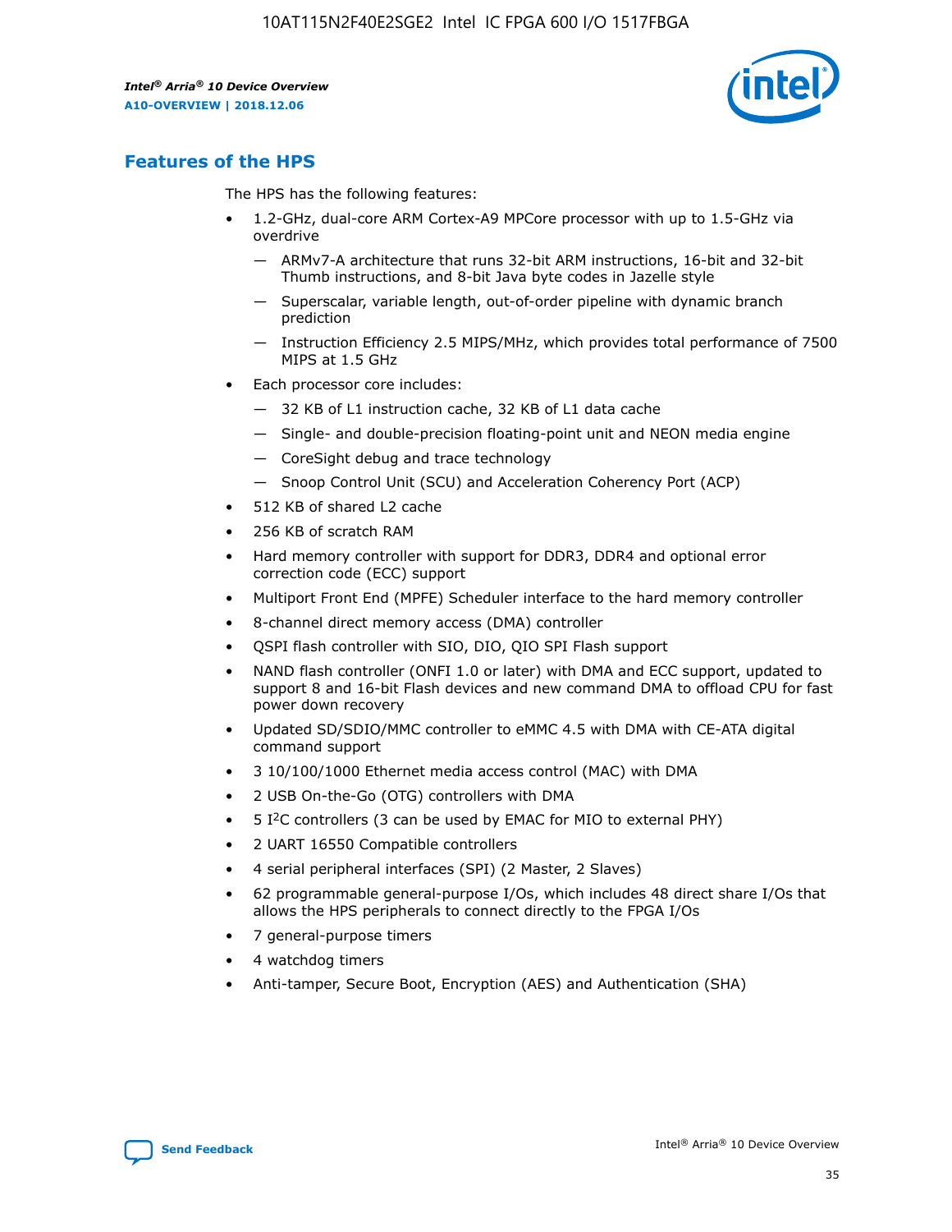## Features of the HPS

The HPS has the following features:

- 1.2-GHz, dual-core ARM Cortex-A9 MPCore processor with up to 1.5-GHz via overdrive
  - — ARMv7-A architecture that runs 32-bit ARM instructions, 16-bit and 32-bit Thumb instructions, and 8-bit Java byte codes in Jazelle style
  - — Superscalar, variable length, out-of-order pipeline with dynamic branch prediction
  - — Instruction Efficiency 2.5 MIPS/MHz, which provides total performance of 7500 MIPS at 1.5 GHz
- Each processor core includes:
  - — 32 KB of L1 instruction cache, 32 KB of L1 data cache
  - — Single- and double-precision floating-point unit and NEON media engine
  - — CoreSight debug and trace technology
  - — Snoop Control Unit (SCU) and Acceleration Coherency Port (ACP)
- 512 KB of shared L2 cache
- 256 KB of scratch RAM
- Hard memory controller with support for DDR3, DDR4 and optional error correction code (ECC) support
- Multiport Front End (MPFE) Scheduler interface to the hard memory controller
- 8-channel direct memory access (DMA) controller
- QSPI flash controller with SIO, DIO, QIO SPI Flash support
- NAND flash controller (ONFI 1.0 or later) with DMA and ECC support, updated to support 8 and 16-bit Flash devices and new command DMA to offload CPU for fast power down recovery
- Updated SD/SDIO/MMC controller to eMMC 4.5 with DMA with CE-ATA digital command support
- 3 10/100/1000 Ethernet media access control (MAC) with DMA
- 2 USB On-the-Go (OTG) controllers with DMA
- 5 I²C controllers (3 can be used by EMAC for MIO to external PHY)
- 2 UART 16550 Compatible controllers
- 4 serial peripheral interfaces (SPI) (2 Master, 2 Slaves)
- 62 programmable general-purpose I/Os, which includes 48 direct share I/Os that allows the HPS peripherals to connect directly to the FPGA I/Os
- 7 general-purpose timers
- 4 watchdog timers
- Anti-tamper, Secure Boot, Encryption (AES) and Authentication (SHA)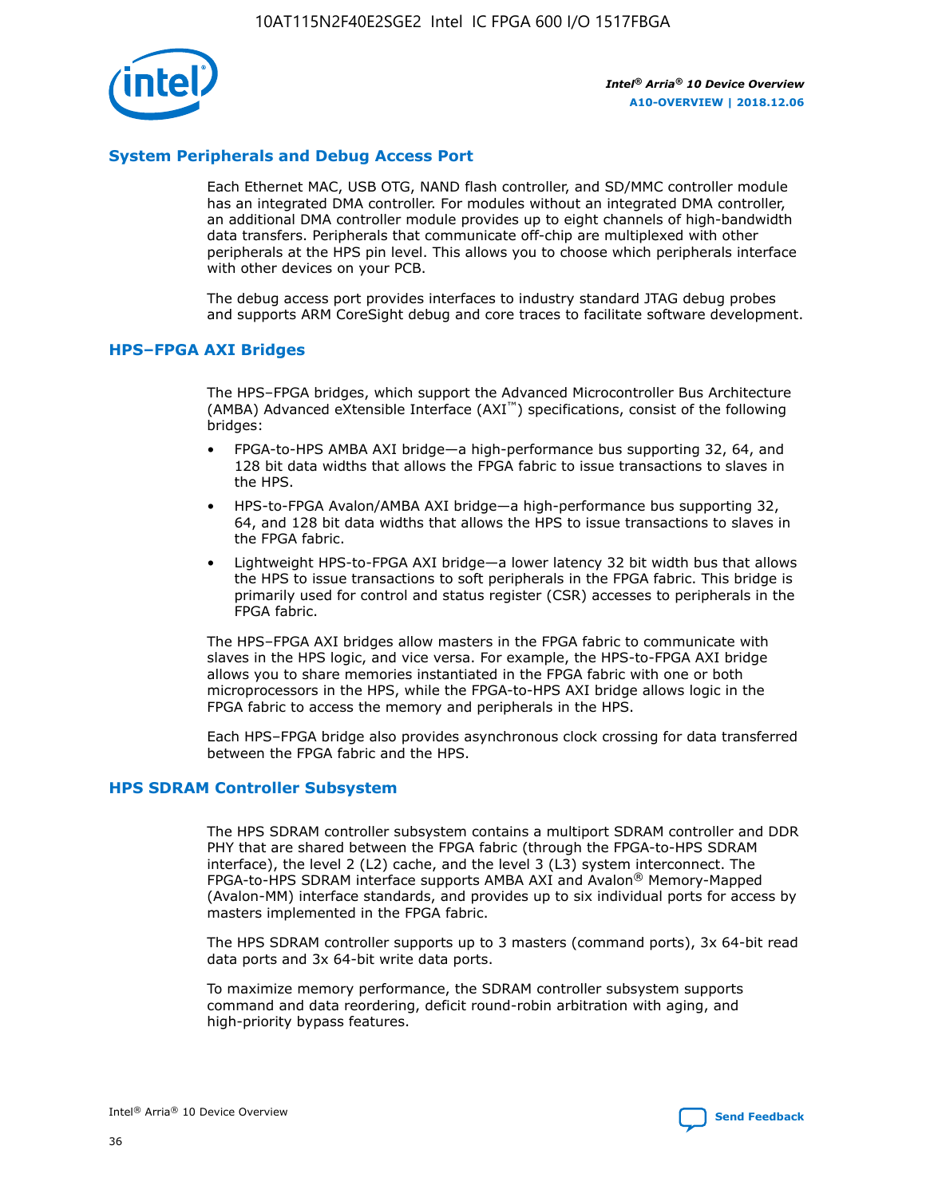## System Peripherals and Debug Access Port

Each Ethernet MAC, USB OTG, NAND flash controller, and SD/MMC controller module has an integrated DMA controller. For modules without an integrated DMA controller, an additional DMA controller module provides up to eight channels of high-bandwidth data transfers. Peripherals that communicate off-chip are multiplexed with other peripherals at the HPS pin level. This allows you to choose which peripherals interface with other devices on your PCB.

The debug access port provides interfaces to industry standard JTAG debug probes and supports ARM CoreSight debug and core traces to facilitate software development.

## HPS–FPGA AXI Bridges

The HPS–FPGA bridges, which support the Advanced Microcontroller Bus Architecture (AMBA) Advanced eXtensible Interface (AXI™) specifications, consist of the following bridges:

- FPGA-to-HPS AMBA AXI bridge—a high-performance bus supporting 32, 64, and 128 bit data widths that allows the FPGA fabric to issue transactions to slaves in the HPS.
- HPS-to-FPGA Avalon/AMBA AXI bridge—a high-performance bus supporting 32, 64, and 128 bit data widths that allows the HPS to issue transactions to slaves in the FPGA fabric.
- Lightweight HPS-to-FPGA AXI bridge—a lower latency 32 bit width bus that allows the HPS to issue transactions to soft peripherals in the FPGA fabric. This bridge is primarily used for control and status register (CSR) accesses to peripherals in the FPGA fabric.

The HPS–FPGA AXI bridges allow masters in the FPGA fabric to communicate with slaves in the HPS logic, and vice versa. For example, the HPS-to-FPGA AXI bridge allows you to share memories instantiated in the FPGA fabric with one or both microprocessors in the HPS, while the FPGA-to-HPS AXI bridge allows logic in the FPGA fabric to access the memory and peripherals in the HPS.

Each HPS–FPGA bridge also provides asynchronous clock crossing for data transferred between the FPGA fabric and the HPS.

## HPS SDRAM Controller Subsystem

The HPS SDRAM controller subsystem contains a multiport SDRAM controller and DDR PHY that are shared between the FPGA fabric (through the FPGA-to-HPS SDRAM interface), the level 2 (L2) cache, and the level 3 (L3) system interconnect. The FPGA-to-HPS SDRAM interface supports AMBA AXI and Avalon® Memory-Mapped (Avalon-MM) interface standards, and provides up to six individual ports for access by masters implemented in the FPGA fabric.

The HPS SDRAM controller supports up to 3 masters (command ports), 3x 64-bit read data ports and 3x 64-bit write data ports.

To maximize memory performance, the SDRAM controller subsystem supports command and data reordering, deficit round-robin arbitration with aging, and high-priority bypass features.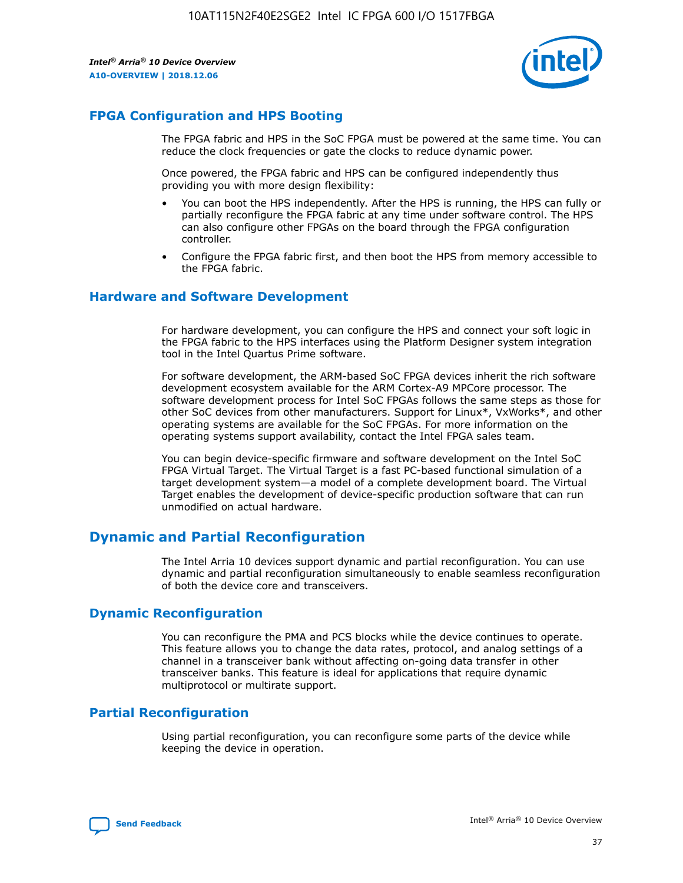## FPGA Configuration and HPS Booting

The FPGA fabric and HPS in the SoC FPGA must be powered at the same time. You can reduce the clock frequencies or gate the clocks to reduce dynamic power.

Once powered, the FPGA fabric and HPS can be configured independently thus providing you with more design flexibility:

- You can boot the HPS independently. After the HPS is running, the HPS can fully or partially reconfigure the FPGA fabric at any time under software control. The HPS can also configure other FPGAs on the board through the FPGA configuration controller.
- Configure the FPGA fabric first, and then boot the HPS from memory accessible to the FPGA fabric.

## Hardware and Software Development

For hardware development, you can configure the HPS and connect your soft logic in the FPGA fabric to the HPS interfaces using the Platform Designer system integration tool in the Intel Quartus Prime software.

For software development, the ARM-based SoC FPGA devices inherit the rich software development ecosystem available for the ARM Cortex-A9 MPCore processor. The software development process for Intel SoC FPGAs follows the same steps as those for other SoC devices from other manufacturers. Support for Linux*, VxWorks*, and other operating systems are available for the SoC FPGAs. For more information on the operating systems support availability, contact the Intel FPGA sales team.

You can begin device-specific firmware and software development on the Intel SoC FPGA Virtual Target. The Virtual Target is a fast PC-based functional simulation of a target development system—a model of a complete development board. The Virtual Target enables the development of device-specific production software that can run unmodified on actual hardware.

# Dynamic and Partial Reconfiguration

The Intel Arria 10 devices support dynamic and partial reconfiguration. You can use dynamic and partial reconfiguration simultaneously to enable seamless reconfiguration of both the device core and transceivers.

## Dynamic Reconfiguration

You can reconfigure the PMA and PCS blocks while the device continues to operate. This feature allows you to change the data rates, protocol, and analog settings of a channel in a transceiver bank without affecting on-going data transfer in other transceiver banks. This feature is ideal for applications that require dynamic multiprotocol or multirate support.

## Partial Reconfiguration

Using partial reconfiguration, you can reconfigure some parts of the device while keeping the device in operation.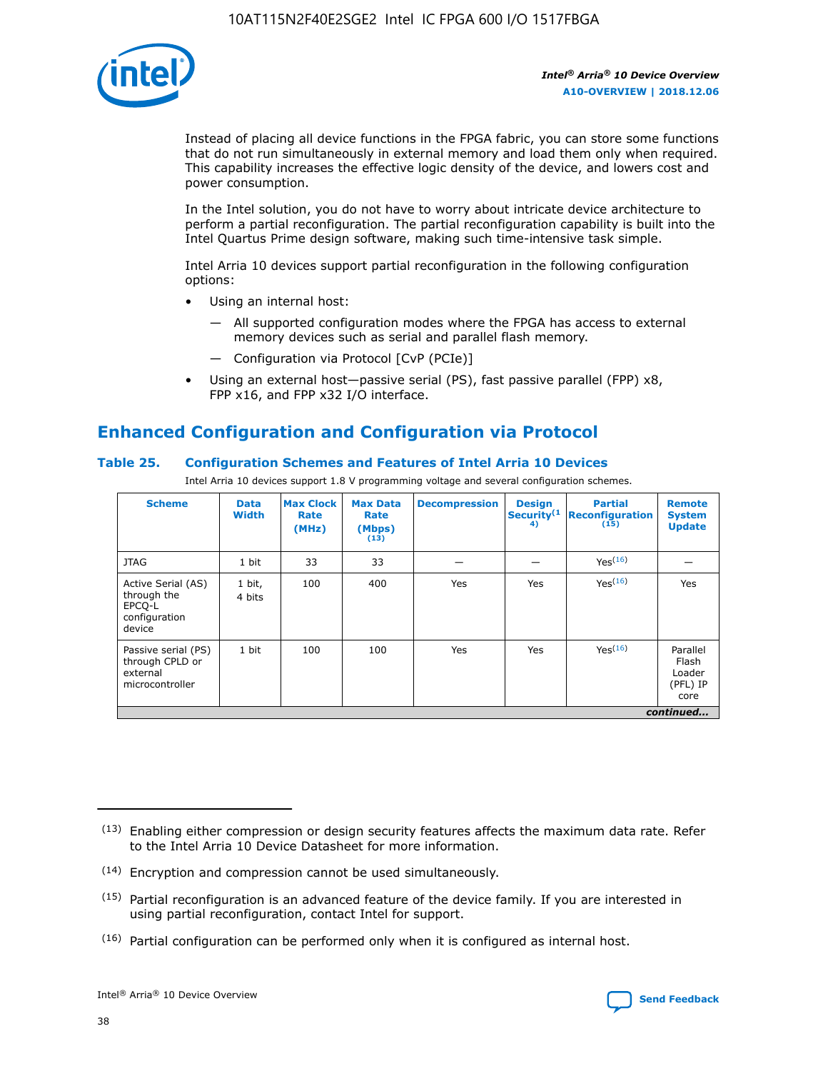Instead of placing all device functions in the FPGA fabric, you can store some functions that do not run simultaneously in external memory and load them only when required. This capability increases the effective logic density of the device, and lowers cost and power consumption.

In the Intel solution, you do not have to worry about intricate device architecture to perform a partial reconfiguration. The partial reconfiguration capability is built into the Intel Quartus Prime design software, making such time-intensive task simple.

Intel Arria 10 devices support partial reconfiguration in the following configuration options:

- Using an internal host:
  - All supported configuration modes where the FPGA has access to external memory devices such as serial and parallel flash memory.
  - Configuration via Protocol [CvP (PCIe)]
- Using an external host—passive serial (PS), fast passive parallel (FPP) x8, FPP x16, and FPP x32 I/O interface.

## Enhanced Configuration and Configuration via Protocol

### Table 25. Configuration Schemes and Features of Intel Arria 10 Devices

Intel Arria 10 devices support 1.8 V programming voltage and several configuration schemes.

| Scheme | Data Width | Max Clock Rate (MHz) | Max Data Rate (Mbps) (13) | Decompression | Design Security(14) | Partial Reconfiguration (15) | Remote System Update |
|---|---|---|---|---|---|---|---|
| JTAG | 1 bit | 33 | 33 | — | — | Yes(16) | — |
| Active Serial (AS) through the EPCQ-L configuration device | 1 bit, 4 bits | 100 | 400 | Yes | Yes | Yes(16) | Yes |
| Passive serial (PS) through CPLD or external microcontroller | 1 bit | 100 | 100 | Yes | Yes | Yes(16) | Parallel Flash Loader (PFL) IP core |

*continued...*

(13) Enabling either compression or design security features affects the maximum data rate. Refer to the Intel Arria 10 Device Datasheet for more information.

(14) Encryption and compression cannot be used simultaneously.

(15) Partial reconfiguration is an advanced feature of the device family. If you are interested in using partial reconfiguration, contact Intel for support.

(16) Partial configuration can be performed only when it is configured as internal host.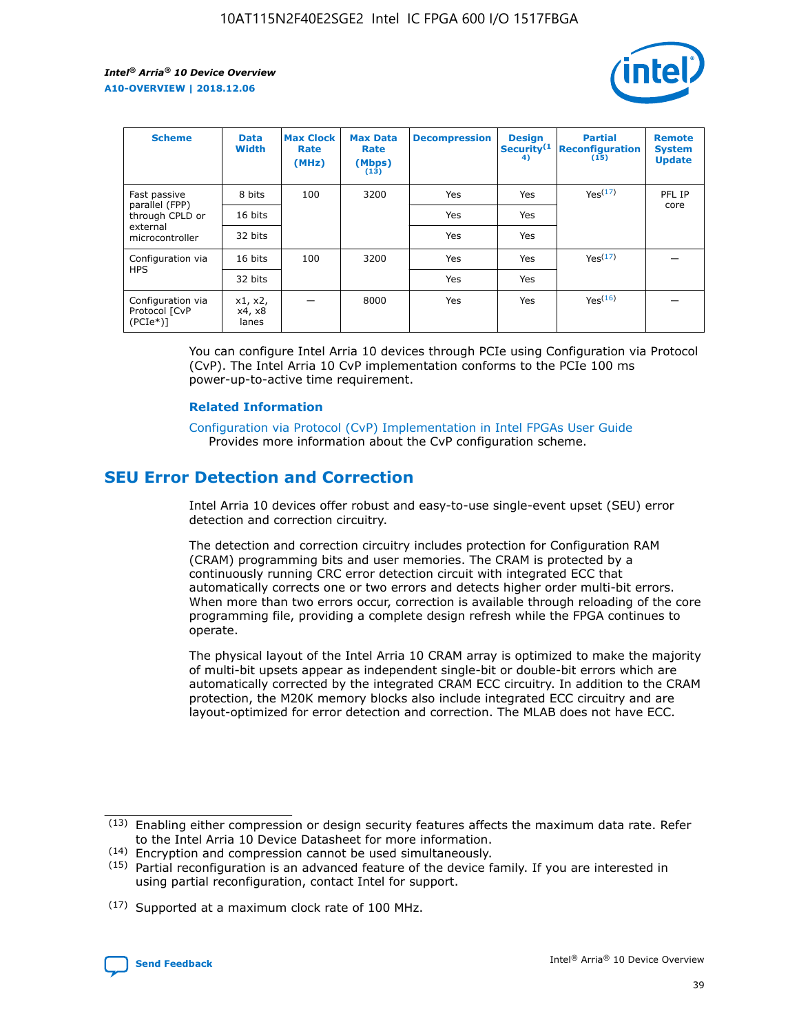| Scheme | Data Width | Max Clock Rate (MHz) | Max Data Rate (Mbps) (13) | Decompression | Design Security(14) | Partial Reconfiguration (15) | Remote System Update |
|---|---|---|---|---|---|---|---|
| Fast passive parallel (FPP) through CPLD or external microcontroller | 8 bits | 100 | 3200 | Yes | Yes | Yes(17) | PFL IP core |
| | 16 bits | | | Yes | Yes | | |
| | 32 bits | | | Yes | Yes | | |
| Configuration via HPS | 16 bits | 100 | 3200 | Yes | Yes | Yes(17) | — |
| | 32 bits | | | Yes | Yes | | |
| Configuration via Protocol [CvP (PCIe*)] | x1, x2, x4, x8 lanes | — | 8000 | Yes | Yes | Yes(16) | — |

You can configure Intel Arria 10 devices through PCIe using Configuration via Protocol (CvP). The Intel Arria 10 CvP implementation conforms to the PCIe 100 ms power-up-to-active time requirement.

### Related Information

Configuration via Protocol (CvP) Implementation in Intel FPGAs User Guide
Provides more information about the CvP configuration scheme.

## SEU Error Detection and Correction

Intel Arria 10 devices offer robust and easy-to-use single-event upset (SEU) error detection and correction circuitry.

The detection and correction circuitry includes protection for Configuration RAM (CRAM) programming bits and user memories. The CRAM is protected by a continuously running CRC error detection circuit with integrated ECC that automatically corrects one or two errors and detects higher order multi-bit errors. When more than two errors occur, correction is available through reloading of the core programming file, providing a complete design refresh while the FPGA continues to operate.

The physical layout of the Intel Arria 10 CRAM array is optimized to make the majority of multi-bit upsets appear as independent single-bit or double-bit errors which are automatically corrected by the integrated CRAM ECC circuitry. In addition to the CRAM protection, the M20K memory blocks also include integrated ECC circuitry and are layout-optimized for error detection and correction. The MLAB does not have ECC.

(13) Enabling either compression or design security features affects the maximum data rate. Refer to the Intel Arria 10 Device Datasheet for more information.

(14) Encryption and compression cannot be used simultaneously.

(15) Partial reconfiguration is an advanced feature of the device family. If you are interested in using partial reconfiguration, contact Intel for support.

(17) Supported at a maximum clock rate of 100 MHz.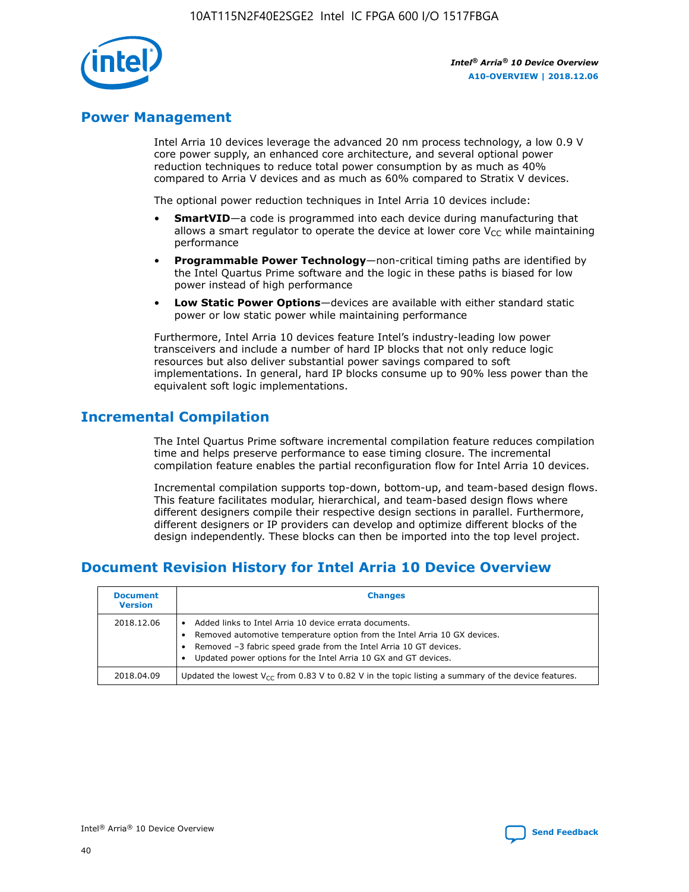## Power Management

Intel Arria 10 devices leverage the advanced 20 nm process technology, a low 0.9 V core power supply, an enhanced core architecture, and several optional power reduction techniques to reduce total power consumption by as much as 40% compared to Arria V devices and as much as 60% compared to Stratix V devices.

The optional power reduction techniques in Intel Arria 10 devices include:

- **SmartVID**—a code is programmed into each device during manufacturing that allows a smart regulator to operate the device at lower core $V_{CC}$ while maintaining performance
- **Programmable Power Technology**—non-critical timing paths are identified by the Intel Quartus Prime software and the logic in these paths is biased for low power instead of high performance
- **Low Static Power Options**—devices are available with either standard static power or low static power while maintaining performance

Furthermore, Intel Arria 10 devices feature Intel's industry-leading low power transceivers and include a number of hard IP blocks that not only reduce logic resources but also deliver substantial power savings compared to soft implementations. In general, hard IP blocks consume up to 90% less power than the equivalent soft logic implementations.

## Incremental Compilation

The Intel Quartus Prime software incremental compilation feature reduces compilation time and helps preserve performance to ease timing closure. The incremental compilation feature enables the partial reconfiguration flow for Intel Arria 10 devices.

Incremental compilation supports top-down, bottom-up, and team-based design flows. This feature facilitates modular, hierarchical, and team-based design flows where different designers compile their respective design sections in parallel. Furthermore, different designers or IP providers can develop and optimize different blocks of the design independently. These blocks can then be imported into the top level project.

## Document Revision History for Intel Arria 10 Device Overview

| Document Version | Changes |
|---|---|
| 2018.12.06 | • Added links to Intel Arria 10 device errata documents.<br>• Removed automotive temperature option from the Intel Arria 10 GX devices.<br>• Removed –3 fabric speed grade from the Intel Arria 10 GT devices.<br>• Updated power options for the Intel Arria 10 GX and GT devices. |
| 2018.04.09 | Updated the lowest $V_{CC}$ from 0.83 V to 0.82 V in the topic listing a summary of the device features. |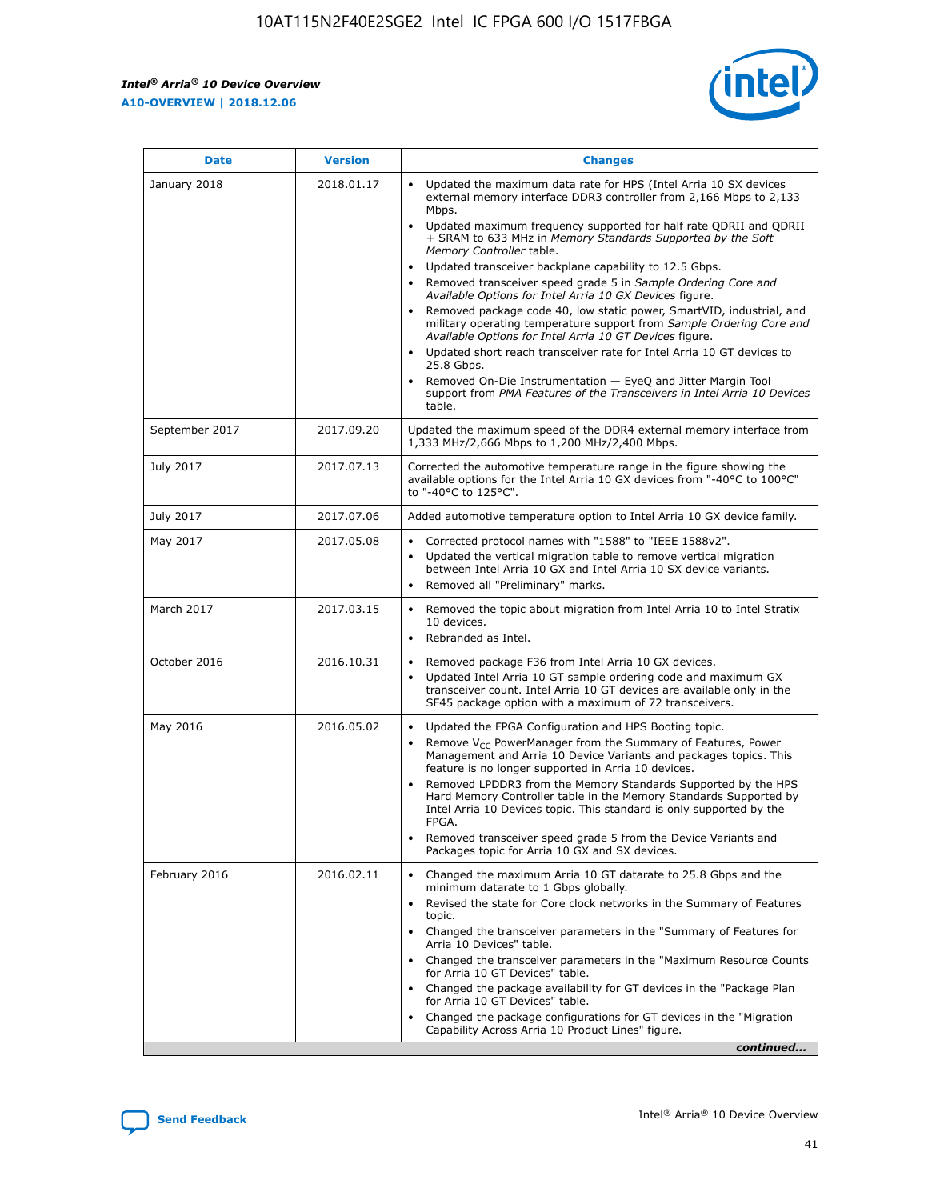| Date | Version | Changes |
| --- | --- | --- |
| January 2018 | 2018.01.17 | • Updated the maximum data rate for HPS (Intel Arria 10 SX devices external memory interface DDR3 controller from 2,166 Mbps to 2,133 Mbps.<br>• Updated maximum frequency supported for half rate QDRII and QDRII + SRAM to 633 MHz in *Memory Standards Supported by the Soft Memory Controller* table.<br>• Updated transceiver backplane capability to 12.5 Gbps.<br>• Removed transceiver speed grade 5 in *Sample Ordering Core and Available Options for Intel Arria 10 GX Devices* figure.<br>• Removed package code 40, low static power, SmartVID, industrial, and military operating temperature support from *Sample Ordering Core and Available Options for Intel Arria 10 GT Devices* figure.<br>• Updated short reach transceiver rate for Intel Arria 10 GT devices to 25.8 Gbps.<br>• Removed On-Die Instrumentation — EyeQ and Jitter Margin Tool support from *PMA Features of the Transceivers in Intel Arria 10 Devices* table. |
| September 2017 | 2017.09.20 | Updated the maximum speed of the DDR4 external memory interface from 1,333 MHz/2,666 Mbps to 1,200 MHz/2,400 Mbps. |
| July 2017 | 2017.07.13 | Corrected the automotive temperature range in the figure showing the available options for the Intel Arria 10 GX devices from "-40°C to 100°C" to "-40°C to 125°C". |
| July 2017 | 2017.07.06 | Added automotive temperature option to Intel Arria 10 GX device family. |
| May 2017 | 2017.05.08 | • Corrected protocol names with "1588" to "IEEE 1588v2".<br>• Updated the vertical migration table to remove vertical migration between Intel Arria 10 GX and Intel Arria 10 SX device variants.<br>• Removed all "Preliminary" marks. |
| March 2017 | 2017.03.15 | • Removed the topic about migration from Intel Arria 10 to Intel Stratix 10 devices.<br>• Rebranded as Intel. |
| October 2016 | 2016.10.31 | • Removed package F36 from Intel Arria 10 GX devices.<br>• Updated Intel Arria 10 GT sample ordering code and maximum GX transceiver count. Intel Arria 10 GT devices are available only in the SF45 package option with a maximum of 72 transceivers. |
| May 2016 | 2016.05.02 | • Updated the FPGA Configuration and HPS Booting topic.<br>• Remove $V_{CC}$ PowerManager from the Summary of Features, Power Management and Arria 10 Device Variants and packages topics. This feature is no longer supported in Arria 10 devices.<br>• Removed LPDDR3 from the Memory Standards Supported by the HPS Hard Memory Controller table in the Memory Standards Supported by Intel Arria 10 Devices topic. This standard is only supported by the FPGA.<br>• Removed transceiver speed grade 5 from the Device Variants and Packages topic for Arria 10 GX and SX devices. |
| February 2016 | 2016.02.11 | • Changed the maximum Arria 10 GT datarate to 25.8 Gbps and the minimum datarate to 1 Gbps globally.<br>• Revised the state for Core clock networks in the Summary of Features topic.<br>• Changed the transceiver parameters in the "Summary of Features for Arria 10 Devices" table.<br>• Changed the transceiver parameters in the "Maximum Resource Counts for Arria 10 GT Devices" table.<br>• Changed the package availability for GT devices in the "Package Plan for Arria 10 GT Devices" table.<br>• Changed the package configurations for GT devices in the "Migration Capability Across Arria 10 Product Lines" figure. |

*continued...*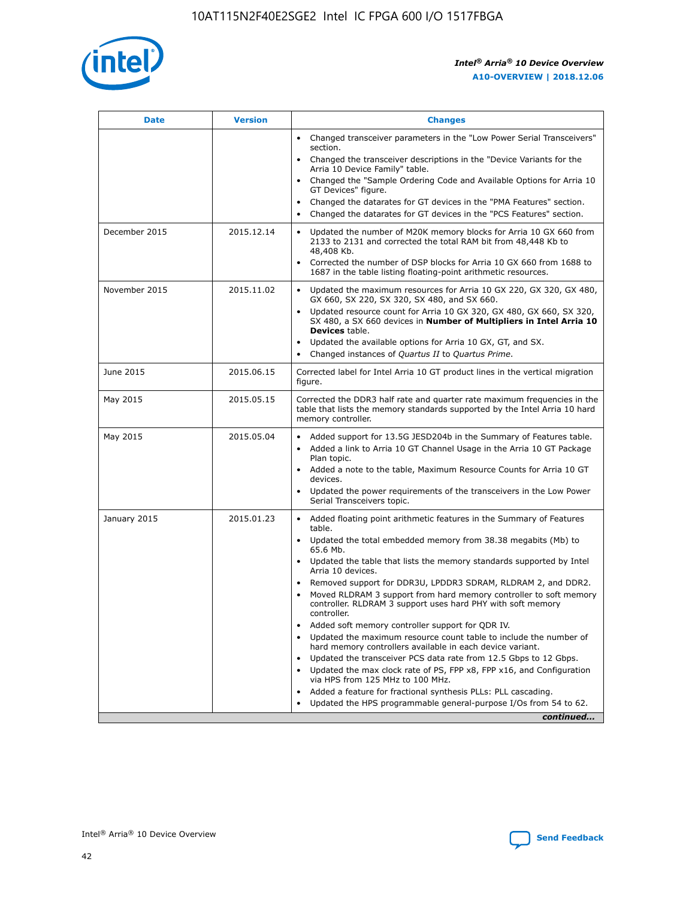| Date | Version | Changes |
| --- | --- | --- |
| | | • Changed transceiver parameters in the "Low Power Serial Transceivers" section.<br>• Changed the transceiver descriptions in the "Device Variants for the Arria 10 Device Family" table.<br>• Changed the "Sample Ordering Code and Available Options for Arria 10 GT Devices" figure.<br>• Changed the datarates for GT devices in the "PMA Features" section.<br>• Changed the datarates for GT devices in the "PCS Features" section. |
| December 2015 | 2015.12.14 | • Updated the number of M20K memory blocks for Arria 10 GX 660 from 2133 to 2131 and corrected the total RAM bit from 48,448 Kb to 48,408 Kb.<br>• Corrected the number of DSP blocks for Arria 10 GX 660 from 1688 to 1687 in the table listing floating-point arithmetic resources. |
| November 2015 | 2015.11.02 | • Updated the maximum resources for Arria 10 GX 220, GX 320, GX 480, GX 660, SX 220, SX 320, SX 480, and SX 660.<br>• Updated resource count for Arria 10 GX 320, GX 480, GX 660, SX 320, SX 480, a SX 660 devices in **Number of Multipliers in Intel Arria 10 Devices** table.<br>• Updated the available options for Arria 10 GX, GT, and SX.<br>• Changed instances of *Quartus II* to *Quartus Prime*. |
| June 2015 | 2015.06.15 | Corrected label for Intel Arria 10 GT product lines in the vertical migration figure. |
| May 2015 | 2015.05.15 | Corrected the DDR3 half rate and quarter rate maximum frequencies in the table that lists the memory standards supported by the Intel Arria 10 hard memory controller. |
| May 2015 | 2015.05.04 | • Added support for 13.5G JESD204b in the Summary of Features table.<br>• Added a link to Arria 10 GT Channel Usage in the Arria 10 GT Package Plan topic.<br>• Added a note to the table, Maximum Resource Counts for Arria 10 GT devices.<br>• Updated the power requirements of the transceivers in the Low Power Serial Transceivers topic. |
| January 2015 | 2015.01.23 | • Added floating point arithmetic features in the Summary of Features table.<br>• Updated the total embedded memory from 38.38 megabits (Mb) to 65.6 Mb.<br>• Updated the table that lists the memory standards supported by Intel Arria 10 devices.<br>• Removed support for DDR3U, LPDDR3 SDRAM, RLDRAM 2, and DDR2.<br>• Moved RLDRAM 3 support from hard memory controller to soft memory controller. RLDRAM 3 support uses hard PHY with soft memory controller.<br>• Added soft memory controller support for QDR IV.<br>• Updated the maximum resource count table to include the number of hard memory controllers available in each device variant.<br>• Updated the transceiver PCS data rate from 12.5 Gbps to 12 Gbps.<br>• Updated the max clock rate of PS, FPP x8, FPP x16, and Configuration via HPS from 125 MHz to 100 MHz.<br>• Added a feature for fractional synthesis PLLs: PLL cascading.<br>• Updated the HPS programmable general-purpose I/Os from 54 to 62. |

*continued...*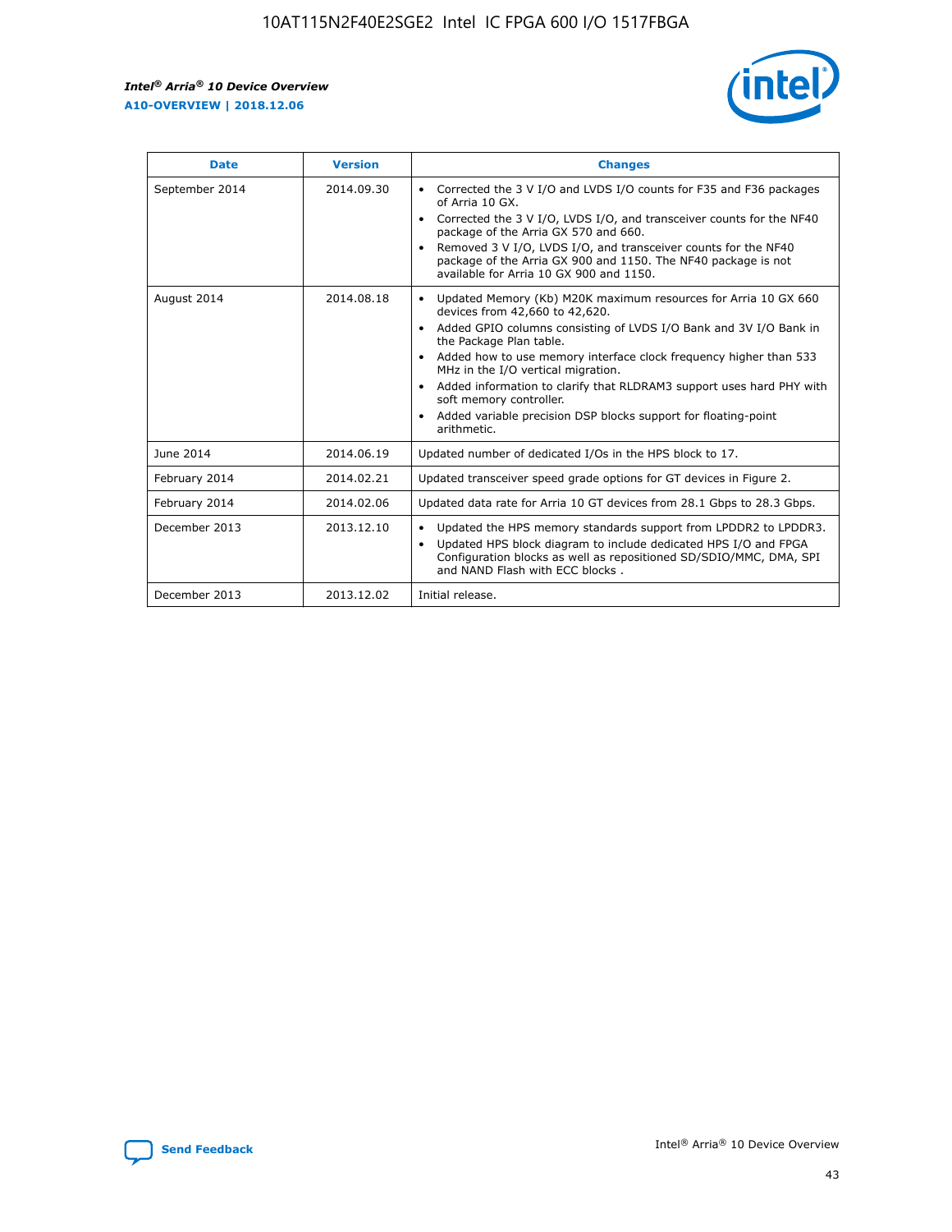| Date | Version | Changes |
| --- | --- | --- |
| September 2014 | 2014.09.30 | • Corrected the 3 V I/O and LVDS I/O counts for F35 and F36 packages of Arria 10 GX.<br>• Corrected the 3 V I/O, LVDS I/O, and transceiver counts for the NF40 package of the Arria GX 570 and 660.<br>• Removed 3 V I/O, LVDS I/O, and transceiver counts for the NF40 package of the Arria GX 900 and 1150. The NF40 package is not available for Arria 10 GX 900 and 1150. |
| August 2014 | 2014.08.18 | • Updated Memory (Kb) M20K maximum resources for Arria 10 GX 660 devices from 42,660 to 42,620.<br>• Added GPIO columns consisting of LVDS I/O Bank and 3V I/O Bank in the Package Plan table.<br>• Added how to use memory interface clock frequency higher than 533 MHz in the I/O vertical migration.<br>• Added information to clarify that RLDRAM3 support uses hard PHY with soft memory controller.<br>• Added variable precision DSP blocks support for floating-point arithmetic. |
| June 2014 | 2014.06.19 | Updated number of dedicated I/Os in the HPS block to 17. |
| February 2014 | 2014.02.21 | Updated transceiver speed grade options for GT devices in Figure 2. |
| February 2014 | 2014.02.06 | Updated data rate for Arria 10 GT devices from 28.1 Gbps to 28.3 Gbps. |
| December 2013 | 2013.12.10 | • Updated the HPS memory standards support from LPDDR2 to LPDDR3.<br>• Updated HPS block diagram to include dedicated HPS I/O and FPGA Configuration blocks as well as repositioned SD/SDIO/MMC, DMA, SPI and NAND Flash with ECC blocks . |
| December 2013 | 2013.12.02 | Initial release. |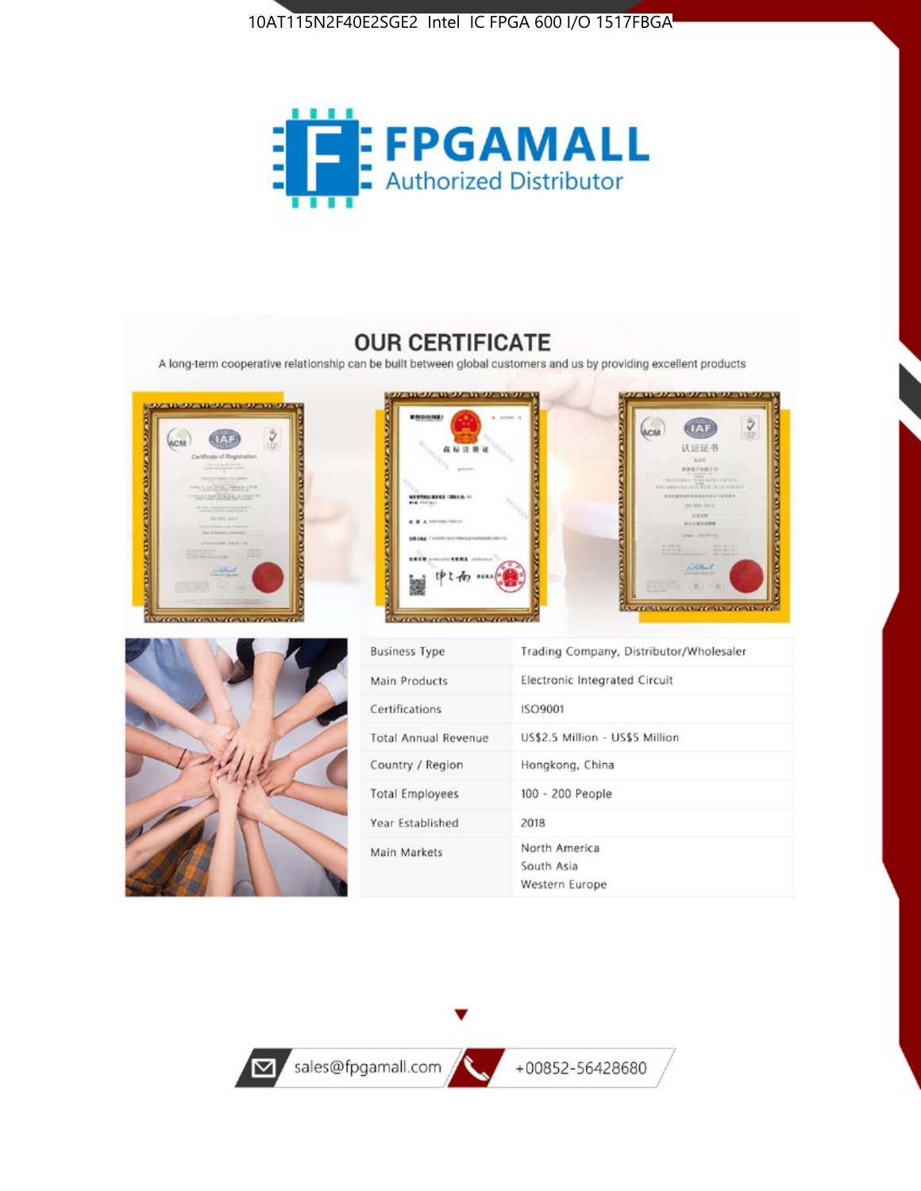10AT115N2F40E2SGE2 Intel IC FPGA 600 I/O 1517FBGA

FPGAMALL
Authorized Distributor

# OUR CERTIFICATE

A long-term cooperative relationship can be built between global customers and us by providing excellent products

| | |
|---|---|
| Business Type | Trading Company, Distributor/Wholesaler |
| Main Products | Electronic Integrated Circuit |
| Certifications | ISO9001 |
| Total Annual Revenue | US$2.5 Million - US$5 Million |
| Country / Region | Hongkong, China |
| Total Employees | 100 - 200 People |
| Year Established | 2018 |
| Main Markets | North America<br>South Asia<br>Western Europe |

sales@fpgamall.com

+00852-56428680